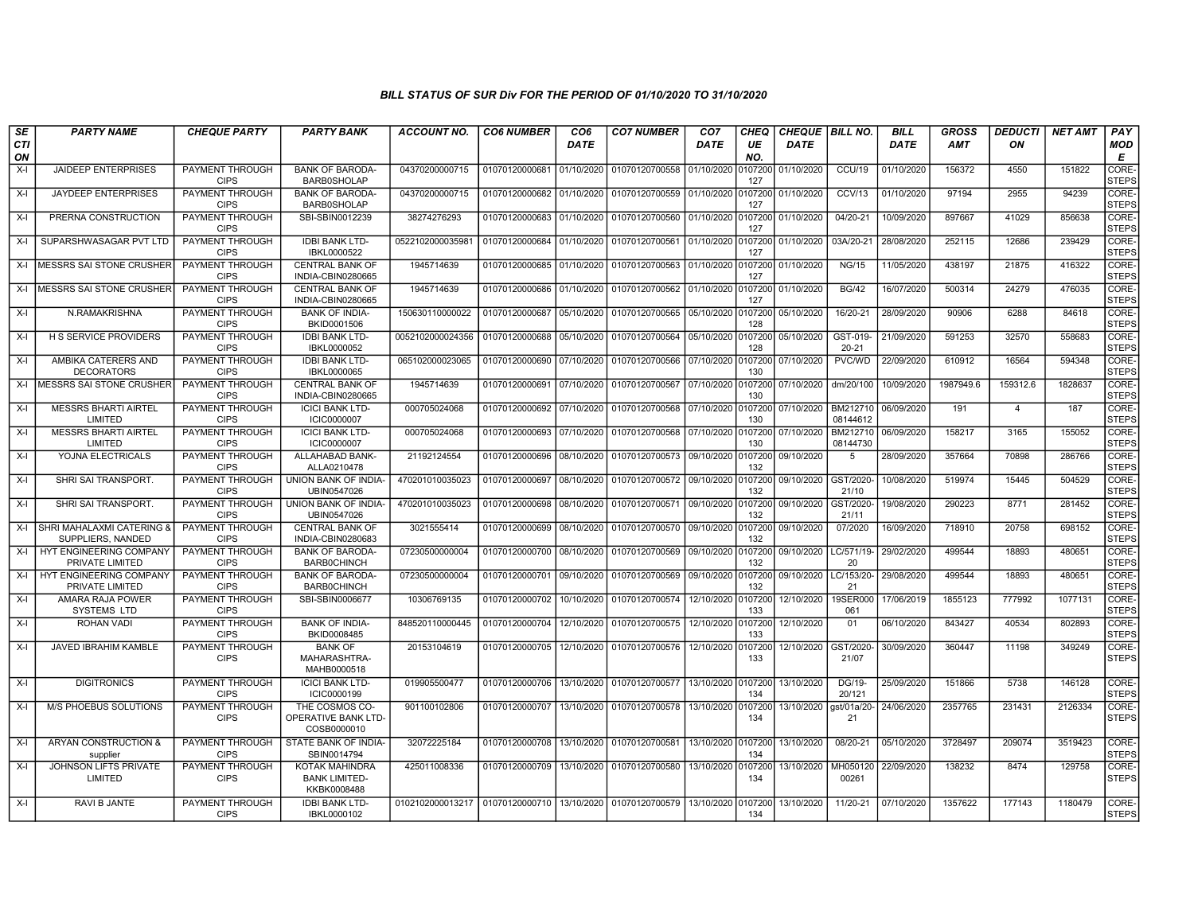*BILL STATUS OF SUR Div FOR THE PERIOD OF 01/10/2020 TO 31/10/2020*

| SECTION | PARTY NAME | CHEQUE PARTY | PARTY BANK | ACCOUNT NO. | CO6 NUMBER | CO6 DATE | CO7 NUMBER | CO7 DATE | CHEQUE NO. | CHEQUE DATE | BILL NO. | BILL DATE | GROSS AMT | DEDUCTION | NET AMT | PAY MODE |
|---|---|---|---|---|---|---|---|---|---|---|---|---|---|---|---|---|
| X-I | JAIDEEP ENTERPRISES | PAYMENT THROUGH CIPS | BANK OF BARODA-BARB0SHOLAP | 04370200000715 | 01070120000681 | 01/10/2020 | 01070120700558 | 01/10/2020 | 0107200127 | 01/10/2020 | CCU/19 | 01/10/2020 | 156372 | 4550 | 151822 | CORE-STEPS |
| X-I | JAYDEEP ENTERPRISES | PAYMENT THROUGH CIPS | BANK OF BARODA-BARB0SHOLAP | 04370200000715 | 01070120000682 | 01/10/2020 | 01070120700559 | 01/10/2020 | 0107200127 | 01/10/2020 | CCV/13 | 01/10/2020 | 97194 | 2955 | 94239 | CORE-STEPS |
| X-I | PRERNA CONSTRUCTION | PAYMENT THROUGH CIPS | SBI-SBIN0012239 | 38274276293 | 01070120000683 | 01/10/2020 | 01070120700560 | 01/10/2020 | 0107200127 | 01/10/2020 | 04/20-21 | 10/09/2020 | 897667 | 41029 | 856638 | CORE-STEPS |
| X-I | SUPARSHWASAGAR PVT LTD | PAYMENT THROUGH CIPS | IDBI BANK LTD-IBKL0000522 | 0522102000035981 | 01070120000684 | 01/10/2020 | 01070120700561 | 01/10/2020 | 0107200127 | 01/10/2020 | 03A/20-21 | 28/08/2020 | 252115 | 12686 | 239429 | CORE-STEPS |
| X-I | MESSRS SAI STONE CRUSHER | PAYMENT THROUGH CIPS | CENTRAL BANK OF INDIA-CBIN0280665 | 1945714639 | 01070120000685 | 01/10/2020 | 01070120700563 | 01/10/2020 | 0107200127 | 01/10/2020 | NG/15 | 11/05/2020 | 438197 | 21875 | 416322 | CORE-STEPS |
| X-I | MESSRS SAI STONE CRUSHER | PAYMENT THROUGH CIPS | CENTRAL BANK OF INDIA-CBIN0280665 | 1945714639 | 01070120000686 | 01/10/2020 | 01070120700562 | 01/10/2020 | 0107200127 | 01/10/2020 | BG/42 | 16/07/2020 | 500314 | 24279 | 476035 | CORE-STEPS |
| X-I | N.RAMAKRISHNA | PAYMENT THROUGH CIPS | BANK OF INDIA-BKID0001506 | 150630110000022 | 01070120000687 | 05/10/2020 | 01070120700565 | 05/10/2020 | 0107200128 | 05/10/2020 | 16/20-21 | 28/09/2020 | 90906 | 6288 | 84618 | CORE-STEPS |
| X-I | H S SERVICE PROVIDERS | PAYMENT THROUGH CIPS | IDBI BANK LTD-IBKL0000052 | 0052102000024356 | 01070120000688 | 05/10/2020 | 01070120700564 | 05/10/2020 | 0107200128 | 05/10/2020 | GST-019-20-21 | 21/09/2020 | 591253 | 32570 | 558683 | CORE-STEPS |
| X-I | AMBIKA CATERERS AND DECORATORS | PAYMENT THROUGH CIPS | IDBI BANK LTD-IBKL0000065 | 065102000023065 | 01070120000690 | 07/10/2020 | 01070120700566 | 07/10/2020 | 0107200130 | 07/10/2020 | PVC/WD | 22/09/2020 | 610912 | 16564 | 594348 | CORE-STEPS |
| X-I | MESSRS SAI STONE CRUSHER | PAYMENT THROUGH CIPS | CENTRAL BANK OF INDIA-CBIN0280665 | 1945714639 | 01070120000691 | 07/10/2020 | 01070120700567 | 07/10/2020 | 0107200130 | 07/10/2020 | dm/20/100 | 10/09/2020 | 1987949.6 | 159312.6 | 1828637 | CORE-STEPS |
| X-I | MESSRS BHARTI AIRTEL LIMITED | PAYMENT THROUGH CIPS | ICICI BANK LTD-ICIC0000007 | 000705024068 | 01070120000692 | 07/10/2020 | 01070120700568 | 07/10/2020 | 0107200130 | 07/10/2020 | BM21271008144612 | 06/09/2020 | 191 | 4 | 187 | CORE-STEPS |
| X-I | MESSRS BHARTI AIRTEL LIMITED | PAYMENT THROUGH CIPS | ICICI BANK LTD-ICIC0000007 | 000705024068 | 01070120000693 | 07/10/2020 | 01070120700568 | 07/10/2020 | 0107200130 | 07/10/2020 | BM21271008144730 | 06/09/2020 | 158217 | 3165 | 155052 | CORE-STEPS |
| X-I | YOJNA ELECTRICALS | PAYMENT THROUGH CIPS | ALLAHABAD BANK-ALLA0210478 | 21192124554 | 01070120000696 | 08/10/2020 | 01070120700573 | 09/10/2020 | 0107200132 | 09/10/2020 | 5 | 28/09/2020 | 357664 | 70898 | 286766 | CORE-STEPS |
| X-I | SHRI SAI TRANSPORT. | PAYMENT THROUGH CIPS | UNION BANK OF INDIA-UBIN0547026 | 470201010035023 | 01070120000697 | 08/10/2020 | 01070120700572 | 09/10/2020 | 0107200132 | 09/10/2020 | GST/2020-21/10 | 10/08/2020 | 519974 | 15445 | 504529 | CORE-STEPS |
| X-I | SHRI SAI TRANSPORT. | PAYMENT THROUGH CIPS | UNION BANK OF INDIA-UBIN0547026 | 470201010035023 | 01070120000698 | 08/10/2020 | 01070120700571 | 09/10/2020 | 0107200132 | 09/10/2020 | GST/2020-21/11 | 19/08/2020 | 290223 | 8771 | 281452 | CORE-STEPS |
| X-I | SHRI MAHALAXMI CATERING & SUPPLIERS, NANDED | PAYMENT THROUGH CIPS | CENTRAL BANK OF INDIA-CBIN0280683 | 3021555414 | 01070120000699 | 08/10/2020 | 01070120700570 | 09/10/2020 | 0107200132 | 09/10/2020 | 07/2020 | 16/09/2020 | 718910 | 20758 | 698152 | CORE-STEPS |
| X-I | HYT ENGINEERING COMPANY PRIVATE LIMITED | PAYMENT THROUGH CIPS | BANK OF BARODA-BARB0CHINCH | 07230500000004 | 01070120000700 | 08/10/2020 | 01070120700569 | 09/10/2020 | 0107200132 | 09/10/2020 | LC/571/19-20 | 29/02/2020 | 499544 | 18893 | 480651 | CORE-STEPS |
| X-I | HYT ENGINEERING COMPANY PRIVATE LIMITED | PAYMENT THROUGH CIPS | BANK OF BARODA-BARB0CHINCH | 07230500000004 | 01070120000701 | 09/10/2020 | 01070120700569 | 09/10/2020 | 0107200132 | 09/10/2020 | LC/153/20-21 | 29/08/2020 | 499544 | 18893 | 480651 | CORE-STEPS |
| X-I | AMARA RAJA POWER SYSTEMS LTD | PAYMENT THROUGH CIPS | SBI-SBIN0006677 | 10306769135 | 01070120000702 | 10/10/2020 | 01070120700574 | 12/10/2020 | 0107200133 | 12/10/2020 | 19SER000061 | 17/06/2019 | 1855123 | 777992 | 1077131 | CORE-STEPS |
| X-I | ROHAN VADI | PAYMENT THROUGH CIPS | BANK OF INDIA-BKID0008485 | 848520110000445 | 01070120000704 | 12/10/2020 | 01070120700575 | 12/10/2020 | 0107200133 | 12/10/2020 | 01 | 06/10/2020 | 843427 | 40534 | 802893 | CORE-STEPS |
| X-I | JAVED IBRAHIM KAMBLE | PAYMENT THROUGH CIPS | BANK OF MAHARASHTRA-MAHB0000518 | 20153104619 | 01070120000705 | 12/10/2020 | 01070120700576 | 12/10/2020 | 0107200133 | 12/10/2020 | GST/2020-21/07 | 30/09/2020 | 360447 | 11198 | 349249 | CORE-STEPS |
| X-I | DIGITRONICS | PAYMENT THROUGH CIPS | ICICI BANK LTD-ICIC0000199 | 019905500477 | 01070120000706 | 13/10/2020 | 01070120700577 | 13/10/2020 | 0107200134 | 13/10/2020 | DG/19-20/121 | 25/09/2020 | 151866 | 5738 | 146128 | CORE-STEPS |
| X-I | M/S PHOEBUS SOLUTIONS | PAYMENT THROUGH CIPS | THE COSMOS CO-OPERATIVE BANK LTD-COSB0000010 | 901100102806 | 01070120000707 | 13/10/2020 | 01070120700578 | 13/10/2020 | 0107200134 | 13/10/2020 | gst/01a/20-21 | 24/06/2020 | 2357765 | 231431 | 2126334 | CORE-STEPS |
| X-I | ARYAN CONSTRUCTION & supplier | PAYMENT THROUGH CIPS | STATE BANK OF INDIA-SBIN0014794 | 32072225184 | 01070120000708 | 13/10/2020 | 01070120700581 | 13/10/2020 | 0107200134 | 13/10/2020 | 08/20-21 | 05/10/2020 | 3728497 | 209074 | 3519423 | CORE-STEPS |
| X-I | JOHNSON LIFTS PRIVATE LIMITED | PAYMENT THROUGH CIPS | KOTAK MAHINDRA BANK LIMITED-KKBK0008488 | 425011008336 | 01070120000709 | 13/10/2020 | 01070120700580 | 13/10/2020 | 0107200134 | 13/10/2020 | MH05012000261 | 22/09/2020 | 138232 | 8474 | 129758 | CORE-STEPS |
| X-I | RAVI B JANTE | PAYMENT THROUGH CIPS | IDBI BANK LTD-IBKL0000102 | 0102102000013217 | 01070120000710 | 13/10/2020 | 01070120700579 | 13/10/2020 | 0107200134 | 13/10/2020 | 11/20-21 | 07/10/2020 | 1357622 | 177143 | 1180479 | CORE-STEPS |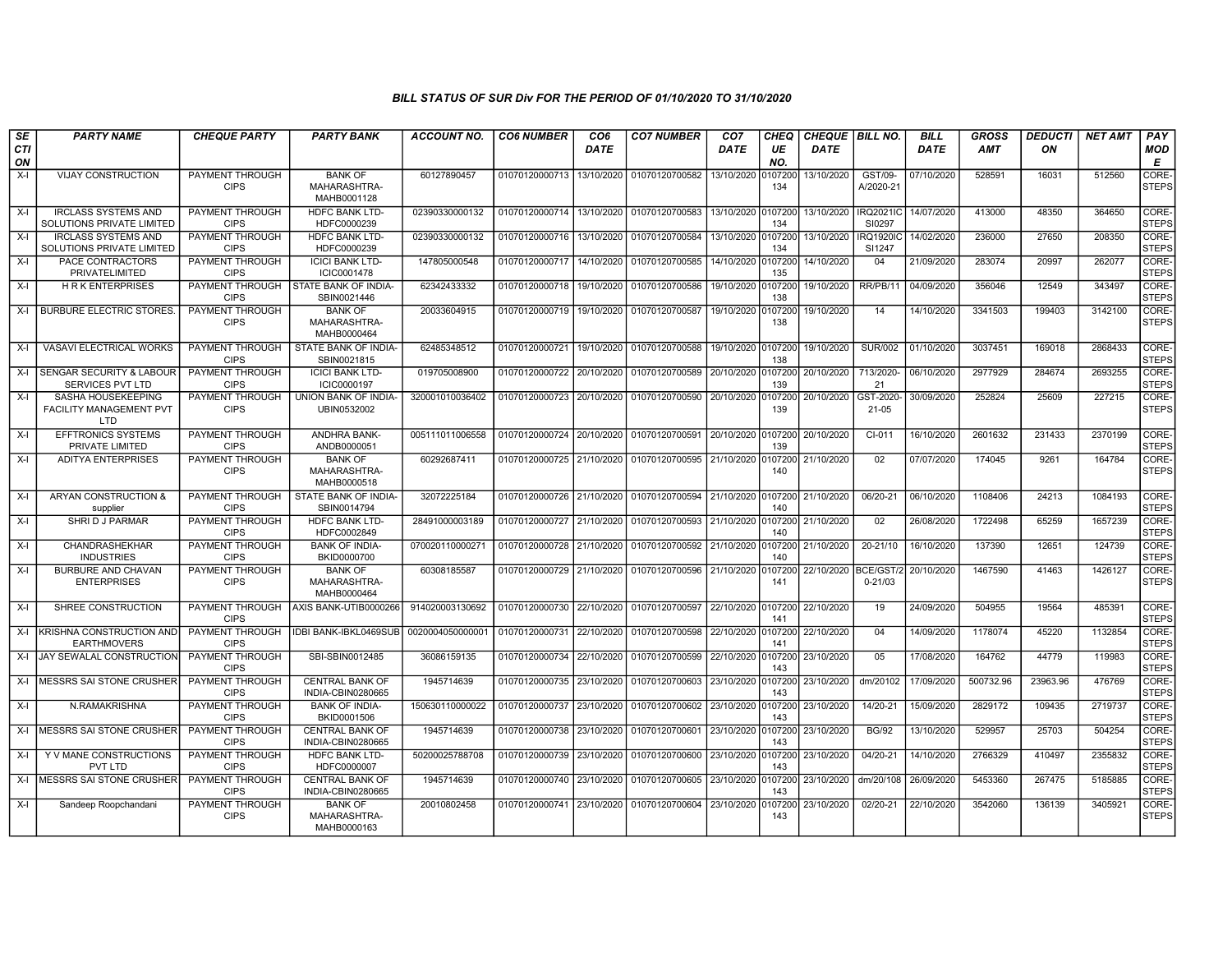## BILL STATUS OF SUR Div FOR THE PERIOD OF 01/10/2020 TO 31/10/2020

| SECTION | PARTY NAME | CHEQUE PARTY | PARTY BANK | ACCOUNT NO. | CO6 NUMBER | CO6 DATE | CO7 NUMBER | CO7 DATE | CHEQUE NO. | CHEQUE DATE | BILL NO. | BILL DATE | GROSS AMT | DEDUCTION | NET AMT | PAY MODE |
|---|---|---|---|---|---|---|---|---|---|---|---|---|---|---|---|---|
| X-I | VIJAY CONSTRUCTION | PAYMENT THROUGH CIPS | BANK OF MAHARASHTRA-MAHB0001128 | 60127890457 | 01070120000713 | 13/10/2020 | 01070120700582 | 13/10/2020 | 0107200134 | 13/10/2020 | GST/09-A/2020-21 | 07/10/2020 | 528591 | 16031 | 512560 | CORE-STEPS |
| X-I | IRCLASS SYSTEMS AND SOLUTIONS PRIVATE LIMITED | PAYMENT THROUGH CIPS | HDFC BANK LTD-HDFC0000239 | 02390330000132 | 01070120000714 | 13/10/2020 | 01070120700583 | 13/10/2020 | 0107200134 | 13/10/2020 | IRQ2021ICSI0297 | 14/07/2020 | 413000 | 48350 | 364650 | CORE-STEPS |
| X-I | IRCLASS SYSTEMS AND SOLUTIONS PRIVATE LIMITED | PAYMENT THROUGH CIPS | HDFC BANK LTD-HDFC0000239 | 02390330000132 | 01070120000716 | 13/10/2020 | 01070120700584 | 13/10/2020 | 0107200134 | 13/10/2020 | IRQ1920ICSI1247 | 14/02/2020 | 236000 | 27650 | 208350 | CORE-STEPS |
| X-I | PACE CONTRACTORS PRIVATELIMITED | PAYMENT THROUGH CIPS | ICICI BANK LTD-ICIC0001478 | 147805000548 | 01070120000717 | 14/10/2020 | 01070120700585 | 14/10/2020 | 0107200135 | 14/10/2020 | 04 | 21/09/2020 | 283074 | 20997 | 262077 | CORE-STEPS |
| X-I | H R K ENTERPRISES | PAYMENT THROUGH CIPS | STATE BANK OF INDIA-SBIN0021446 | 62342433332 | 01070120000718 | 19/10/2020 | 01070120700586 | 19/10/2020 | 0107200138 | 19/10/2020 | RR/PB/11 | 04/09/2020 | 356046 | 12549 | 343497 | CORE-STEPS |
| X-I | BURBURE ELECTRIC STORES. | PAYMENT THROUGH CIPS | BANK OF MAHARASHTRA-MAHB0000464 | 20033604915 | 01070120000719 | 19/10/2020 | 01070120700587 | 19/10/2020 | 0107200138 | 19/10/2020 | 14 | 14/10/2020 | 3341503 | 199403 | 3142100 | CORE-STEPS |
| X-I | VASAVI ELECTRICAL WORKS | PAYMENT THROUGH CIPS | STATE BANK OF INDIA-SBIN0021815 | 62485348512 | 01070120000721 | 19/10/2020 | 01070120700588 | 19/10/2020 | 0107200138 | 19/10/2020 | SUR/002 | 01/10/2020 | 3037451 | 169018 | 2868433 | CORE-STEPS |
| X-I | SENGAR SECURITY & LABOUR SERVICES PVT LTD | PAYMENT THROUGH CIPS | ICICI BANK LTD-ICIC0000197 | 019705008900 | 01070120000722 | 20/10/2020 | 01070120700589 | 20/10/2020 | 0107200139 | 20/10/2020 | 713/2020-21 | 06/10/2020 | 2977929 | 284674 | 2693255 | CORE-STEPS |
| X-I | SASHA HOUSEKEEPING FACILITY MANAGEMENT PVT LTD | PAYMENT THROUGH CIPS | UNION BANK OF INDIA-UBIN0532002 | 320001010036402 | 01070120000723 | 20/10/2020 | 01070120700590 | 20/10/2020 | 0107200139 | 20/10/2020 | GST-2020-21-05 | 30/09/2020 | 252824 | 25609 | 227215 | CORE-STEPS |
| X-I | EFFTRONICS SYSTEMS PRIVATE LIMITED | PAYMENT THROUGH CIPS | ANDHRA BANK-ANDB0000051 | 005111011006558 | 01070120000724 | 20/10/2020 | 01070120700591 | 20/10/2020 | 0107200139 | 20/10/2020 | CI-011 | 16/10/2020 | 2601632 | 231433 | 2370199 | CORE-STEPS |
| X-I | ADITYA ENTERPRISES | PAYMENT THROUGH CIPS | BANK OF MAHARASHTRA-MAHB0000518 | 60292687411 | 01070120000725 | 21/10/2020 | 01070120700595 | 21/10/2020 | 0107200140 | 21/10/2020 | 02 | 07/07/2020 | 174045 | 9261 | 164784 | CORE-STEPS |
| X-I | ARYAN CONSTRUCTION & supplier | PAYMENT THROUGH CIPS | STATE BANK OF INDIA-SBIN0014794 | 32072225184 | 01070120000726 | 21/10/2020 | 01070120700594 | 21/10/2020 | 0107200140 | 21/10/2020 | 06/20-21 | 06/10/2020 | 1108406 | 24213 | 1084193 | CORE-STEPS |
| X-I | SHRI D J PARMAR | PAYMENT THROUGH CIPS | HDFC BANK LTD-HDFC0002849 | 28491000003189 | 01070120000727 | 21/10/2020 | 01070120700593 | 21/10/2020 | 0107200140 | 21/10/2020 | 02 | 26/08/2020 | 1722498 | 65259 | 1657239 | CORE-STEPS |
| X-I | CHANDRASHEKHAR INDUSTRIES | PAYMENT THROUGH CIPS | BANK OF INDIA-BKID0000700 | 070020110000271 | 01070120000728 | 21/10/2020 | 01070120700592 | 21/10/2020 | 0107200140 | 21/10/2020 | 20-21/10 | 16/10/2020 | 137390 | 12651 | 124739 | CORE-STEPS |
| X-I | BURBURE AND CHAVAN ENTERPRISES | PAYMENT THROUGH CIPS | BANK OF MAHARASHTRA-MAHB0000464 | 60308185587 | 01070120000729 | 21/10/2020 | 01070120700596 | 21/10/2020 | 0107200141 | 22/10/2020 | BCE/GST/20-21/03 | 20/10/2020 | 1467590 | 41463 | 1426127 | CORE-STEPS |
| X-I | SHREE CONSTRUCTION | PAYMENT THROUGH CIPS | AXIS BANK-UTIB0000266 | 914020003130692 | 01070120000730 | 22/10/2020 | 01070120700597 | 22/10/2020 | 0107200141 | 22/10/2020 | 19 | 24/09/2020 | 504955 | 19564 | 485391 | CORE-STEPS |
| X-I | KRISHNA CONSTRUCTION AND EARTHMOVERS | PAYMENT THROUGH CIPS | IDBI BANK-IBKL0469SUB | 0020004050000001 | 01070120000731 | 22/10/2020 | 01070120700598 | 22/10/2020 | 0107200141 | 22/10/2020 | 04 | 14/09/2020 | 1178074 | 45220 | 1132854 | CORE-STEPS |
| X-I | JAY SEWALAL CONSTRUCTION | PAYMENT THROUGH CIPS | SBI-SBIN0012485 | 36086159135 | 01070120000734 | 22/10/2020 | 01070120700599 | 22/10/2020 | 0107200143 | 23/10/2020 | 05 | 17/08/2020 | 164762 | 44779 | 119983 | CORE-STEPS |
| X-I | MESSRS SAI STONE CRUSHER | PAYMENT THROUGH CIPS | CENTRAL BANK OF INDIA-CBIN0280665 | 1945714639 | 01070120000735 | 23/10/2020 | 01070120700603 | 23/10/2020 | 0107200143 | 23/10/2020 | dm/20102 | 17/09/2020 | 500732.96 | 23963.96 | 476769 | CORE-STEPS |
| X-I | N.RAMAKRISHNA | PAYMENT THROUGH CIPS | BANK OF INDIA-BKID0001506 | 150630110000022 | 01070120000737 | 23/10/2020 | 01070120700602 | 23/10/2020 | 0107200143 | 23/10/2020 | 14/20-21 | 15/09/2020 | 2829172 | 109435 | 2719737 | CORE-STEPS |
| X-I | MESSRS SAI STONE CRUSHER | PAYMENT THROUGH CIPS | CENTRAL BANK OF INDIA-CBIN0280665 | 1945714639 | 01070120000738 | 23/10/2020 | 01070120700601 | 23/10/2020 | 0107200143 | 23/10/2020 | BG/92 | 13/10/2020 | 529957 | 25703 | 504254 | CORE-STEPS |
| X-I | Y V MANE CONSTRUCTIONS PVT LTD | PAYMENT THROUGH CIPS | HDFC BANK LTD-HDFC0000007 | 50200025788708 | 01070120000739 | 23/10/2020 | 01070120700600 | 23/10/2020 | 0107200143 | 23/10/2020 | 04/20-21 | 14/10/2020 | 2766329 | 410497 | 2355832 | CORE-STEPS |
| X-I | MESSRS SAI STONE CRUSHER | PAYMENT THROUGH CIPS | CENTRAL BANK OF INDIA-CBIN0280665 | 1945714639 | 01070120000740 | 23/10/2020 | 01070120700605 | 23/10/2020 | 0107200143 | 23/10/2020 | dm/20/108 | 26/09/2020 | 5453360 | 267475 | 5185885 | CORE-STEPS |
| X-I | Sandeep Roopchandani | PAYMENT THROUGH CIPS | BANK OF MAHARASHTRA-MAHB0000163 | 20010802458 | 01070120000741 | 23/10/2020 | 01070120700604 | 23/10/2020 | 0107200143 | 23/10/2020 | 02/20-21 | 22/10/2020 | 3542060 | 136139 | 3405921 | CORE-STEPS |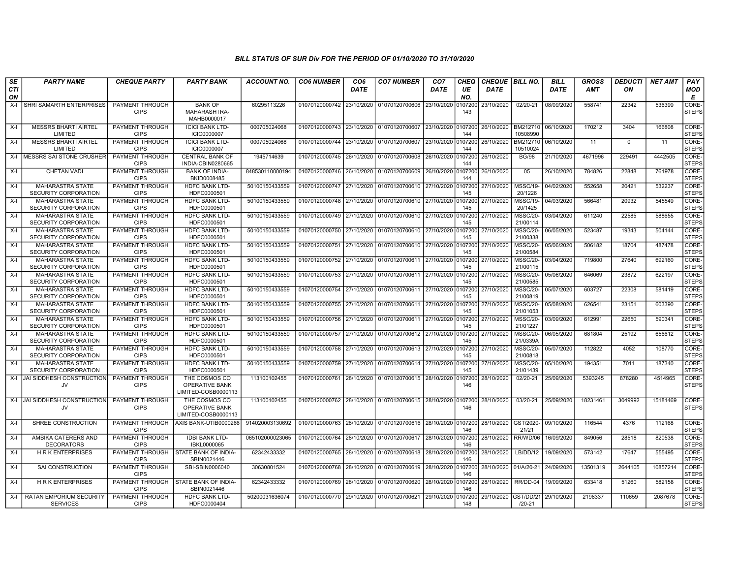# BILL STATUS OF SUR Div FOR THE PERIOD OF 01/10/2020 TO 31/10/2020

| SECTION | PARTY NAME | CHEQUE PARTY | PARTY BANK | ACCOUNT NO. | CO6 NUMBER | CO6 DATE | CO7 NUMBER | CO7 DATE | CHEQUE NO. | CHEQUE DATE | BILL NO. | BILL DATE | GROSS AMT | DEDUCTION | NET AMT | PAY MODE |
|---|---|---|---|---|---|---|---|---|---|---|---|---|---|---|---|---|
| X-I | SHRI SAMARTH ENTERPRISES | PAYMENT THROUGH CIPS | BANK OF MAHARASHTRA-MAHB0000017 | 60295113226 | 01070120000742 | 23/10/2020 | 01070120700606 | 23/10/2020 | 0107200143 | 23/10/2020 | 02/20-21 | 08/09/2020 | 558741 | 22342 | 536399 | CORE-STEPS |
| X-I | MESSRS BHARTI AIRTEL LIMITED | PAYMENT THROUGH CIPS | ICICI BANK LTD-ICIC0000007 | 000705024068 | 01070120000743 | 23/10/2020 | 01070120700607 | 23/10/2020 | 0107200144 | 26/10/2020 | BM21271010508990 | 06/10/2020 | 170212 | 3404 | 166808 | CORE-STEPS |
| X-I | MESSRS BHARTI AIRTEL LIMITED | PAYMENT THROUGH CIPS | ICICI BANK LTD-ICIC0000007 | 000705024068 | 01070120000744 | 23/10/2020 | 01070120700607 | 23/10/2020 | 0107200144 | 26/10/2020 | BM21271010510024 | 06/10/2020 | 11 | 0 | 11 | CORE-STEPS |
| X-I | MESSRS SAI STONE CRUSHER | PAYMENT THROUGH CIPS | CENTRAL BANK OF INDIA-CBIN0280665 | 1945714639 | 01070120000745 | 26/10/2020 | 01070120700608 | 26/10/2020 | 0107200144 | 26/10/2020 | BG/98 | 21/10/2020 | 4671996 | 229491 | 4442505 | CORE-STEPS |
| X-I | CHETAN VADI | PAYMENT THROUGH CIPS | BANK OF INDIA-BKID0008485 | 848530110000194 | 01070120000746 | 26/10/2020 | 01070120700609 | 26/10/2020 | 0107200144 | 26/10/2020 | 05 | 26/10/2020 | 784826 | 22848 | 761978 | CORE-STEPS |
| X-I | MAHARASHTRA STATE SECURITY CORPORATION | PAYMENT THROUGH CIPS | HDFC BANK LTD-HDFC0000501 | 50100150433559 | 01070120000747 | 27/10/2020 | 01070120700610 | 27/10/2020 | 0107200145 | 27/10/2020 | MSSC/19-20/1226 | 04/02/2020 | 552658 | 20421 | 532237 | CORE-STEPS |
| X-I | MAHARASHTRA STATE SECURITY CORPORATION | PAYMENT THROUGH CIPS | HDFC BANK LTD-HDFC0000501 | 50100150433559 | 01070120000748 | 27/10/2020 | 01070120700610 | 27/10/2020 | 0107200145 | 27/10/2020 | MSSC/19-20/1425 | 04/03/2020 | 566481 | 20932 | 545549 | CORE-STEPS |
| X-I | MAHARASHTRA STATE SECURITY CORPORATION | PAYMENT THROUGH CIPS | HDFC BANK LTD-HDFC0000501 | 50100150433559 | 01070120000749 | 27/10/2020 | 01070120700610 | 27/10/2020 | 0107200145 | 27/10/2020 | MSSC/20-21/00114 | 03/04/2020 | 611240 | 22585 | 588655 | CORE-STEPS |
| X-I | MAHARASHTRA STATE SECURITY CORPORATION | PAYMENT THROUGH CIPS | HDFC BANK LTD-HDFC0000501 | 50100150433559 | 01070120000750 | 27/10/2020 | 01070120700610 | 27/10/2020 | 0107200145 | 27/10/2020 | MSSC/20-21/00338 | 06/05/2020 | 523487 | 19343 | 504144 | CORE-STEPS |
| X-I | MAHARASHTRA STATE SECURITY CORPORATION | PAYMENT THROUGH CIPS | HDFC BANK LTD-HDFC0000501 | 50100150433559 | 01070120000751 | 27/10/2020 | 01070120700610 | 27/10/2020 | 0107200145 | 27/10/2020 | MSSC/20-21/00584 | 05/06/2020 | 506182 | 18704 | 487478 | CORE-STEPS |
| X-I | MAHARASHTRA STATE SECURITY CORPORATION | PAYMENT THROUGH CIPS | HDFC BANK LTD-HDFC0000501 | 50100150433559 | 01070120000752 | 27/10/2020 | 01070120700611 | 27/10/2020 | 0107200145 | 27/10/2020 | MSSC/20-21/00115 | 03/04/2020 | 719800 | 27640 | 692160 | CORE-STEPS |
| X-I | MAHARASHTRA STATE SECURITY CORPORATION | PAYMENT THROUGH CIPS | HDFC BANK LTD-HDFC0000501 | 50100150433559 | 01070120000753 | 27/10/2020 | 01070120700611 | 27/10/2020 | 0107200145 | 27/10/2020 | MSSC/20-21/00585 | 05/06/2020 | 646069 | 23872 | 622197 | CORE-STEPS |
| X-I | MAHARASHTRA STATE SECURITY CORPORATION | PAYMENT THROUGH CIPS | HDFC BANK LTD-HDFC0000501 | 50100150433559 | 01070120000754 | 27/10/2020 | 01070120700611 | 27/10/2020 | 0107200145 | 27/10/2020 | MSSC/20-21/00819 | 05/07/2020 | 603727 | 22308 | 581419 | CORE-STEPS |
| X-I | MAHARASHTRA STATE SECURITY CORPORATION | PAYMENT THROUGH CIPS | HDFC BANK LTD-HDFC0000501 | 50100150433559 | 01070120000755 | 27/10/2020 | 01070120700611 | 27/10/2020 | 0107200145 | 27/10/2020 | MSSC/20-21/01053 | 05/08/2020 | 626541 | 23151 | 603390 | CORE-STEPS |
| X-I | MAHARASHTRA STATE SECURITY CORPORATION | PAYMENT THROUGH CIPS | HDFC BANK LTD-HDFC0000501 | 50100150433559 | 01070120000756 | 27/10/2020 | 01070120700611 | 27/10/2020 | 0107200145 | 27/10/2020 | MSSC/20-21/01227 | 03/09/2020 | 612991 | 22650 | 590341 | CORE-STEPS |
| X-I | MAHARASHTRA STATE SECURITY CORPORATION | PAYMENT THROUGH CIPS | HDFC BANK LTD-HDFC0000501 | 50100150433559 | 01070120000757 | 27/10/2020 | 01070120700612 | 27/10/2020 | 0107200145 | 27/10/2020 | MSSC/20-21/0339A | 06/05/2020 | 681804 | 25192 | 656612 | CORE-STEPS |
| X-I | MAHARASHTRA STATE SECURITY CORPORATION | PAYMENT THROUGH CIPS | HDFC BANK LTD-HDFC0000501 | 50100150433559 | 01070120000758 | 27/10/2020 | 01070120700613 | 27/10/2020 | 0107200145 | 27/10/2020 | MSSC/20-21/00818 | 05/07/2020 | 112822 | 4052 | 108770 | CORE-STEPS |
| X-I | MAHARASHTRA STATE SECURITY CORPORATION | PAYMENT THROUGH CIPS | HDFC BANK LTD-HDFC0000501 | 50100150433559 | 01070120000759 | 27/10/2020 | 01070120700614 | 27/10/2020 | 0107200145 | 27/10/2020 | MSSC/20-21/01439 | 05/10/2020 | 194351 | 7011 | 187340 | CORE-STEPS |
| X-I | JAI SIDDHESH CONSTRUCTION JV | PAYMENT THROUGH CIPS | THE COSMOS CO OPERATIVE BANK LIMITED-COSB0000113 | 113100102455 | 01070120000761 | 28/10/2020 | 01070120700615 | 28/10/2020 | 0107200146 | 28/10/2020 | 02/20-21 | 25/09/2020 | 5393245 | 878280 | 4514965 | CORE-STEPS |
| X-I | JAI SIDDHESH CONSTRUCTION JV | PAYMENT THROUGH CIPS | THE COSMOS CO OPERATIVE BANK LIMITED-COSB0000113 | 113100102455 | 01070120000762 | 28/10/2020 | 01070120700615 | 28/10/2020 | 0107200146 | 28/10/2020 | 03/20-21 | 25/09/2020 | 18231461 | 3049992 | 15181469 | CORE-STEPS |
| X-I | SHREE CONSTRUCTION | PAYMENT THROUGH CIPS | AXIS BANK-UTIB0000266 | 914020003130692 | 01070120000763 | 28/10/2020 | 01070120700616 | 28/10/2020 | 0107200146 | 28/10/2020 | GST/2020-21/21 | 09/10/2020 | 116544 | 4376 | 112168 | CORE-STEPS |
| X-I | AMBIKA CATERERS AND DECORATORS | PAYMENT THROUGH CIPS | IDBI BANK LTD-IBKL0000065 | 065102000023065 | 01070120000764 | 28/10/2020 | 01070120700617 | 28/10/2020 | 0107200146 | 28/10/2020 | RR/WD/06 | 16/09/2020 | 849056 | 28518 | 820538 | CORE-STEPS |
| X-I | H R K ENTERPRISES | PAYMENT THROUGH CIPS | STATE BANK OF INDIA-SBIN0021446 | 62342433332 | 01070120000765 | 28/10/2020 | 01070120700618 | 28/10/2020 | 0107200146 | 28/10/2020 | LB/DD/12 | 19/09/2020 | 573142 | 17647 | 555495 | CORE-STEPS |
| X-I | SAI CONSTRUCTION | PAYMENT THROUGH CIPS | SBI-SBIN0006040 | 30630801524 | 01070120000768 | 28/10/2020 | 01070120700619 | 28/10/2020 | 0107200146 | 28/10/2020 | 01/A/20-21 | 24/09/2020 | 13501319 | 2644105 | 10857214 | CORE-STEPS |
| X-I | H R K ENTERPRISES | PAYMENT THROUGH CIPS | STATE BANK OF INDIA-SBIN0021446 | 62342433332 | 01070120000769 | 28/10/2020 | 01070120700620 | 28/10/2020 | 0107200146 | 28/10/2020 | RR/DD-04 | 19/09/2020 | 633418 | 51260 | 582158 | CORE-STEPS |
| X-I | RATAN EMPORIUM SECURITY SERVICES | PAYMENT THROUGH CIPS | HDFC BANK LTD-HDFC0000404 | 50200031636074 | 01070120000770 | 29/10/2020 | 01070120700621 | 29/10/2020 | 0107200148 | 29/10/2020 | GST/DD/21/20-21 | 29/10/2020 | 2198337 | 110659 | 2087678 | CORE-STEPS |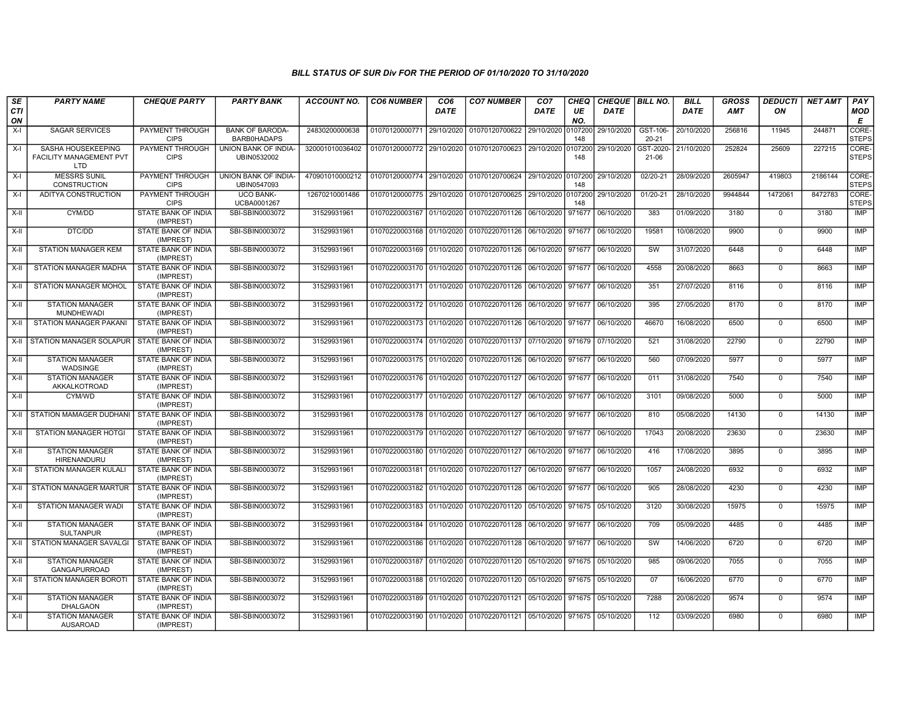### BILL STATUS OF SUR Div FOR THE PERIOD OF 01/10/2020 TO 31/10/2020

| SECTION | PARTY NAME | CHEQUE PARTY | PARTY BANK | ACCOUNT NO. | CO6 NUMBER | CO6 DATE | CO7 NUMBER | CO7 DATE | CHEQUE NO. | CHEQUE DATE | BILL NO. | BILL DATE | GROSS AMT | DEDUCTION | NET AMT | PAY MODE |
|---|---|---|---|---|---|---|---|---|---|---|---|---|---|---|---|---|
| X-I | SAGAR SERVICES | PAYMENT THROUGH CIPS | BANK OF BARODA-BARB0HADAPS | 24830200000638 | 01070120000771 | 29/10/2020 | 01070120700622 | 29/10/2020 | 0107200148 | 29/10/2020 | GST-106-20-21 | 20/10/2020 | 256816 | 11945 | 244871 | CORE-STEPS |
| X-I | SASHA HOUSEKEEPING FACILITY MANAGEMENT PVT LTD | PAYMENT THROUGH CIPS | UNION BANK OF INDIA-UBIN0532002 | 320001010036402 | 01070120000772 | 29/10/2020 | 01070120700623 | 29/10/2020 | 0107200148 | 29/10/2020 | GST-2020-21-06 | 21/10/2020 | 252824 | 25609 | 227215 | CORE-STEPS |
| X-I | MESSRS SUNIL CONSTRUCTION | PAYMENT THROUGH CIPS | UNION BANK OF INDIA-UBIN0547093 | 470901010000212 | 01070120000774 | 29/10/2020 | 01070120700624 | 29/10/2020 | 0107200148 | 29/10/2020 | 02/20-21 | 28/09/2020 | 2605947 | 419803 | 2186144 | CORE-STEPS |
| X-I | ADITYA CONSTRUCTION | PAYMENT THROUGH CIPS | UCO BANK-UCBA0001267 | 12670210001486 | 01070120000775 | 29/10/2020 | 01070120700625 | 29/10/2020 | 0107200148 | 29/10/2020 | 01/20-21 | 28/10/2020 | 9944844 | 1472061 | 8472783 | CORE-STEPS |
| X-II | CYM/DD | STATE BANK OF INDIA (IMPREST) | SBI-SBIN0003072 | 31529931961 | 01070220003167 | 01/10/2020 | 01070220701126 | 06/10/2020 | 971677 | 06/10/2020 | 383 | 01/09/2020 | 3180 | 0 | 3180 | IMP |
| X-II | DTC/DD | STATE BANK OF INDIA (IMPREST) | SBI-SBIN0003072 | 31529931961 | 01070220003168 | 01/10/2020 | 01070220701126 | 06/10/2020 | 971677 | 06/10/2020 | 19581 | 10/08/2020 | 9900 | 0 | 9900 | IMP |
| X-II | STATION MANAGER KEM | STATE BANK OF INDIA (IMPREST) | SBI-SBIN0003072 | 31529931961 | 01070220003169 | 01/10/2020 | 01070220701126 | 06/10/2020 | 971677 | 06/10/2020 | SW | 31/07/2020 | 6448 | 0 | 6448 | IMP |
| X-II | STATION MANAGER MADHA | STATE BANK OF INDIA (IMPREST) | SBI-SBIN0003072 | 31529931961 | 01070220003170 | 01/10/2020 | 01070220701126 | 06/10/2020 | 971677 | 06/10/2020 | 4558 | 20/08/2020 | 8663 | 0 | 8663 | IMP |
| X-II | STATION MANAGER MOHOL | STATE BANK OF INDIA (IMPREST) | SBI-SBIN0003072 | 31529931961 | 01070220003171 | 01/10/2020 | 01070220701126 | 06/10/2020 | 971677 | 06/10/2020 | 351 | 27/07/2020 | 8116 | 0 | 8116 | IMP |
| X-II | STATION MANAGER MUNDHEWADI | STATE BANK OF INDIA (IMPREST) | SBI-SBIN0003072 | 31529931961 | 01070220003172 | 01/10/2020 | 01070220701126 | 06/10/2020 | 971677 | 06/10/2020 | 395 | 27/05/2020 | 8170 | 0 | 8170 | IMP |
| X-II | STATION MANAGER PAKANI | STATE BANK OF INDIA (IMPREST) | SBI-SBIN0003072 | 31529931961 | 01070220003173 | 01/10/2020 | 01070220701126 | 06/10/2020 | 971677 | 06/10/2020 | 46670 | 16/08/2020 | 6500 | 0 | 6500 | IMP |
| X-II | STATION MANAGER SOLAPUR | STATE BANK OF INDIA (IMPREST) | SBI-SBIN0003072 | 31529931961 | 01070220003174 | 01/10/2020 | 01070220701137 | 07/10/2020 | 971679 | 07/10/2020 | 521 | 31/08/2020 | 22790 | 0 | 22790 | IMP |
| X-II | STATION MANAGER WADSINGE | STATE BANK OF INDIA (IMPREST) | SBI-SBIN0003072 | 31529931961 | 01070220003175 | 01/10/2020 | 01070220701126 | 06/10/2020 | 971677 | 06/10/2020 | 560 | 07/09/2020 | 5977 | 0 | 5977 | IMP |
| X-II | STATION MANAGER AKKALKOTROAD | STATE BANK OF INDIA (IMPREST) | SBI-SBIN0003072 | 31529931961 | 01070220003176 | 01/10/2020 | 01070220701127 | 06/10/2020 | 971677 | 06/10/2020 | 011 | 31/08/2020 | 7540 | 0 | 7540 | IMP |
| X-II | CYM/WD | STATE BANK OF INDIA (IMPREST) | SBI-SBIN0003072 | 31529931961 | 01070220003177 | 01/10/2020 | 01070220701127 | 06/10/2020 | 971677 | 06/10/2020 | 3101 | 09/08/2020 | 5000 | 0 | 5000 | IMP |
| X-II | STATION MAMAGER DUDHANI | STATE BANK OF INDIA (IMPREST) | SBI-SBIN0003072 | 31529931961 | 01070220003178 | 01/10/2020 | 01070220701127 | 06/10/2020 | 971677 | 06/10/2020 | 810 | 05/08/2020 | 14130 | 0 | 14130 | IMP |
| X-II | STATION MANAGER HOTGI | STATE BANK OF INDIA (IMPREST) | SBI-SBIN0003072 | 31529931961 | 01070220003179 | 01/10/2020 | 01070220701127 | 06/10/2020 | 971677 | 06/10/2020 | 17043 | 20/08/2020 | 23630 | 0 | 23630 | IMP |
| X-II | STATION MANAGER HIRENANDURU | STATE BANK OF INDIA (IMPREST) | SBI-SBIN0003072 | 31529931961 | 01070220003180 | 01/10/2020 | 01070220701127 | 06/10/2020 | 971677 | 06/10/2020 | 416 | 17/08/2020 | 3895 | 0 | 3895 | IMP |
| X-II | STATION MANAGER KULALI | STATE BANK OF INDIA (IMPREST) | SBI-SBIN0003072 | 31529931961 | 01070220003181 | 01/10/2020 | 01070220701127 | 06/10/2020 | 971677 | 06/10/2020 | 1057 | 24/08/2020 | 6932 | 0 | 6932 | IMP |
| X-II | STATION MANAGER MARTUR | STATE BANK OF INDIA (IMPREST) | SBI-SBIN0003072 | 31529931961 | 01070220003182 | 01/10/2020 | 01070220701128 | 06/10/2020 | 971677 | 06/10/2020 | 905 | 28/08/2020 | 4230 | 0 | 4230 | IMP |
| X-II | STATION MANAGER WADI | STATE BANK OF INDIA (IMPREST) | SBI-SBIN0003072 | 31529931961 | 01070220003183 | 01/10/2020 | 01070220701120 | 05/10/2020 | 971675 | 05/10/2020 | 3120 | 30/08/2020 | 15975 | 0 | 15975 | IMP |
| X-II | STATION MANAGER SULTANPUR | STATE BANK OF INDIA (IMPREST) | SBI-SBIN0003072 | 31529931961 | 01070220003184 | 01/10/2020 | 01070220701128 | 06/10/2020 | 971677 | 06/10/2020 | 709 | 05/09/2020 | 4485 | 0 | 4485 | IMP |
| X-II | STATION MANAGER SAVALGI | STATE BANK OF INDIA (IMPREST) | SBI-SBIN0003072 | 31529931961 | 01070220003186 | 01/10/2020 | 01070220701128 | 06/10/2020 | 971677 | 06/10/2020 | SW | 14/06/2020 | 6720 | 0 | 6720 | IMP |
| X-II | STATION MANAGER GANGAPURROAD | STATE BANK OF INDIA (IMPREST) | SBI-SBIN0003072 | 31529931961 | 01070220003187 | 01/10/2020 | 01070220701120 | 05/10/2020 | 971675 | 05/10/2020 | 985 | 09/06/2020 | 7055 | 0 | 7055 | IMP |
| X-II | STATION MANAGER BOROTI | STATE BANK OF INDIA (IMPREST) | SBI-SBIN0003072 | 31529931961 | 01070220003188 | 01/10/2020 | 01070220701120 | 05/10/2020 | 971675 | 05/10/2020 | 07 | 16/06/2020 | 6770 | 0 | 6770 | IMP |
| X-II | STATION MANAGER DHALGAON | STATE BANK OF INDIA (IMPREST) | SBI-SBIN0003072 | 31529931961 | 01070220003189 | 01/10/2020 | 01070220701121 | 05/10/2020 | 971675 | 05/10/2020 | 7288 | 20/08/2020 | 9574 | 0 | 9574 | IMP |
| X-II | STATION MANAGER AUSAROAD | STATE BANK OF INDIA (IMPREST) | SBI-SBIN0003072 | 31529931961 | 01070220003190 | 01/10/2020 | 01070220701121 | 05/10/2020 | 971675 | 05/10/2020 | 112 | 03/09/2020 | 6980 | 0 | 6980 | IMP |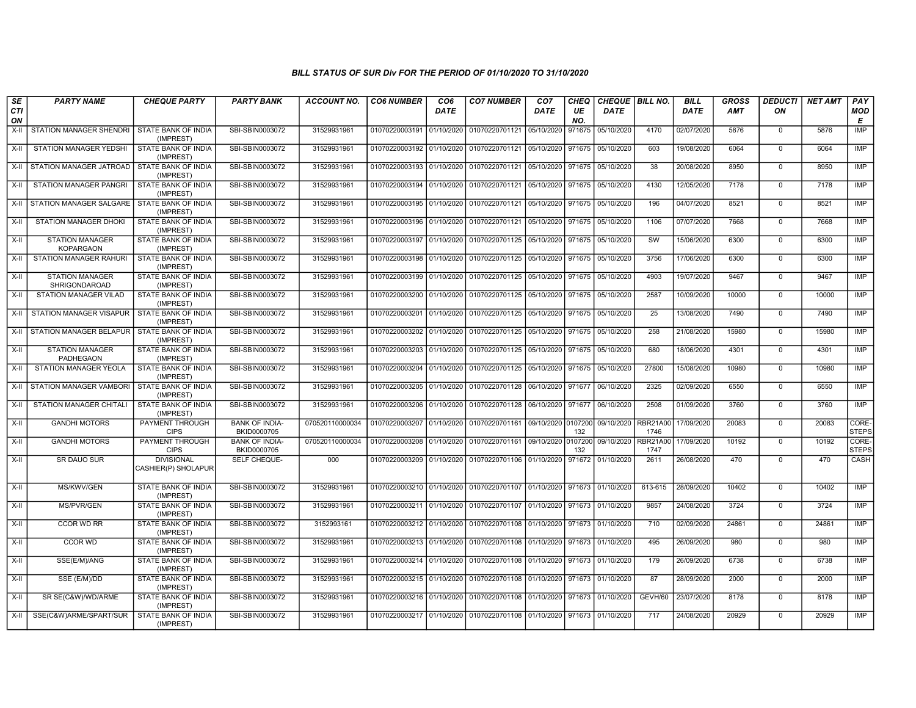## BILL STATUS OF SUR Div FOR THE PERIOD OF 01/10/2020 TO 31/10/2020

| SECTION | PARTY NAME | CHEQUE PARTY | PARTY BANK | ACCOUNT NO. | CO6 NUMBER | CO6 DATE | CO7 NUMBER | CO7 DATE | CHEQUE NO. | CHEQUE DATE | BILL NO. | BILL DATE | GROSS AMT | DEDUCTION | NET AMT | PAY MODE |
|---|---|---|---|---|---|---|---|---|---|---|---|---|---|---|---|---|
| X-II | STATION MANAGER SHENDRI | STATE BANK OF INDIA (IMPREST) | SBI-SBIN0003072 | 31529931961 | 01070220003191 | 01/10/2020 | 01070220701121 | 05/10/2020 | 971675 | 05/10/2020 | 4170 | 02/07/2020 | 5876 | 0 | 5876 | IMP |
| X-II | STATION MANAGER YEDSHI | STATE BANK OF INDIA (IMPREST) | SBI-SBIN0003072 | 31529931961 | 01070220003192 | 01/10/2020 | 01070220701121 | 05/10/2020 | 971675 | 05/10/2020 | 603 | 19/08/2020 | 6064 | 0 | 6064 | IMP |
| X-II | STATION MANAGER JATROAD | STATE BANK OF INDIA (IMPREST) | SBI-SBIN0003072 | 31529931961 | 01070220003193 | 01/10/2020 | 01070220701121 | 05/10/2020 | 971675 | 05/10/2020 | 38 | 20/08/2020 | 8950 | 0 | 8950 | IMP |
| X-II | STATION MANAGER PANGRI | STATE BANK OF INDIA (IMPREST) | SBI-SBIN0003072 | 31529931961 | 01070220003194 | 01/10/2020 | 01070220701121 | 05/10/2020 | 971675 | 05/10/2020 | 4130 | 12/05/2020 | 7178 | 0 | 7178 | IMP |
| X-II | STATION MANAGER SALGARE | STATE BANK OF INDIA (IMPREST) | SBI-SBIN0003072 | 31529931961 | 01070220003195 | 01/10/2020 | 01070220701121 | 05/10/2020 | 971675 | 05/10/2020 | 196 | 04/07/2020 | 8521 | 0 | 8521 | IMP |
| X-II | STATION MANAGER DHOKI | STATE BANK OF INDIA (IMPREST) | SBI-SBIN0003072 | 31529931961 | 01070220003196 | 01/10/2020 | 01070220701121 | 05/10/2020 | 971675 | 05/10/2020 | 1106 | 07/07/2020 | 7668 | 0 | 7668 | IMP |
| X-II | STATION MANAGER KOPARGAON | STATE BANK OF INDIA (IMPREST) | SBI-SBIN0003072 | 31529931961 | 01070220003197 | 01/10/2020 | 01070220701125 | 05/10/2020 | 971675 | 05/10/2020 | SW | 15/06/2020 | 6300 | 0 | 6300 | IMP |
| X-II | STATION MANAGER RAHURI | STATE BANK OF INDIA (IMPREST) | SBI-SBIN0003072 | 31529931961 | 01070220003198 | 01/10/2020 | 01070220701125 | 05/10/2020 | 971675 | 05/10/2020 | 3756 | 17/06/2020 | 6300 | 0 | 6300 | IMP |
| X-II | STATION MANAGER SHRIGONDAROAD | STATE BANK OF INDIA (IMPREST) | SBI-SBIN0003072 | 31529931961 | 01070220003199 | 01/10/2020 | 01070220701125 | 05/10/2020 | 971675 | 05/10/2020 | 4903 | 19/07/2020 | 9467 | 0 | 9467 | IMP |
| X-II | STATION MANAGER VILAD | STATE BANK OF INDIA (IMPREST) | SBI-SBIN0003072 | 31529931961 | 01070220003200 | 01/10/2020 | 01070220701125 | 05/10/2020 | 971675 | 05/10/2020 | 2587 | 10/09/2020 | 10000 | 0 | 10000 | IMP |
| X-II | STATION MANAGER VISAPUR | STATE BANK OF INDIA (IMPREST) | SBI-SBIN0003072 | 31529931961 | 01070220003201 | 01/10/2020 | 01070220701125 | 05/10/2020 | 971675 | 05/10/2020 | 25 | 13/08/2020 | 7490 | 0 | 7490 | IMP |
| X-II | STATION MANAGER BELAPUR | STATE BANK OF INDIA (IMPREST) | SBI-SBIN0003072 | 31529931961 | 01070220003202 | 01/10/2020 | 01070220701125 | 05/10/2020 | 971675 | 05/10/2020 | 258 | 21/08/2020 | 15980 | 0 | 15980 | IMP |
| X-II | STATION MANAGER PADHEGAON | STATE BANK OF INDIA (IMPREST) | SBI-SBIN0003072 | 31529931961 | 01070220003203 | 01/10/2020 | 01070220701125 | 05/10/2020 | 971675 | 05/10/2020 | 680 | 18/06/2020 | 4301 | 0 | 4301 | IMP |
| X-II | STATION MANAGER YEOLA | STATE BANK OF INDIA (IMPREST) | SBI-SBIN0003072 | 31529931961 | 01070220003204 | 01/10/2020 | 01070220701125 | 05/10/2020 | 971675 | 05/10/2020 | 27800 | 15/08/2020 | 10980 | 0 | 10980 | IMP |
| X-II | STATION MANAGER VAMBORI | STATE BANK OF INDIA (IMPREST) | SBI-SBIN0003072 | 31529931961 | 01070220003205 | 01/10/2020 | 01070220701128 | 06/10/2020 | 971677 | 06/10/2020 | 2325 | 02/09/2020 | 6550 | 0 | 6550 | IMP |
| X-II | STATION MANAGER CHITALI | STATE BANK OF INDIA (IMPREST) | SBI-SBIN0003072 | 31529931961 | 01070220003206 | 01/10/2020 | 01070220701128 | 06/10/2020 | 971677 | 06/10/2020 | 2508 | 01/09/2020 | 3760 | 0 | 3760 | IMP |
| X-II | GANDHI MOTORS | PAYMENT THROUGH CIPS | BANK OF INDIA-BKID0000705 | 070520110000034 | 01070220003207 | 01/10/2020 | 01070220701161 | 09/10/2020 | 0107200132 | 09/10/2020 | RBR21A001746 | 17/09/2020 | 20083 | 0 | 20083 | CORE-STEPS |
| X-II | GANDHI MOTORS | PAYMENT THROUGH CIPS | BANK OF INDIA-BKID0000705 | 070520110000034 | 01070220003208 | 01/10/2020 | 01070220701161 | 09/10/2020 | 0107200132 | 09/10/2020 | RBR21A001747 | 17/09/2020 | 10192 | 0 | 10192 | CORE-STEPS |
| X-II | SR DAUO SUR | DIVISIONAL CASHIER(P) SHOLAPUR | SELF CHEQUE- | 000 | 01070220003209 | 01/10/2020 | 01070220701106 | 01/10/2020 | 971672 | 01/10/2020 | 2611 | 26/08/2020 | 470 | 0 | 470 | CASH |
| X-II | MS/KWV/GEN | STATE BANK OF INDIA (IMPREST) | SBI-SBIN0003072 | 31529931961 | 01070220003210 | 01/10/2020 | 01070220701107 | 01/10/2020 | 971673 | 01/10/2020 | 613-615 | 28/09/2020 | 10402 | 0 | 10402 | IMP |
| X-II | MS/PVR/GEN | STATE BANK OF INDIA (IMPREST) | SBI-SBIN0003072 | 31529931961 | 01070220003211 | 01/10/2020 | 01070220701107 | 01/10/2020 | 971673 | 01/10/2020 | 9857 | 24/08/2020 | 3724 | 0 | 3724 | IMP |
| X-II | CCOR WD RR | STATE BANK OF INDIA (IMPREST) | SBI-SBIN0003072 | 3152993161 | 01070220003212 | 01/10/2020 | 01070220701108 | 01/10/2020 | 971673 | 01/10/2020 | 710 | 02/09/2020 | 24861 | 0 | 24861 | IMP |
| X-II | CCOR WD | STATE BANK OF INDIA (IMPREST) | SBI-SBIN0003072 | 31529931961 | 01070220003213 | 01/10/2020 | 01070220701108 | 01/10/2020 | 971673 | 01/10/2020 | 495 | 26/09/2020 | 980 | 0 | 980 | IMP |
| X-II | SSE(E/M)/ANG | STATE BANK OF INDIA (IMPREST) | SBI-SBIN0003072 | 31529931961 | 01070220003214 | 01/10/2020 | 01070220701108 | 01/10/2020 | 971673 | 01/10/2020 | 179 | 26/09/2020 | 6738 | 0 | 6738 | IMP |
| X-II | SSE (E/M)/DD | STATE BANK OF INDIA (IMPREST) | SBI-SBIN0003072 | 31529931961 | 01070220003215 | 01/10/2020 | 01070220701108 | 01/10/2020 | 971673 | 01/10/2020 | 87 | 28/09/2020 | 2000 | 0 | 2000 | IMP |
| X-II | SR SE(C&W)/WD/ARME | STATE BANK OF INDIA (IMPREST) | SBI-SBIN0003072 | 31529931961 | 01070220003216 | 01/10/2020 | 01070220701108 | 01/10/2020 | 971673 | 01/10/2020 | GEVH/60 | 23/07/2020 | 8178 | 0 | 8178 | IMP |
| X-II | SSE(C&W)ARME/SPART/SUR | STATE BANK OF INDIA (IMPREST) | SBI-SBIN0003072 | 31529931961 | 01070220003217 | 01/10/2020 | 01070220701108 | 01/10/2020 | 971673 | 01/10/2020 | 717 | 24/08/2020 | 20929 | 0 | 20929 | IMP |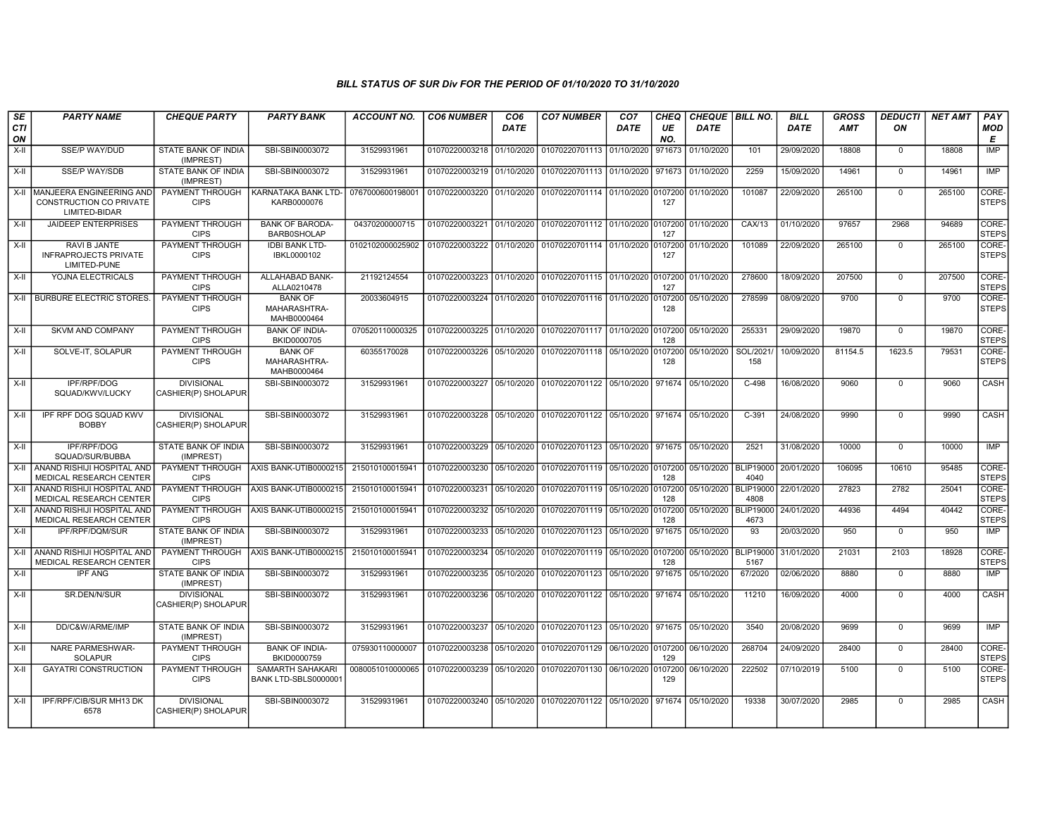### BILL STATUS OF SUR Div FOR THE PERIOD OF 01/10/2020 TO 31/10/2020

| SECTION | PARTY NAME | CHEQUE PARTY | PARTY BANK | ACCOUNT NO. | CO6 NUMBER | CO6 DATE | CO7 NUMBER | CO7 DATE | CHEQUE NO. | CHEQUE DATE | BILL NO. | BILL DATE | GROSS AMT | DEDUCTION | NET AMT | PAY MODE |
|---|---|---|---|---|---|---|---|---|---|---|---|---|---|---|---|---|
| X-II | SSE/P WAY/DUD | STATE BANK OF INDIA (IMPREST) | SBI-SBIN0003072 | 31529931961 | 01070220003218 | 01/10/2020 | 01070220701113 | 01/10/2020 | 971673 | 01/10/2020 | 101 | 29/09/2020 | 18808 | 0 | 18808 | IMP |
| X-II | SSE/P WAY/SDB | STATE BANK OF INDIA (IMPREST) | SBI-SBIN0003072 | 31529931961 | 01070220003219 | 01/10/2020 | 01070220701113 | 01/10/2020 | 971673 | 01/10/2020 | 2259 | 15/09/2020 | 14961 | 0 | 14961 | IMP |
| X-II | MANJEERA ENGINEERING AND CONSTRUCTION CO PRIVATE LIMITED-BIDAR | PAYMENT THROUGH CIPS | KARNATAKA BANK LTD-KARB0000076 | 0767000600198001 | 01070220003220 | 01/10/2020 | 01070220701114 | 01/10/2020 | 0107200127 | 01/10/2020 | 101087 | 22/09/2020 | 265100 | 0 | 265100 | CORE-STEPS |
| X-II | JAIDEEP ENTERPRISES | PAYMENT THROUGH CIPS | BANK OF BARODA-BARB0SHOLAP | 04370200000715 | 01070220003221 | 01/10/2020 | 01070220701112 | 01/10/2020 | 0107200127 | 01/10/2020 | CAX/13 | 01/10/2020 | 97657 | 2968 | 94689 | CORE-STEPS |
| X-II | RAVI B JANTE INFRAPROJECTS PRIVATE LIMITED-PUNE | PAYMENT THROUGH CIPS | IDBI BANK LTD-IBKL0000102 | 0102102000025902 | 01070220003222 | 01/10/2020 | 01070220701114 | 01/10/2020 | 0107200127 | 01/10/2020 | 101089 | 22/09/2020 | 265100 | 0 | 265100 | CORE-STEPS |
| X-II | YOJNA ELECTRICALS | PAYMENT THROUGH CIPS | ALLAHABAD BANK-ALLA0210478 | 21192124554 | 01070220003223 | 01/10/2020 | 01070220701115 | 01/10/2020 | 0107200127 | 01/10/2020 | 278600 | 18/09/2020 | 207500 | 0 | 207500 | CORE-STEPS |
| X-II | BURBURE ELECTRIC STORES. | PAYMENT THROUGH CIPS | BANK OF MAHARASHTRA-MAHB0000464 | 20033604915 | 01070220003224 | 01/10/2020 | 01070220701116 | 01/10/2020 | 0107200128 | 05/10/2020 | 278599 | 08/09/2020 | 9700 | 0 | 9700 | CORE-STEPS |
| X-II | SKVM AND COMPANY | PAYMENT THROUGH CIPS | BANK OF INDIA-BKID0000705 | 070520110000325 | 01070220003225 | 01/10/2020 | 01070220701117 | 01/10/2020 | 0107200128 | 05/10/2020 | 255331 | 29/09/2020 | 19870 | 0 | 19870 | CORE-STEPS |
| X-II | SOLVE-IT, SOLAPUR | PAYMENT THROUGH CIPS | BANK OF MAHARASHTRA-MAHB0000464 | 60355170028 | 01070220003226 | 05/10/2020 | 01070220701118 | 05/10/2020 | 0107200128 | 05/10/2020 | SOL/2021/158 | 10/09/2020 | 81154.5 | 1623.5 | 79531 | CORE-STEPS |
| X-II | IPF/RPF/DOG SQUAD/KWV/LUCKY | DIVISIONAL CASHIER(P) SHOLAPUR | SBI-SBIN0003072 | 31529931961 | 01070220003227 | 05/10/2020 | 01070220701122 | 05/10/2020 | 971674 | 05/10/2020 | C-498 | 16/08/2020 | 9060 | 0 | 9060 | CASH |
| X-II | IPF RPF DOG SQUAD KWV BOBBY | DIVISIONAL CASHIER(P) SHOLAPUR | SBI-SBIN0003072 | 31529931961 | 01070220003228 | 05/10/2020 | 01070220701122 | 05/10/2020 | 971674 | 05/10/2020 | C-391 | 24/08/2020 | 9990 | 0 | 9990 | CASH |
| X-II | IPF/RPF/DOG SQUAD/SUR/BUBBA | STATE BANK OF INDIA (IMPREST) | SBI-SBIN0003072 | 31529931961 | 01070220003229 | 05/10/2020 | 01070220701123 | 05/10/2020 | 971675 | 05/10/2020 | 2521 | 31/08/2020 | 10000 | 0 | 10000 | IMP |
| X-II | ANAND RISHIJI HOSPITAL AND MEDICAL RESEARCH CENTER | PAYMENT THROUGH CIPS | AXIS BANK-UTIB0000215 | 215010100015941 | 01070220003230 | 05/10/2020 | 01070220701119 | 05/10/2020 | 0107200128 | 05/10/2020 | BLIP190004040 | 20/01/2020 | 106095 | 10610 | 95485 | CORE-STEPS |
| X-II | ANAND RISHIJI HOSPITAL AND MEDICAL RESEARCH CENTER | PAYMENT THROUGH CIPS | AXIS BANK-UTIB0000215 | 215010100015941 | 01070220003231 | 05/10/2020 | 01070220701119 | 05/10/2020 | 0107200128 | 05/10/2020 | BLIP190004808 | 22/01/2020 | 27823 | 2782 | 25041 | CORE-STEPS |
| X-II | ANAND RISHIJI HOSPITAL AND MEDICAL RESEARCH CENTER | PAYMENT THROUGH CIPS | AXIS BANK-UTIB0000215 | 215010100015941 | 01070220003232 | 05/10/2020 | 01070220701119 | 05/10/2020 | 0107200128 | 05/10/2020 | BLIP190004673 | 24/01/2020 | 44936 | 4494 | 40442 | CORE-STEPS |
| X-II | IPF/RPF/DQM/SUR | STATE BANK OF INDIA (IMPREST) | SBI-SBIN0003072 | 31529931961 | 01070220003233 | 05/10/2020 | 01070220701123 | 05/10/2020 | 971675 | 05/10/2020 | 93 | 20/03/2020 | 950 | 0 | 950 | IMP |
| X-II | ANAND RISHIJI HOSPITAL AND MEDICAL RESEARCH CENTER | PAYMENT THROUGH CIPS | AXIS BANK-UTIB0000215 | 215010100015941 | 01070220003234 | 05/10/2020 | 01070220701119 | 05/10/2020 | 0107200128 | 05/10/2020 | BLIP190005167 | 31/01/2020 | 21031 | 2103 | 18928 | CORE-STEPS |
| X-II | IPF ANG | STATE BANK OF INDIA (IMPREST) | SBI-SBIN0003072 | 31529931961 | 01070220003235 | 05/10/2020 | 01070220701123 | 05/10/2020 | 971675 | 05/10/2020 | 67/2020 | 02/06/2020 | 8880 | 0 | 8880 | IMP |
| X-II | SR.DEN/N/SUR | DIVISIONAL CASHIER(P) SHOLAPUR | SBI-SBIN0003072 | 31529931961 | 01070220003236 | 05/10/2020 | 01070220701122 | 05/10/2020 | 971674 | 05/10/2020 | 11210 | 16/09/2020 | 4000 | 0 | 4000 | CASH |
| X-II | DD/C&W/ARME/IMP | STATE BANK OF INDIA (IMPREST) | SBI-SBIN0003072 | 31529931961 | 01070220003237 | 05/10/2020 | 01070220701123 | 05/10/2020 | 971675 | 05/10/2020 | 3540 | 20/08/2020 | 9699 | 0 | 9699 | IMP |
| X-II | NARE PARMESHWAR-SOLAPUR | PAYMENT THROUGH CIPS | BANK OF INDIA-BKID0000759 | 075930110000007 | 01070220003238 | 05/10/2020 | 01070220701129 | 06/10/2020 | 0107200129 | 06/10/2020 | 268704 | 24/09/2020 | 28400 | 0 | 28400 | CORE-STEPS |
| X-II | GAYATRI CONSTRUCTION | PAYMENT THROUGH CIPS | SAMARTH SAHAKARI BANK LTD-SBLS0000001 | 0080051010000065 | 01070220003239 | 05/10/2020 | 01070220701130 | 06/10/2020 | 0107200129 | 06/10/2020 | 222502 | 07/10/2019 | 5100 | 0 | 5100 | CORE-STEPS |
| X-II | IPF/RPF/CIB/SUR MH13 DK 6578 | DIVISIONAL CASHIER(P) SHOLAPUR | SBI-SBIN0003072 | 31529931961 | 01070220003240 | 05/10/2020 | 01070220701122 | 05/10/2020 | 971674 | 05/10/2020 | 19338 | 30/07/2020 | 2985 | 0 | 2985 | CASH |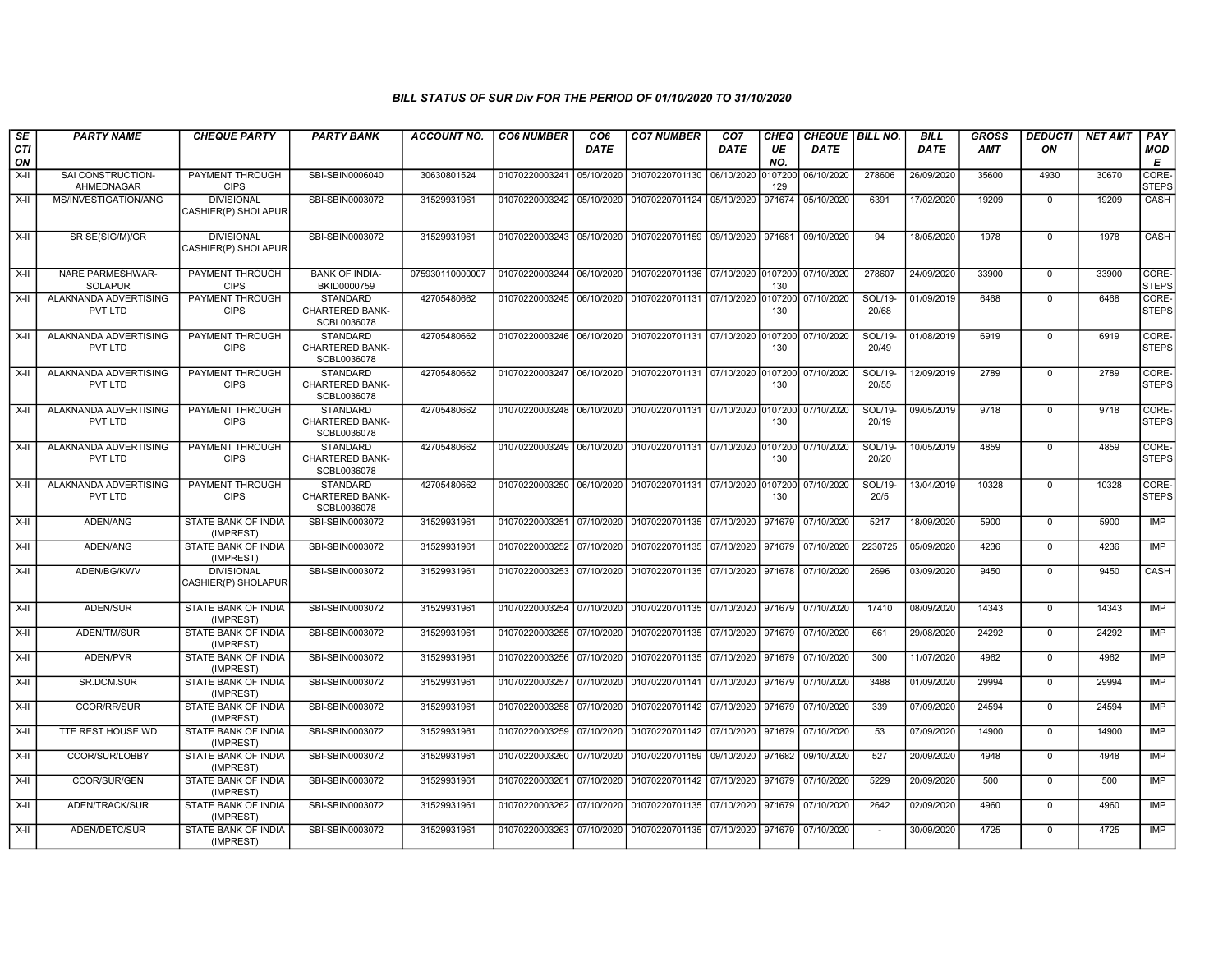## BILL STATUS OF SUR Div FOR THE PERIOD OF 01/10/2020 TO 31/10/2020

| SECTION | PARTY NAME | CHEQUE PARTY | PARTY BANK | ACCOUNT NO. | CO6 NUMBER | CO6 DATE | CO7 NUMBER | CO7 DATE | CHEQUE NO. | CHEQUE DATE | BILL NO. | BILL DATE | GROSS AMT | DEDUCTION | NET AMT | PAY MODE |
|---|---|---|---|---|---|---|---|---|---|---|---|---|---|---|---|---|
| X-II | SAI CONSTRUCTION-AHMEDNAGAR | PAYMENT THROUGH CIPS | SBI-SBIN0006040 | 30630801524 | 01070220003241 | 05/10/2020 | 01070220701130 | 06/10/2020 | 0107200129 | 06/10/2020 | 278606 | 26/09/2020 | 35600 | 4930 | 30670 | CORE-STEPS |
| X-II | MS/INVESTIGATION/ANG | DIVISIONAL CASHIER(P) SHOLAPUR | SBI-SBIN0003072 | 31529931961 | 01070220003242 | 05/10/2020 | 01070220701124 | 05/10/2020 | 971674 | 05/10/2020 | 6391 | 17/02/2020 | 19209 | 0 | 19209 | CASH |
| X-II | SR SE(SIG/M)/GR | DIVISIONAL CASHIER(P) SHOLAPUR | SBI-SBIN0003072 | 31529931961 | 01070220003243 | 05/10/2020 | 01070220701159 | 09/10/2020 | 971681 | 09/10/2020 | 94 | 18/05/2020 | 1978 | 0 | 1978 | CASH |
| X-II | NARE PARMESHWAR-SOLAPUR | PAYMENT THROUGH CIPS | BANK OF INDIA-BKID0000759 | 075930110000007 | 01070220003244 | 06/10/2020 | 01070220701136 | 07/10/2020 | 0107200130 | 07/10/2020 | 278607 | 24/09/2020 | 33900 | 0 | 33900 | CORE-STEPS |
| X-II | ALAKNANDA ADVERTISING PVT LTD | PAYMENT THROUGH CIPS | STANDARD CHARTERED BANK-SCBL0036078 | 42705480662 | 01070220003245 | 06/10/2020 | 01070220701131 | 07/10/2020 | 0107200130 | 07/10/2020 | SOL/19-20/68 | 01/09/2019 | 6468 | 0 | 6468 | CORE-STEPS |
| X-II | ALAKNANDA ADVERTISING PVT LTD | PAYMENT THROUGH CIPS | STANDARD CHARTERED BANK-SCBL0036078 | 42705480662 | 01070220003246 | 06/10/2020 | 01070220701131 | 07/10/2020 | 0107200130 | 07/10/2020 | SOL/19-20/49 | 01/08/2019 | 6919 | 0 | 6919 | CORE-STEPS |
| X-II | ALAKNANDA ADVERTISING PVT LTD | PAYMENT THROUGH CIPS | STANDARD CHARTERED BANK-SCBL0036078 | 42705480662 | 01070220003247 | 06/10/2020 | 01070220701131 | 07/10/2020 | 0107200130 | 07/10/2020 | SOL/19-20/55 | 12/09/2019 | 2789 | 0 | 2789 | CORE-STEPS |
| X-II | ALAKNANDA ADVERTISING PVT LTD | PAYMENT THROUGH CIPS | STANDARD CHARTERED BANK-SCBL0036078 | 42705480662 | 01070220003248 | 06/10/2020 | 01070220701131 | 07/10/2020 | 0107200130 | 07/10/2020 | SOL/19-20/19 | 09/05/2019 | 9718 | 0 | 9718 | CORE-STEPS |
| X-II | ALAKNANDA ADVERTISING PVT LTD | PAYMENT THROUGH CIPS | STANDARD CHARTERED BANK-SCBL0036078 | 42705480662 | 01070220003249 | 06/10/2020 | 01070220701131 | 07/10/2020 | 0107200130 | 07/10/2020 | SOL/19-20/20 | 10/05/2019 | 4859 | 0 | 4859 | CORE-STEPS |
| X-II | ALAKNANDA ADVERTISING PVT LTD | PAYMENT THROUGH CIPS | STANDARD CHARTERED BANK-SCBL0036078 | 42705480662 | 01070220003250 | 06/10/2020 | 01070220701131 | 07/10/2020 | 0107200130 | 07/10/2020 | SOL/19-20/5 | 13/04/2019 | 10328 | 0 | 10328 | CORE-STEPS |
| X-II | ADEN/ANG | STATE BANK OF INDIA (IMPREST) | SBI-SBIN0003072 | 31529931961 | 01070220003251 | 07/10/2020 | 01070220701135 | 07/10/2020 | 971679 | 07/10/2020 | 5217 | 18/09/2020 | 5900 | 0 | 5900 | IMP |
| X-II | ADEN/ANG | STATE BANK OF INDIA (IMPREST) | SBI-SBIN0003072 | 31529931961 | 01070220003252 | 07/10/2020 | 01070220701135 | 07/10/2020 | 971679 | 07/10/2020 | 2230725 | 05/09/2020 | 4236 | 0 | 4236 | IMP |
| X-II | ADEN/BG/KWV | DIVISIONAL CASHIER(P) SHOLAPUR | SBI-SBIN0003072 | 31529931961 | 01070220003253 | 07/10/2020 | 01070220701135 | 07/10/2020 | 971678 | 07/10/2020 | 2696 | 03/09/2020 | 9450 | 0 | 9450 | CASH |
| X-II | ADEN/SUR | STATE BANK OF INDIA (IMPREST) | SBI-SBIN0003072 | 31529931961 | 01070220003254 | 07/10/2020 | 01070220701135 | 07/10/2020 | 971679 | 07/10/2020 | 17410 | 08/09/2020 | 14343 | 0 | 14343 | IMP |
| X-II | ADEN/TM/SUR | STATE BANK OF INDIA (IMPREST) | SBI-SBIN0003072 | 31529931961 | 01070220003255 | 07/10/2020 | 01070220701135 | 07/10/2020 | 971679 | 07/10/2020 | 661 | 29/08/2020 | 24292 | 0 | 24292 | IMP |
| X-II | ADEN/PVR | STATE BANK OF INDIA (IMPREST) | SBI-SBIN0003072 | 31529931961 | 01070220003256 | 07/10/2020 | 01070220701135 | 07/10/2020 | 971679 | 07/10/2020 | 300 | 11/07/2020 | 4962 | 0 | 4962 | IMP |
| X-II | SR.DCM.SUR | STATE BANK OF INDIA (IMPREST) | SBI-SBIN0003072 | 31529931961 | 01070220003257 | 07/10/2020 | 01070220701141 | 07/10/2020 | 971679 | 07/10/2020 | 3488 | 01/09/2020 | 29994 | 0 | 29994 | IMP |
| X-II | CCOR/RR/SUR | STATE BANK OF INDIA (IMPREST) | SBI-SBIN0003072 | 31529931961 | 01070220003258 | 07/10/2020 | 01070220701142 | 07/10/2020 | 971679 | 07/10/2020 | 339 | 07/09/2020 | 24594 | 0 | 24594 | IMP |
| X-II | TTE REST HOUSE WD | STATE BANK OF INDIA (IMPREST) | SBI-SBIN0003072 | 31529931961 | 01070220003259 | 07/10/2020 | 01070220701142 | 07/10/2020 | 971679 | 07/10/2020 | 53 | 07/09/2020 | 14900 | 0 | 14900 | IMP |
| X-II | CCOR/SUR/LOBBY | STATE BANK OF INDIA (IMPREST) | SBI-SBIN0003072 | 31529931961 | 01070220003260 | 07/10/2020 | 01070220701159 | 09/10/2020 | 971682 | 09/10/2020 | 527 | 20/09/2020 | 4948 | 0 | 4948 | IMP |
| X-II | CCOR/SUR/GEN | STATE BANK OF INDIA (IMPREST) | SBI-SBIN0003072 | 31529931961 | 01070220003261 | 07/10/2020 | 01070220701142 | 07/10/2020 | 971679 | 07/10/2020 | 5229 | 20/09/2020 | 500 | 0 | 500 | IMP |
| X-II | ADEN/TRACK/SUR | STATE BANK OF INDIA (IMPREST) | SBI-SBIN0003072 | 31529931961 | 01070220003262 | 07/10/2020 | 01070220701135 | 07/10/2020 | 971679 | 07/10/2020 | 2642 | 02/09/2020 | 4960 | 0 | 4960 | IMP |
| X-II | ADEN/DETC/SUR | STATE BANK OF INDIA (IMPREST) | SBI-SBIN0003072 | 31529931961 | 01070220003263 | 07/10/2020 | 01070220701135 | 07/10/2020 | 971679 | 07/10/2020 | - | 30/09/2020 | 4725 | 0 | 4725 | IMP |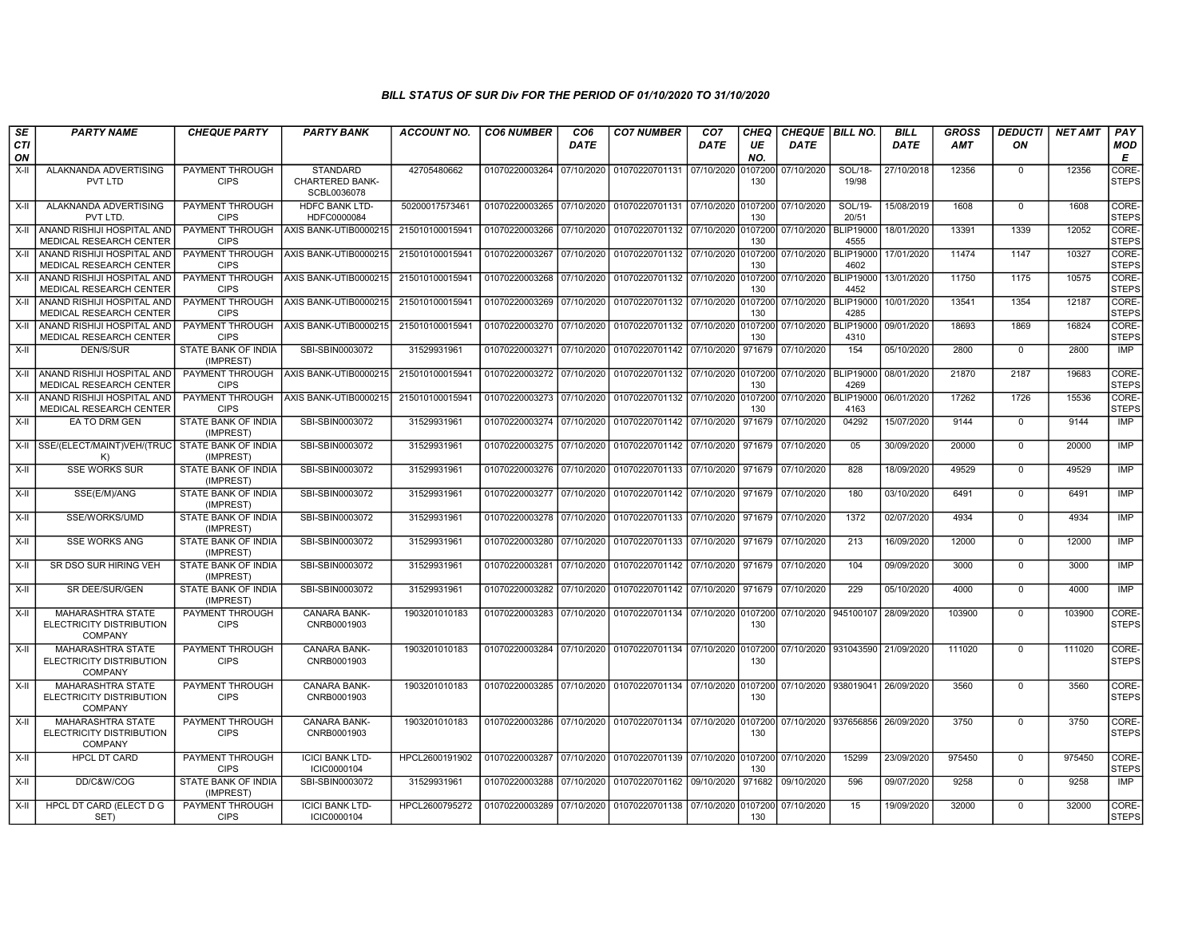# BILL STATUS OF SUR Div FOR THE PERIOD OF 01/10/2020 TO 31/10/2020

| SECTION | PARTY NAME | CHEQUE PARTY | PARTY BANK | ACCOUNT NO. | CO6 NUMBER | CO6 DATE | CO7 NUMBER | CO7 DATE | CHEQUE NO. | CHEQUE DATE | BILL NO. | BILL DATE | GROSS AMT | DEDUCTION | NET AMT | PAY MODE |
|---|---|---|---|---|---|---|---|---|---|---|---|---|---|---|---|---|
| X-II | ALAKNANDA ADVERTISING PVT LTD | PAYMENT THROUGH CIPS | STANDARD CHARTERED BANK-SCBL0036078 | 42705480662 | 01070220003264 | 07/10/2020 | 01070220701131 | 07/10/2020 | 0107200130 | 07/10/2020 | SOL/18-19/98 | 27/10/2018 | 12356 | 0 | 12356 | CORE-STEPS |
| X-II | ALAKNANDA ADVERTISING PVT LTD. | PAYMENT THROUGH CIPS | HDFC BANK LTD-HDFC0000084 | 50200017573461 | 01070220003265 | 07/10/2020 | 01070220701131 | 07/10/2020 | 0107200130 | 07/10/2020 | SOL/19-20/51 | 15/08/2019 | 1608 | 0 | 1608 | CORE-STEPS |
| X-II | ANAND RISHIJI HOSPITAL AND MEDICAL RESEARCH CENTER | PAYMENT THROUGH CIPS | AXIS BANK-UTIB0000215 | 215010100015941 | 01070220003266 | 07/10/2020 | 01070220701132 | 07/10/2020 | 0107200130 | 07/10/2020 | BLIP190004555 | 18/01/2020 | 13391 | 1339 | 12052 | CORE-STEPS |
| X-II | ANAND RISHIJI HOSPITAL AND MEDICAL RESEARCH CENTER | PAYMENT THROUGH CIPS | AXIS BANK-UTIB0000215 | 215010100015941 | 01070220003267 | 07/10/2020 | 01070220701132 | 07/10/2020 | 0107200130 | 07/10/2020 | BLIP190004602 | 17/01/2020 | 11474 | 1147 | 10327 | CORE-STEPS |
| X-II | ANAND RISHIJI HOSPITAL AND MEDICAL RESEARCH CENTER | PAYMENT THROUGH CIPS | AXIS BANK-UTIB0000215 | 215010100015941 | 01070220003268 | 07/10/2020 | 01070220701132 | 07/10/2020 | 0107200130 | 07/10/2020 | BLIP190004452 | 13/01/2020 | 11750 | 1175 | 10575 | CORE-STEPS |
| X-II | ANAND RISHIJI HOSPITAL AND MEDICAL RESEARCH CENTER | PAYMENT THROUGH CIPS | AXIS BANK-UTIB0000215 | 215010100015941 | 01070220003269 | 07/10/2020 | 01070220701132 | 07/10/2020 | 0107200130 | 07/10/2020 | BLIP190004285 | 10/01/2020 | 13541 | 1354 | 12187 | CORE-STEPS |
| X-II | ANAND RISHIJI HOSPITAL AND MEDICAL RESEARCH CENTER | PAYMENT THROUGH CIPS | AXIS BANK-UTIB0000215 | 215010100015941 | 01070220003270 | 07/10/2020 | 01070220701132 | 07/10/2020 | 0107200130 | 07/10/2020 | BLIP190004310 | 09/01/2020 | 18693 | 1869 | 16824 | CORE-STEPS |
| X-II | DEN/S/SUR | STATE BANK OF INDIA (IMPREST) | SBI-SBIN0003072 | 31529931961 | 01070220003271 | 07/10/2020 | 01070220701142 | 07/10/2020 | 971679 | 07/10/2020 | 154 | 05/10/2020 | 2800 | 0 | 2800 | IMP |
| X-II | ANAND RISHIJI HOSPITAL AND MEDICAL RESEARCH CENTER | PAYMENT THROUGH CIPS | AXIS BANK-UTIB0000215 | 215010100015941 | 01070220003272 | 07/10/2020 | 01070220701132 | 07/10/2020 | 0107200130 | 07/10/2020 | BLIP190004269 | 08/01/2020 | 21870 | 2187 | 19683 | CORE-STEPS |
| X-II | ANAND RISHIJI HOSPITAL AND MEDICAL RESEARCH CENTER | PAYMENT THROUGH CIPS | AXIS BANK-UTIB0000215 | 215010100015941 | 01070220003273 | 07/10/2020 | 01070220701132 | 07/10/2020 | 0107200130 | 07/10/2020 | BLIP190004163 | 06/01/2020 | 17262 | 1726 | 15536 | CORE-STEPS |
| X-II | EA TO DRM GEN | STATE BANK OF INDIA (IMPREST) | SBI-SBIN0003072 | 31529931961 | 01070220003274 | 07/10/2020 | 01070220701142 | 07/10/2020 | 971679 | 07/10/2020 | 04292 | 15/07/2020 | 9144 | 0 | 9144 | IMP |
| X-II | SSE/(ELECT/MAINT)VEH/(TRUCK) | STATE BANK OF INDIA (IMPREST) | SBI-SBIN0003072 | 31529931961 | 01070220003275 | 07/10/2020 | 01070220701142 | 07/10/2020 | 971679 | 07/10/2020 | 05 | 30/09/2020 | 20000 | 0 | 20000 | IMP |
| X-II | SSE WORKS SUR | STATE BANK OF INDIA (IMPREST) | SBI-SBIN0003072 | 31529931961 | 01070220003276 | 07/10/2020 | 01070220701133 | 07/10/2020 | 971679 | 07/10/2020 | 828 | 18/09/2020 | 49529 | 0 | 49529 | IMP |
| X-II | SSE(E/M)/ANG | STATE BANK OF INDIA (IMPREST) | SBI-SBIN0003072 | 31529931961 | 01070220003277 | 07/10/2020 | 01070220701142 | 07/10/2020 | 971679 | 07/10/2020 | 180 | 03/10/2020 | 6491 | 0 | 6491 | IMP |
| X-II | SSE/WORKS/UMD | STATE BANK OF INDIA (IMPREST) | SBI-SBIN0003072 | 31529931961 | 01070220003278 | 07/10/2020 | 01070220701133 | 07/10/2020 | 971679 | 07/10/2020 | 1372 | 02/07/2020 | 4934 | 0 | 4934 | IMP |
| X-II | SSE WORKS ANG | STATE BANK OF INDIA (IMPREST) | SBI-SBIN0003072 | 31529931961 | 01070220003280 | 07/10/2020 | 01070220701133 | 07/10/2020 | 971679 | 07/10/2020 | 213 | 16/09/2020 | 12000 | 0 | 12000 | IMP |
| X-II | SR DSO SUR HIRING VEH | STATE BANK OF INDIA (IMPREST) | SBI-SBIN0003072 | 31529931961 | 01070220003281 | 07/10/2020 | 01070220701142 | 07/10/2020 | 971679 | 07/10/2020 | 104 | 09/09/2020 | 3000 | 0 | 3000 | IMP |
| X-II | SR DEE/SUR/GEN | STATE BANK OF INDIA (IMPREST) | SBI-SBIN0003072 | 31529931961 | 01070220003282 | 07/10/2020 | 01070220701142 | 07/10/2020 | 971679 | 07/10/2020 | 229 | 05/10/2020 | 4000 | 0 | 4000 | IMP |
| X-II | MAHARASHTRA STATE ELECTRICITY DISTRIBUTION COMPANY | PAYMENT THROUGH CIPS | CANARA BANK-CNRB0001903 | 1903201010183 | 01070220003283 | 07/10/2020 | 01070220701134 | 07/10/2020 | 0107200130 | 07/10/2020 | 945100107 | 28/09/2020 | 103900 | 0 | 103900 | CORE-STEPS |
| X-II | MAHARASHTRA STATE ELECTRICITY DISTRIBUTION COMPANY | PAYMENT THROUGH CIPS | CANARA BANK-CNRB0001903 | 1903201010183 | 01070220003284 | 07/10/2020 | 01070220701134 | 07/10/2020 | 0107200130 | 07/10/2020 | 931043590 | 21/09/2020 | 111020 | 0 | 111020 | CORE-STEPS |
| X-II | MAHARASHTRA STATE ELECTRICITY DISTRIBUTION COMPANY | PAYMENT THROUGH CIPS | CANARA BANK-CNRB0001903 | 1903201010183 | 01070220003285 | 07/10/2020 | 01070220701134 | 07/10/2020 | 0107200130 | 07/10/2020 | 938019041 | 26/09/2020 | 3560 | 0 | 3560 | CORE-STEPS |
| X-II | MAHARASHTRA STATE ELECTRICITY DISTRIBUTION COMPANY | PAYMENT THROUGH CIPS | CANARA BANK-CNRB0001903 | 1903201010183 | 01070220003286 | 07/10/2020 | 01070220701134 | 07/10/2020 | 0107200130 | 07/10/2020 | 937656856 | 26/09/2020 | 3750 | 0 | 3750 | CORE-STEPS |
| X-II | HPCL DT CARD | PAYMENT THROUGH CIPS | ICICI BANK LTD-ICIC0000104 | HPCL2600191902 | 01070220003287 | 07/10/2020 | 01070220701139 | 07/10/2020 | 0107200130 | 07/10/2020 | 15299 | 23/09/2020 | 975450 | 0 | 975450 | CORE-STEPS |
| X-II | DD/C&W/COG | STATE BANK OF INDIA (IMPREST) | SBI-SBIN0003072 | 31529931961 | 01070220003288 | 07/10/2020 | 01070220701162 | 09/10/2020 | 971682 | 09/10/2020 | 596 | 09/07/2020 | 9258 | 0 | 9258 | IMP |
| X-II | HPCL DT CARD (ELECT D G SET) | PAYMENT THROUGH CIPS | ICICI BANK LTD-ICIC0000104 | HPCL2600795272 | 01070220003289 | 07/10/2020 | 01070220701138 | 07/10/2020 | 0107200130 | 07/10/2020 | 15 | 19/09/2020 | 32000 | 0 | 32000 | CORE-STEPS |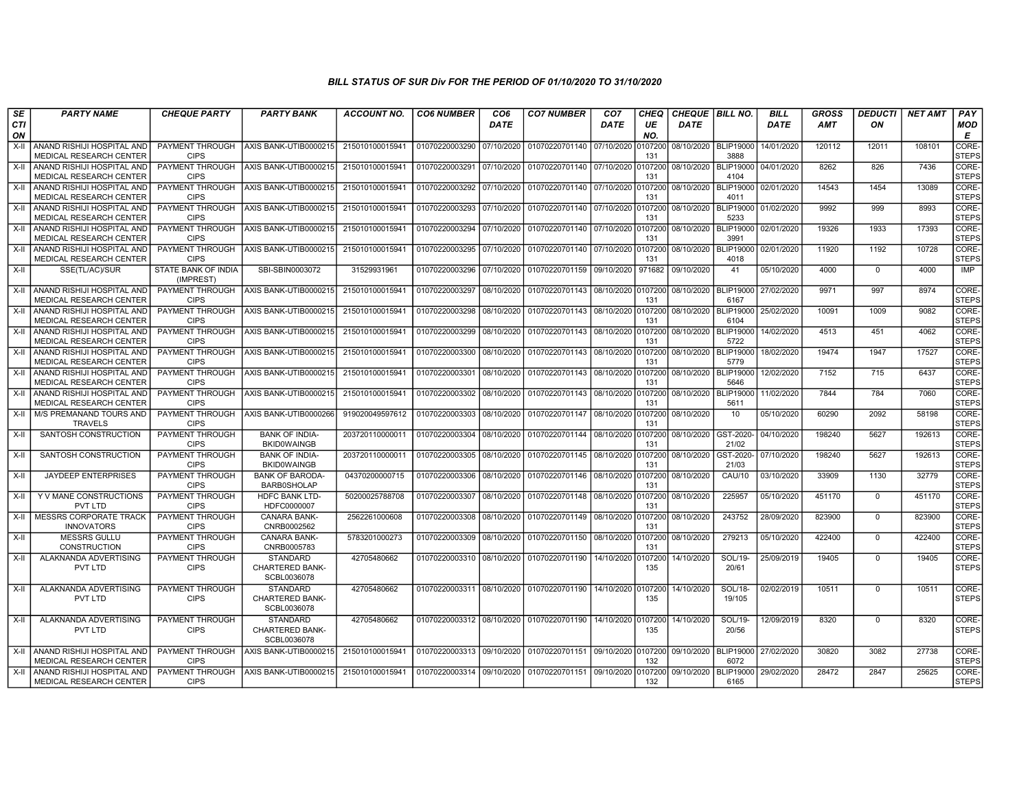### BILL STATUS OF SUR Div FOR THE PERIOD OF 01/10/2020 TO 31/10/2020

| SECTION | PARTY NAME | CHEQUE PARTY | PARTY BANK | ACCOUNT NO. | CO6 NUMBER | CO6 DATE | CO7 NUMBER | CO7 DATE | CHEQUE NO. | CHEQUE DATE | BILL NO. | BILL DATE | GROSS AMT | DEDUCTION | NET AMT | PAY MODE |
|---|---|---|---|---|---|---|---|---|---|---|---|---|---|---|---|---|
| X-II | ANAND RISHIJI HOSPITAL AND MEDICAL RESEARCH CENTER | PAYMENT THROUGH CIPS | AXIS BANK-UTIB0000215 | 215010100015941 | 01070220003290 | 07/10/2020 | 01070220701140 | 07/10/2020 | 0107200131 | 08/10/2020 | BLIP190003888 | 14/01/2020 | 120112 | 12011 | 108101 | CORE-STEPS |
| X-II | ANAND RISHIJI HOSPITAL AND MEDICAL RESEARCH CENTER | PAYMENT THROUGH CIPS | AXIS BANK-UTIB0000215 | 215010100015941 | 01070220003291 | 07/10/2020 | 01070220701140 | 07/10/2020 | 0107200131 | 08/10/2020 | BLIP190004104 | 04/01/2020 | 8262 | 826 | 7436 | CORE-STEPS |
| X-II | ANAND RISHIJI HOSPITAL AND MEDICAL RESEARCH CENTER | PAYMENT THROUGH CIPS | AXIS BANK-UTIB0000215 | 215010100015941 | 01070220003292 | 07/10/2020 | 01070220701140 | 07/10/2020 | 0107200131 | 08/10/2020 | BLIP190004011 | 02/01/2020 | 14543 | 1454 | 13089 | CORE-STEPS |
| X-II | ANAND RISHIJI HOSPITAL AND MEDICAL RESEARCH CENTER | PAYMENT THROUGH CIPS | AXIS BANK-UTIB0000215 | 215010100015941 | 01070220003293 | 07/10/2020 | 01070220701140 | 07/10/2020 | 0107200131 | 08/10/2020 | BLIP190005233 | 01/02/2020 | 9992 | 999 | 8993 | CORE-STEPS |
| X-II | ANAND RISHIJI HOSPITAL AND MEDICAL RESEARCH CENTER | PAYMENT THROUGH CIPS | AXIS BANK-UTIB0000215 | 215010100015941 | 01070220003294 | 07/10/2020 | 01070220701140 | 07/10/2020 | 0107200131 | 08/10/2020 | BLIP190003991 | 02/01/2020 | 19326 | 1933 | 17393 | CORE-STEPS |
| X-II | ANAND RISHIJI HOSPITAL AND MEDICAL RESEARCH CENTER | PAYMENT THROUGH CIPS | AXIS BANK-UTIB0000215 | 215010100015941 | 01070220003295 | 07/10/2020 | 01070220701140 | 07/10/2020 | 0107200131 | 08/10/2020 | BLIP190004018 | 02/01/2020 | 11920 | 1192 | 10728 | CORE-STEPS |
| X-II | SSE(TL/AC)/SUR | STATE BANK OF INDIA (IMPREST) | SBI-SBIN0003072 | 31529931961 | 01070220003296 | 07/10/2020 | 01070220701159 | 09/10/2020 | 971682 | 09/10/2020 | 41 | 05/10/2020 | 4000 | 0 | 4000 | IMP |
| X-II | ANAND RISHIJI HOSPITAL AND MEDICAL RESEARCH CENTER | PAYMENT THROUGH CIPS | AXIS BANK-UTIB0000215 | 215010100015941 | 01070220003297 | 08/10/2020 | 01070220701143 | 08/10/2020 | 0107200131 | 08/10/2020 | BLIP190006167 | 27/02/2020 | 9971 | 997 | 8974 | CORE-STEPS |
| X-II | ANAND RISHIJI HOSPITAL AND MEDICAL RESEARCH CENTER | PAYMENT THROUGH CIPS | AXIS BANK-UTIB0000215 | 215010100015941 | 01070220003298 | 08/10/2020 | 01070220701143 | 08/10/2020 | 0107200131 | 08/10/2020 | BLIP190006104 | 25/02/2020 | 10091 | 1009 | 9082 | CORE-STEPS |
| X-II | ANAND RISHIJI HOSPITAL AND MEDICAL RESEARCH CENTER | PAYMENT THROUGH CIPS | AXIS BANK-UTIB0000215 | 215010100015941 | 01070220003299 | 08/10/2020 | 01070220701143 | 08/10/2020 | 0107200131 | 08/10/2020 | BLIP190005722 | 14/02/2020 | 4513 | 451 | 4062 | CORE-STEPS |
| X-II | ANAND RISHIJI HOSPITAL AND MEDICAL RESEARCH CENTER | PAYMENT THROUGH CIPS | AXIS BANK-UTIB0000215 | 215010100015941 | 01070220003300 | 08/10/2020 | 01070220701143 | 08/10/2020 | 0107200131 | 08/10/2020 | BLIP190005779 | 18/02/2020 | 19474 | 1947 | 17527 | CORE-STEPS |
| X-II | ANAND RISHIJI HOSPITAL AND MEDICAL RESEARCH CENTER | PAYMENT THROUGH CIPS | AXIS BANK-UTIB0000215 | 215010100015941 | 01070220003301 | 08/10/2020 | 01070220701143 | 08/10/2020 | 0107200131 | 08/10/2020 | BLIP190005646 | 12/02/2020 | 7152 | 715 | 6437 | CORE-STEPS |
| X-II | ANAND RISHIJI HOSPITAL AND MEDICAL RESEARCH CENTER | PAYMENT THROUGH CIPS | AXIS BANK-UTIB0000215 | 215010100015941 | 01070220003302 | 08/10/2020 | 01070220701143 | 08/10/2020 | 0107200131 | 08/10/2020 | BLIP190005611 | 11/02/2020 | 7844 | 784 | 7060 | CORE-STEPS |
| X-II | M/S PREMANAND TOURS AND TRAVELS | PAYMENT THROUGH CIPS | AXIS BANK-UTIB0000266 | 919020049597612 | 01070220003303 | 08/10/2020 | 01070220701147 | 08/10/2020 | 0107200131 | 08/10/2020 | 10 | 05/10/2020 | 60290 | 2092 | 58198 | CORE-STEPS |
| X-II | SANTOSH CONSTRUCTION | PAYMENT THROUGH CIPS | BANK OF INDIA-BKID0WAINGB | 203720110000011 | 01070220003304 | 08/10/2020 | 01070220701144 | 08/10/2020 | 0107200131 | 08/10/2020 | GST-2020-21/02 | 04/10/2020 | 198240 | 5627 | 192613 | CORE-STEPS |
| X-II | SANTOSH CONSTRUCTION | PAYMENT THROUGH CIPS | BANK OF INDIA-BKID0WAINGB | 203720110000011 | 01070220003305 | 08/10/2020 | 01070220701145 | 08/10/2020 | 0107200131 | 08/10/2020 | GST-2020-21/03 | 07/10/2020 | 198240 | 5627 | 192613 | CORE-STEPS |
| X-II | JAYDEEP ENTERPRISES | PAYMENT THROUGH CIPS | BANK OF BARODA-BARB0SHOLAP | 04370200000715 | 01070220003306 | 08/10/2020 | 01070220701146 | 08/10/2020 | 0107200131 | 08/10/2020 | CAU/10 | 03/10/2020 | 33909 | 1130 | 32779 | CORE-STEPS |
| X-II | Y V MANE CONSTRUCTIONS PVT LTD | PAYMENT THROUGH CIPS | HDFC BANK LTD-HDFC0000007 | 50200025788708 | 01070220003307 | 08/10/2020 | 01070220701148 | 08/10/2020 | 0107200131 | 08/10/2020 | 225957 | 05/10/2020 | 451170 | 0 | 451170 | CORE-STEPS |
| X-II | MESSRS CORPORATE TRACK INNOVATORS | PAYMENT THROUGH CIPS | CANARA BANK-CNRB0002562 | 2562261000608 | 01070220003308 | 08/10/2020 | 01070220701149 | 08/10/2020 | 0107200131 | 08/10/2020 | 243752 | 28/09/2020 | 823900 | 0 | 823900 | CORE-STEPS |
| X-II | MESSRS GULLU CONSTRUCTION | PAYMENT THROUGH CIPS | CANARA BANK-CNRB0005783 | 5783201000273 | 01070220003309 | 08/10/2020 | 01070220701150 | 08/10/2020 | 0107200131 | 08/10/2020 | 279213 | 05/10/2020 | 422400 | 0 | 422400 | CORE-STEPS |
| X-II | ALAKNANDA ADVERTISING PVT LTD | PAYMENT THROUGH CIPS | STANDARD CHARTERED BANK-SCBL0036078 | 42705480662 | 01070220003310 | 08/10/2020 | 01070220701190 | 14/10/2020 | 0107200135 | 14/10/2020 | SOL/19-20/61 | 25/09/2019 | 19405 | 0 | 19405 | CORE-STEPS |
| X-II | ALAKNANDA ADVERTISING PVT LTD | PAYMENT THROUGH CIPS | STANDARD CHARTERED BANK-SCBL0036078 | 42705480662 | 01070220003311 | 08/10/2020 | 01070220701190 | 14/10/2020 | 0107200135 | 14/10/2020 | SOL/18-19/105 | 02/02/2019 | 10511 | 0 | 10511 | CORE-STEPS |
| X-II | ALAKNANDA ADVERTISING PVT LTD | PAYMENT THROUGH CIPS | STANDARD CHARTERED BANK-SCBL0036078 | 42705480662 | 01070220003312 | 08/10/2020 | 01070220701190 | 14/10/2020 | 0107200135 | 14/10/2020 | SOL/19-20/56 | 12/09/2019 | 8320 | 0 | 8320 | CORE-STEPS |
| X-II | ANAND RISHIJI HOSPITAL AND MEDICAL RESEARCH CENTER | PAYMENT THROUGH CIPS | AXIS BANK-UTIB0000215 | 215010100015941 | 01070220003313 | 09/10/2020 | 01070220701151 | 09/10/2020 | 0107200132 | 09/10/2020 | BLIP190006072 | 27/02/2020 | 30820 | 3082 | 27738 | CORE-STEPS |
| X-II | ANAND RISHIJI HOSPITAL AND MEDICAL RESEARCH CENTER | PAYMENT THROUGH CIPS | AXIS BANK-UTIB0000215 | 215010100015941 | 01070220003314 | 09/10/2020 | 01070220701151 | 09/10/2020 | 0107200132 | 09/10/2020 | BLIP190006165 | 29/02/2020 | 28472 | 2847 | 25625 | CORE-STEPS |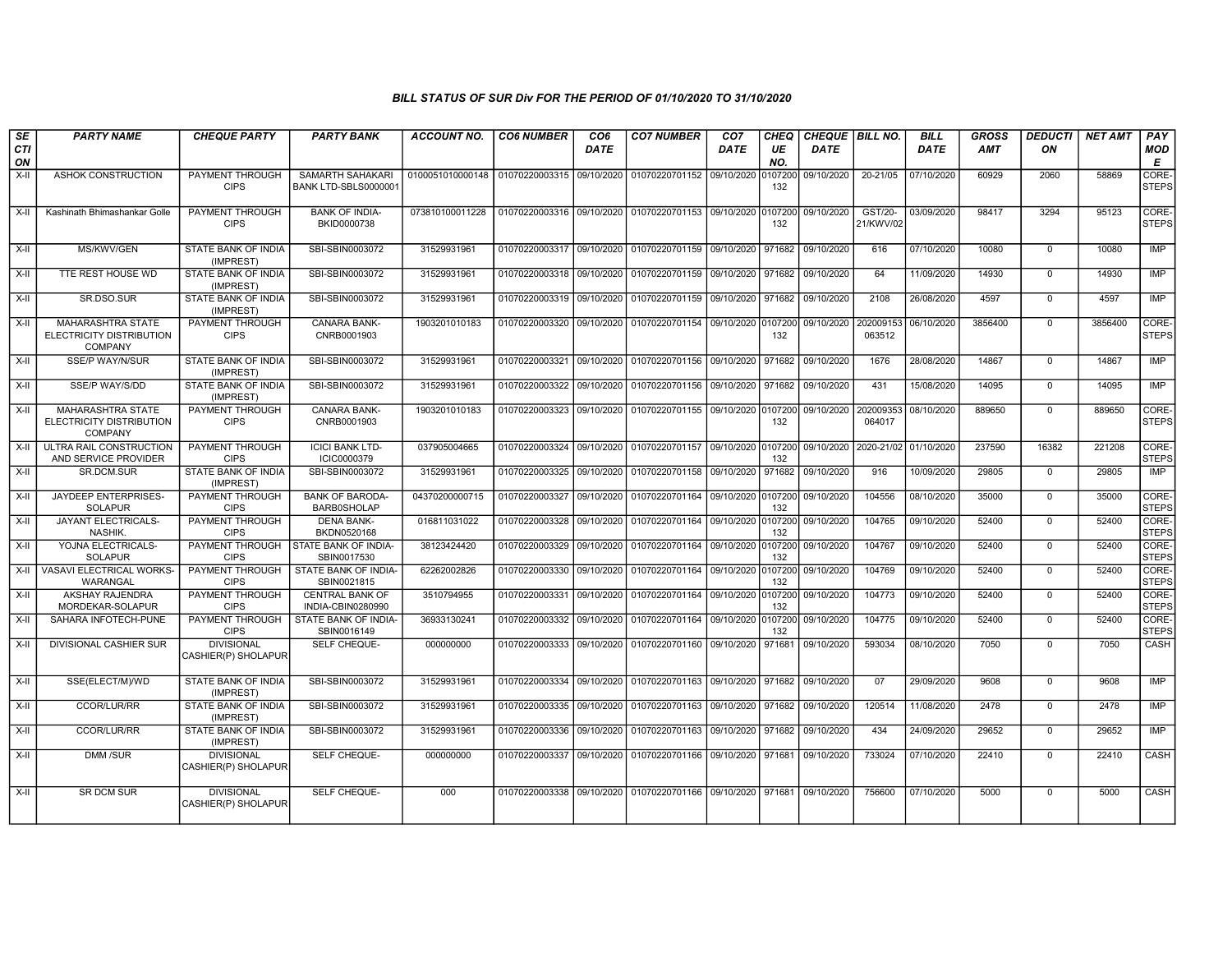## BILL STATUS OF SUR Div FOR THE PERIOD OF 01/10/2020 TO 31/10/2020

| SECTION | PARTY NAME | CHEQUE PARTY | PARTY BANK | ACCOUNT NO. | CO6 NUMBER | CO6 DATE | CO7 NUMBER | CO7 DATE | CHEQUE NO. | CHEQUE DATE | BILL NO. | BILL DATE | GROSS AMT | DEDUCTION | NET AMT | PAY MODE |
|---|---|---|---|---|---|---|---|---|---|---|---|---|---|---|---|---|
| X-II | ASHOK CONSTRUCTION | PAYMENT THROUGH CIPS | SAMARTH SAHAKARI BANK LTD-SBLS0000001 | 0100051010000148 | 01070220003315 | 09/10/2020 | 01070220701152 | 09/10/2020 | 0107200132 | 09/10/2020 | 20-21/05 | 07/10/2020 | 60929 | 2060 | 58869 | CORE-STEPS |
| X-II | Kashinath Bhimashankar Golle | PAYMENT THROUGH CIPS | BANK OF INDIA-BKID0000738 | 073810100011228 | 01070220003316 | 09/10/2020 | 01070220701153 | 09/10/2020 | 0107200132 | 09/10/2020 | GST/20-21/KWV/02 | 03/09/2020 | 98417 | 3294 | 95123 | CORE-STEPS |
| X-II | MS/KWV/GEN | STATE BANK OF INDIA (IMPREST) | SBI-SBIN0003072 | 31529931961 | 01070220003317 | 09/10/2020 | 01070220701159 | 09/10/2020 | 971682 | 09/10/2020 | 616 | 07/10/2020 | 10080 | 0 | 10080 | IMP |
| X-II | TTE REST HOUSE WD | STATE BANK OF INDIA (IMPREST) | SBI-SBIN0003072 | 31529931961 | 01070220003318 | 09/10/2020 | 01070220701159 | 09/10/2020 | 971682 | 09/10/2020 | 64 | 11/09/2020 | 14930 | 0 | 14930 | IMP |
| X-II | SR.DSO.SUR | STATE BANK OF INDIA (IMPREST) | SBI-SBIN0003072 | 31529931961 | 01070220003319 | 09/10/2020 | 01070220701159 | 09/10/2020 | 971682 | 09/10/2020 | 2108 | 26/08/2020 | 4597 | 0 | 4597 | IMP |
| X-II | MAHARASHTRA STATE ELECTRICITY DISTRIBUTION COMPANY | PAYMENT THROUGH CIPS | CANARA BANK-CNRB0001903 | 1903201010183 | 01070220003320 | 09/10/2020 | 01070220701154 | 09/10/2020 | 0107200132 | 09/10/2020 | 202009153063512 | 06/10/2020 | 3856400 | 0 | 3856400 | CORE-STEPS |
| X-II | SSE/P WAY/N/SUR | STATE BANK OF INDIA (IMPREST) | SBI-SBIN0003072 | 31529931961 | 01070220003321 | 09/10/2020 | 01070220701156 | 09/10/2020 | 971682 | 09/10/2020 | 1676 | 28/08/2020 | 14867 | 0 | 14867 | IMP |
| X-II | SSE/P WAY/S/DD | STATE BANK OF INDIA (IMPREST) | SBI-SBIN0003072 | 31529931961 | 01070220003322 | 09/10/2020 | 01070220701156 | 09/10/2020 | 971682 | 09/10/2020 | 431 | 15/08/2020 | 14095 | 0 | 14095 | IMP |
| X-II | MAHARASHTRA STATE ELECTRICITY DISTRIBUTION COMPANY | PAYMENT THROUGH CIPS | CANARA BANK-CNRB0001903 | 1903201010183 | 01070220003323 | 09/10/2020 | 01070220701155 | 09/10/2020 | 0107200132 | 09/10/2020 | 202009353064017 | 08/10/2020 | 889650 | 0 | 889650 | CORE-STEPS |
| X-II | ULTRA RAIL CONSTRUCTION AND SERVICE PROVIDER | PAYMENT THROUGH CIPS | ICICI BANK LTD-ICIC0000379 | 037905004665 | 01070220003324 | 09/10/2020 | 01070220701157 | 09/10/2020 | 0107200132 | 09/10/2020 | 2020-21/02 | 01/10/2020 | 237590 | 16382 | 221208 | CORE-STEPS |
| X-II | SR.DCM.SUR | STATE BANK OF INDIA (IMPREST) | SBI-SBIN0003072 | 31529931961 | 01070220003325 | 09/10/2020 | 01070220701158 | 09/10/2020 | 971682 | 09/10/2020 | 916 | 10/09/2020 | 29805 | 0 | 29805 | IMP |
| X-II | JAYDEEP ENTERPRISES-SOLAPUR | PAYMENT THROUGH CIPS | BANK OF BARODA-BARB0SHOLAP | 04370200000715 | 01070220003327 | 09/10/2020 | 01070220701164 | 09/10/2020 | 0107200132 | 09/10/2020 | 104556 | 08/10/2020 | 35000 | 0 | 35000 | CORE-STEPS |
| X-II | JAYANT ELECTRICALS-NASHIK. | PAYMENT THROUGH CIPS | DENA BANK-BKDN0520168 | 016811031022 | 01070220003328 | 09/10/2020 | 01070220701164 | 09/10/2020 | 0107200132 | 09/10/2020 | 104765 | 09/10/2020 | 52400 | 0 | 52400 | CORE-STEPS |
| X-II | YOJNA ELECTRICALS-SOLAPUR | PAYMENT THROUGH CIPS | STATE BANK OF INDIA-SBIN0017530 | 38123424420 | 01070220003329 | 09/10/2020 | 01070220701164 | 09/10/2020 | 0107200132 | 09/10/2020 | 104767 | 09/10/2020 | 52400 | 0 | 52400 | CORE-STEPS |
| X-II | VASAVI ELECTRICAL WORKS-WARANGAL | PAYMENT THROUGH CIPS | STATE BANK OF INDIA-SBIN0021815 | 62262002826 | 01070220003330 | 09/10/2020 | 01070220701164 | 09/10/2020 | 0107200132 | 09/10/2020 | 104769 | 09/10/2020 | 52400 | 0 | 52400 | CORE-STEPS |
| X-II | AKSHAY RAJENDRA MORDEKAR-SOLAPUR | PAYMENT THROUGH CIPS | CENTRAL BANK OF INDIA-CBIN0280990 | 3510794955 | 01070220003331 | 09/10/2020 | 01070220701164 | 09/10/2020 | 0107200132 | 09/10/2020 | 104773 | 09/10/2020 | 52400 | 0 | 52400 | CORE-STEPS |
| X-II | SAHARA INFOTECH-PUNE | PAYMENT THROUGH CIPS | STATE BANK OF INDIA-SBIN0016149 | 36933130241 | 01070220003332 | 09/10/2020 | 01070220701164 | 09/10/2020 | 0107200132 | 09/10/2020 | 104775 | 09/10/2020 | 52400 | 0 | 52400 | CORE-STEPS |
| X-II | DIVISIONAL CASHIER SUR | DIVISIONAL CASHIER(P) SHOLAPUR | SELF CHEQUE- | 000000000 | 01070220003333 | 09/10/2020 | 01070220701160 | 09/10/2020 | 971681 | 09/10/2020 | 593034 | 08/10/2020 | 7050 | 0 | 7050 | CASH |
| X-II | SSE(ELECT/M)/WD | STATE BANK OF INDIA (IMPREST) | SBI-SBIN0003072 | 31529931961 | 01070220003334 | 09/10/2020 | 01070220701163 | 09/10/2020 | 971682 | 09/10/2020 | 07 | 29/09/2020 | 9608 | 0 | 9608 | IMP |
| X-II | CCOR/LUR/RR | STATE BANK OF INDIA (IMPREST) | SBI-SBIN0003072 | 31529931961 | 01070220003335 | 09/10/2020 | 01070220701163 | 09/10/2020 | 971682 | 09/10/2020 | 120514 | 11/08/2020 | 2478 | 0 | 2478 | IMP |
| X-II | CCOR/LUR/RR | STATE BANK OF INDIA (IMPREST) | SBI-SBIN0003072 | 31529931961 | 01070220003336 | 09/10/2020 | 01070220701163 | 09/10/2020 | 971682 | 09/10/2020 | 434 | 24/09/2020 | 29652 | 0 | 29652 | IMP |
| X-II | DMM /SUR | DIVISIONAL CASHIER(P) SHOLAPUR | SELF CHEQUE- | 000000000 | 01070220003337 | 09/10/2020 | 01070220701166 | 09/10/2020 | 971681 | 09/10/2020 | 733024 | 07/10/2020 | 22410 | 0 | 22410 | CASH |
| X-II | SR DCM SUR | DIVISIONAL CASHIER(P) SHOLAPUR | SELF CHEQUE- | 000 | 01070220003338 | 09/10/2020 | 01070220701166 | 09/10/2020 | 971681 | 09/10/2020 | 756600 | 07/10/2020 | 5000 | 0 | 5000 | CASH |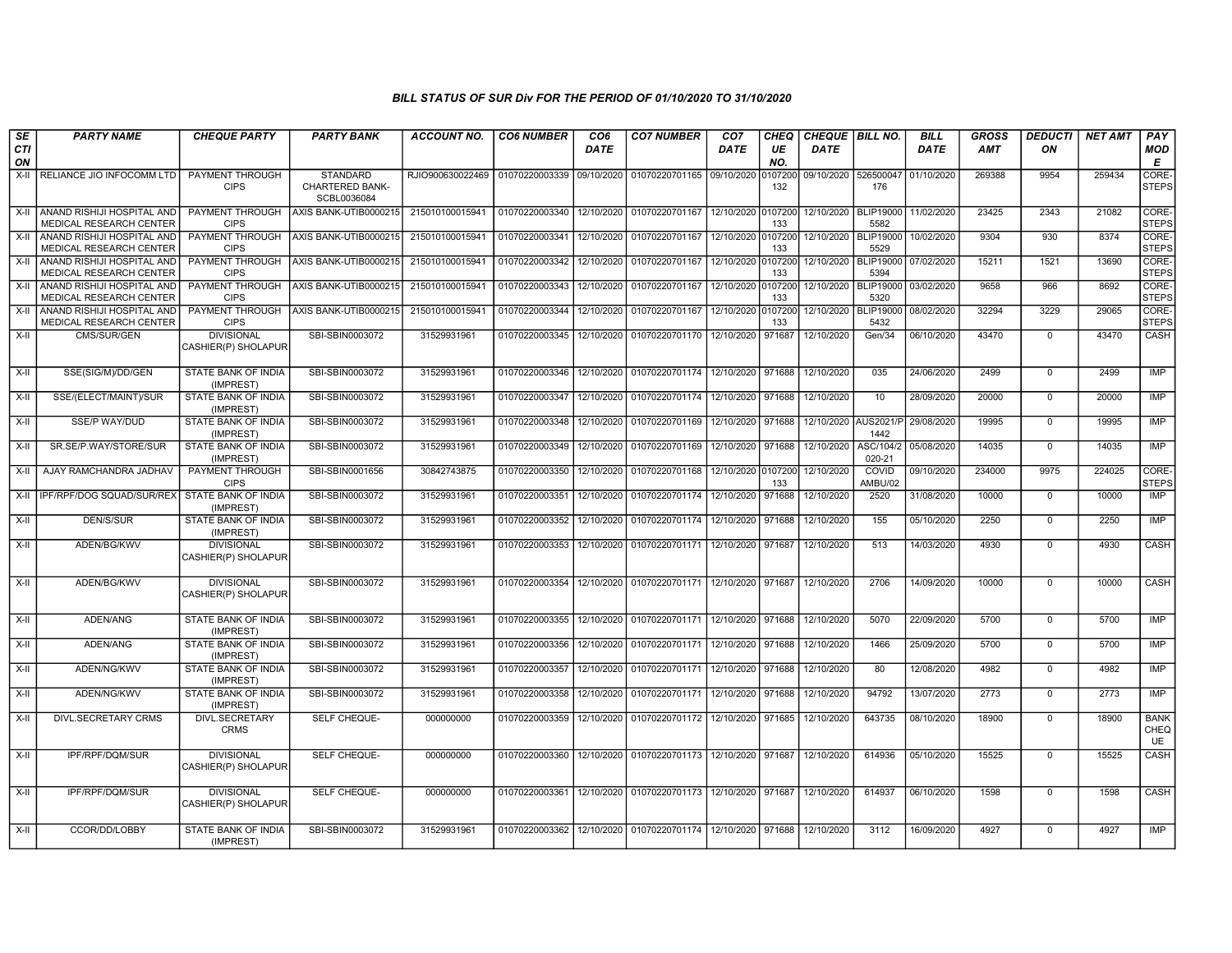### BILL STATUS OF SUR Div FOR THE PERIOD OF 01/10/2020 TO 31/10/2020

| SECTION | PARTY NAME | CHEQUE PARTY | PARTY BANK | ACCOUNT NO. | CO6 NUMBER | CO6 DATE | CO7 NUMBER | CO7 DATE | CHEQUE NO. | CHEQUE DATE | BILL NO. | BILL DATE | GROSS AMT | DEDUCTION | NET AMT | PAY MODE |
|---|---|---|---|---|---|---|---|---|---|---|---|---|---|---|---|---|
| X-II | RELIANCE JIO INFOCOMM LTD | PAYMENT THROUGH CIPS | STANDARD CHARTERED BANK-SCBL0036084 | RJIO900630022469 | 01070220003339 | 09/10/2020 | 01070220701165 | 09/10/2020 | 0107200132 | 09/10/2020 | 526500047176 | 01/10/2020 | 269388 | 9954 | 259434 | CORE-STEPS |
| X-II | ANAND RISHIJI HOSPITAL AND MEDICAL RESEARCH CENTER | PAYMENT THROUGH CIPS | AXIS BANK-UTIB0000215 | 215010100015941 | 01070220003340 | 12/10/2020 | 01070220701167 | 12/10/2020 | 0107200133 | 12/10/2020 | BLIP190005582 | 11/02/2020 | 23425 | 2343 | 21082 | CORE-STEPS |
| X-II | ANAND RISHIJI HOSPITAL AND MEDICAL RESEARCH CENTER | PAYMENT THROUGH CIPS | AXIS BANK-UTIB0000215 | 215010100015941 | 01070220003341 | 12/10/2020 | 01070220701167 | 12/10/2020 | 0107200133 | 12/10/2020 | BLIP190005529 | 10/02/2020 | 9304 | 930 | 8374 | CORE-STEPS |
| X-II | ANAND RISHIJI HOSPITAL AND MEDICAL RESEARCH CENTER | PAYMENT THROUGH CIPS | AXIS BANK-UTIB0000215 | 215010100015941 | 01070220003342 | 12/10/2020 | 01070220701167 | 12/10/2020 | 0107200133 | 12/10/2020 | BLIP190005394 | 07/02/2020 | 15211 | 1521 | 13690 | CORE-STEPS |
| X-II | ANAND RISHIJI HOSPITAL AND MEDICAL RESEARCH CENTER | PAYMENT THROUGH CIPS | AXIS BANK-UTIB0000215 | 215010100015941 | 01070220003343 | 12/10/2020 | 01070220701167 | 12/10/2020 | 0107200133 | 12/10/2020 | BLIP190005320 | 03/02/2020 | 9658 | 966 | 8692 | CORE-STEPS |
| X-II | ANAND RISHIJI HOSPITAL AND MEDICAL RESEARCH CENTER | PAYMENT THROUGH CIPS | AXIS BANK-UTIB0000215 | 215010100015941 | 01070220003344 | 12/10/2020 | 01070220701167 | 12/10/2020 | 0107200133 | 12/10/2020 | BLIP190005432 | 08/02/2020 | 32294 | 3229 | 29065 | CORE-STEPS |
| X-II | CMS/SUR/GEN | DIVISIONAL CASHIER(P) SHOLAPUR | SBI-SBIN0003072 | 31529931961 | 01070220003345 | 12/10/2020 | 01070220701170 | 12/10/2020 | 971687 | 12/10/2020 | Gen/34 | 06/10/2020 | 43470 | 0 | 43470 | CASH |
| X-II | SSE(SIG/M)/DD/GEN | STATE BANK OF INDIA (IMPREST) | SBI-SBIN0003072 | 31529931961 | 01070220003346 | 12/10/2020 | 01070220701174 | 12/10/2020 | 971688 | 12/10/2020 | 035 | 24/06/2020 | 2499 | 0 | 2499 | IMP |
| X-II | SSE/(ELECT/MAINT)/SUR | STATE BANK OF INDIA (IMPREST) | SBI-SBIN0003072 | 31529931961 | 01070220003347 | 12/10/2020 | 01070220701174 | 12/10/2020 | 971688 | 12/10/2020 | 10 | 28/09/2020 | 20000 | 0 | 20000 | IMP |
| X-II | SSE/P WAY/DUD | STATE BANK OF INDIA (IMPREST) | SBI-SBIN0003072 | 31529931961 | 01070220003348 | 12/10/2020 | 01070220701169 | 12/10/2020 | 971688 | 12/10/2020 | AUS2021/P1442 | 29/08/2020 | 19995 | 0 | 19995 | IMP |
| X-II | SR.SE/P.WAY/STORE/SUR | STATE BANK OF INDIA (IMPREST) | SBI-SBIN0003072 | 31529931961 | 01070220003349 | 12/10/2020 | 01070220701169 | 12/10/2020 | 971688 | 12/10/2020 | ASC/104/2020-21 | 05/08/2020 | 14035 | 0 | 14035 | IMP |
| X-II | AJAY RAMCHANDRA JADHAV | PAYMENT THROUGH CIPS | SBI-SBIN0001656 | 30842743875 | 01070220003350 | 12/10/2020 | 01070220701168 | 12/10/2020 | 0107200133 | 12/10/2020 | COVID AMBU/02 | 09/10/2020 | 234000 | 9975 | 224025 | CORE-STEPS |
| X-II | IPF/RPF/DOG SQUAD/SUR/REX | STATE BANK OF INDIA (IMPREST) | SBI-SBIN0003072 | 31529931961 | 01070220003351 | 12/10/2020 | 01070220701174 | 12/10/2020 | 971688 | 12/10/2020 | 2520 | 31/08/2020 | 10000 | 0 | 10000 | IMP |
| X-II | DEN/S/SUR | STATE BANK OF INDIA (IMPREST) | SBI-SBIN0003072 | 31529931961 | 01070220003352 | 12/10/2020 | 01070220701174 | 12/10/2020 | 971688 | 12/10/2020 | 155 | 05/10/2020 | 2250 | 0 | 2250 | IMP |
| X-II | ADEN/BG/KWV | DIVISIONAL CASHIER(P) SHOLAPUR | SBI-SBIN0003072 | 31529931961 | 01070220003353 | 12/10/2020 | 01070220701171 | 12/10/2020 | 971687 | 12/10/2020 | 513 | 14/03/2020 | 4930 | 0 | 4930 | CASH |
| X-II | ADEN/BG/KWV | DIVISIONAL CASHIER(P) SHOLAPUR | SBI-SBIN0003072 | 31529931961 | 01070220003354 | 12/10/2020 | 01070220701171 | 12/10/2020 | 971687 | 12/10/2020 | 2706 | 14/09/2020 | 10000 | 0 | 10000 | CASH |
| X-II | ADEN/ANG | STATE BANK OF INDIA (IMPREST) | SBI-SBIN0003072 | 31529931961 | 01070220003355 | 12/10/2020 | 01070220701171 | 12/10/2020 | 971688 | 12/10/2020 | 5070 | 22/09/2020 | 5700 | 0 | 5700 | IMP |
| X-II | ADEN/ANG | STATE BANK OF INDIA (IMPREST) | SBI-SBIN0003072 | 31529931961 | 01070220003356 | 12/10/2020 | 01070220701171 | 12/10/2020 | 971688 | 12/10/2020 | 1466 | 25/09/2020 | 5700 | 0 | 5700 | IMP |
| X-II | ADEN/NG/KWV | STATE BANK OF INDIA (IMPREST) | SBI-SBIN0003072 | 31529931961 | 01070220003357 | 12/10/2020 | 01070220701171 | 12/10/2020 | 971688 | 12/10/2020 | 80 | 12/08/2020 | 4982 | 0 | 4982 | IMP |
| X-II | ADEN/NG/KWV | STATE BANK OF INDIA (IMPREST) | SBI-SBIN0003072 | 31529931961 | 01070220003358 | 12/10/2020 | 01070220701171 | 12/10/2020 | 971688 | 12/10/2020 | 94792 | 13/07/2020 | 2773 | 0 | 2773 | IMP |
| X-II | DIVL.SECRETARY CRMS | DIVL.SECRETARY CRMS | SELF CHEQUE- | 000000000 | 01070220003359 | 12/10/2020 | 01070220701172 | 12/10/2020 | 971685 | 12/10/2020 | 643735 | 08/10/2020 | 18900 | 0 | 18900 | BANK CHEQUE |
| X-II | IPF/RPF/DQM/SUR | DIVISIONAL CASHIER(P) SHOLAPUR | SELF CHEQUE- | 000000000 | 01070220003360 | 12/10/2020 | 01070220701173 | 12/10/2020 | 971687 | 12/10/2020 | 614936 | 05/10/2020 | 15525 | 0 | 15525 | CASH |
| X-II | IPF/RPF/DQM/SUR | DIVISIONAL CASHIER(P) SHOLAPUR | SELF CHEQUE- | 000000000 | 01070220003361 | 12/10/2020 | 01070220701173 | 12/10/2020 | 971687 | 12/10/2020 | 614937 | 06/10/2020 | 1598 | 0 | 1598 | CASH |
| X-II | CCOR/DD/LOBBY | STATE BANK OF INDIA (IMPREST) | SBI-SBIN0003072 | 31529931961 | 01070220003362 | 12/10/2020 | 01070220701174 | 12/10/2020 | 971688 | 12/10/2020 | 3112 | 16/09/2020 | 4927 | 0 | 4927 | IMP |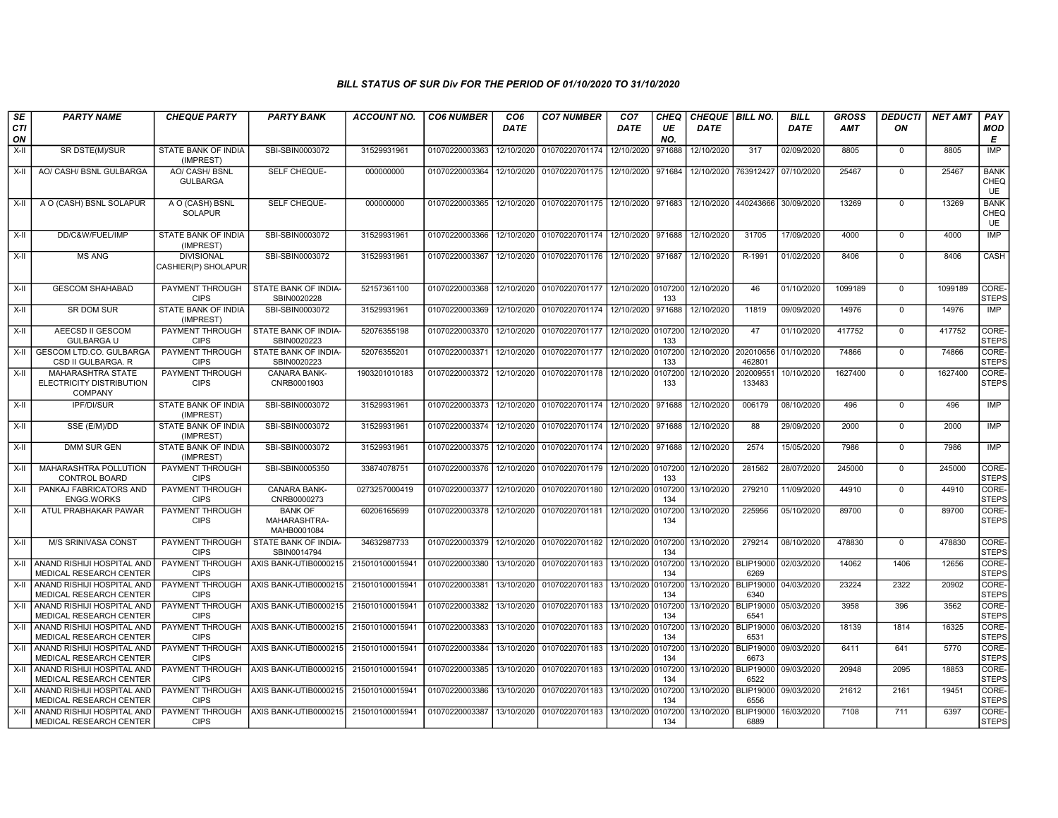# BILL STATUS OF SUR Div FOR THE PERIOD OF 01/10/2020 TO 31/10/2020

| SECTION | PARTY NAME | CHEQUE PARTY | PARTY BANK | ACCOUNT NO. | CO6 NUMBER | CO6 DATE | CO7 NUMBER | CO7 DATE | CHEQUE NO. | CHEQUE DATE | BILL NO. | BILL DATE | GROSS AMT | DEDUCTION | NET AMT | PAY MODE |
|---|---|---|---|---|---|---|---|---|---|---|---|---|---|---|---|---|
| X-II | SR DSTE(M)/SUR | STATE BANK OF INDIA (IMPREST) | SBI-SBIN0003072 | 31529931961 | 01070220003363 | 12/10/2020 | 01070220701174 | 12/10/2020 | 971688 | 12/10/2020 | 317 | 02/09/2020 | 8805 | 0 | 8805 | IMP |
| X-II | AO/ CASH/ BSNL GULBARGA | AO/ CASH/ BSNL GULBARGA | SELF CHEQUE- | 000000000 | 01070220003364 | 12/10/2020 | 01070220701175 | 12/10/2020 | 971684 | 12/10/2020 | 763912427 | 07/10/2020 | 25467 | 0 | 25467 | BANK CHEQUE |
| X-II | A O (CASH) BSNL SOLAPUR | A O (CASH) BSNL SOLAPUR | SELF CHEQUE- | 000000000 | 01070220003365 | 12/10/2020 | 01070220701175 | 12/10/2020 | 971683 | 12/10/2020 | 440243666 | 30/09/2020 | 13269 | 0 | 13269 | BANK CHEQUE |
| X-II | DD/C&W/FUEL/IMP | STATE BANK OF INDIA (IMPREST) | SBI-SBIN0003072 | 31529931961 | 01070220003366 | 12/10/2020 | 01070220701174 | 12/10/2020 | 971688 | 12/10/2020 | 31705 | 17/09/2020 | 4000 | 0 | 4000 | IMP |
| X-II | MS ANG | DIVISIONAL CASHIER(P) SHOLAPUR | SBI-SBIN0003072 | 31529931961 | 01070220003367 | 12/10/2020 | 01070220701176 | 12/10/2020 | 971687 | 12/10/2020 | R-1991 | 01/02/2020 | 8406 | 0 | 8406 | CASH |
| X-II | GESCOM SHAHABAD | PAYMENT THROUGH CIPS | STATE BANK OF INDIA-SBIN0020228 | 52157361100 | 01070220003368 | 12/10/2020 | 01070220701177 | 12/10/2020 | 0107200133 | 12/10/2020 | 46 | 01/10/2020 | 1099189 | 0 | 1099189 | CORE-STEPS |
| X-II | SR DOM SUR | STATE BANK OF INDIA (IMPREST) | SBI-SBIN0003072 | 31529931961 | 01070220003369 | 12/10/2020 | 01070220701174 | 12/10/2020 | 971688 | 12/10/2020 | 11819 | 09/09/2020 | 14976 | 0 | 14976 | IMP |
| X-II | AEECSD II GESCOM GULBARGA U | PAYMENT THROUGH CIPS | STATE BANK OF INDIA-SBIN0020223 | 52076355198 | 01070220003370 | 12/10/2020 | 01070220701177 | 12/10/2020 | 0107200133 | 12/10/2020 | 47 | 01/10/2020 | 417752 | 0 | 417752 | CORE-STEPS |
| X-II | GESCOM LTD.CO. GULBARGA CSD II GULBARGA. R | PAYMENT THROUGH CIPS | STATE BANK OF INDIA-SBIN0020223 | 52076355201 | 01070220003371 | 12/10/2020 | 01070220701177 | 12/10/2020 | 0107200133 | 12/10/2020 | 202010656462801 | 01/10/2020 | 74866 | 0 | 74866 | CORE-STEPS |
| X-II | MAHARASHTRA STATE ELECTRICITY DISTRIBUTION COMPANY | PAYMENT THROUGH CIPS | CANARA BANK-CNRB0001903 | 1903201010183 | 01070220003372 | 12/10/2020 | 01070220701178 | 12/10/2020 | 0107200133 | 12/10/2020 | 202009551133483 | 10/10/2020 | 1627400 | 0 | 1627400 | CORE-STEPS |
| X-II | IPF/DI/SUR | STATE BANK OF INDIA (IMPREST) | SBI-SBIN0003072 | 31529931961 | 01070220003373 | 12/10/2020 | 01070220701174 | 12/10/2020 | 971688 | 12/10/2020 | 006179 | 08/10/2020 | 496 | 0 | 496 | IMP |
| X-II | SSE (E/M)/DD | STATE BANK OF INDIA (IMPREST) | SBI-SBIN0003072 | 31529931961 | 01070220003374 | 12/10/2020 | 01070220701174 | 12/10/2020 | 971688 | 12/10/2020 | 88 | 29/09/2020 | 2000 | 0 | 2000 | IMP |
| X-II | DMM SUR GEN | STATE BANK OF INDIA (IMPREST) | SBI-SBIN0003072 | 31529931961 | 01070220003375 | 12/10/2020 | 01070220701174 | 12/10/2020 | 971688 | 12/10/2020 | 2574 | 15/05/2020 | 7986 | 0 | 7986 | IMP |
| X-II | MAHARASHTRA POLLUTION CONTROL BOARD | PAYMENT THROUGH CIPS | SBI-SBIN0005350 | 33874078751 | 01070220003376 | 12/10/2020 | 01070220701179 | 12/10/2020 | 0107200133 | 12/10/2020 | 281562 | 28/07/2020 | 245000 | 0 | 245000 | CORE-STEPS |
| X-II | PANKAJ FABRICATORS AND ENGG.WORKS | PAYMENT THROUGH CIPS | CANARA BANK-CNRB0000273 | 0273257000419 | 01070220003377 | 12/10/2020 | 01070220701180 | 12/10/2020 | 0107200134 | 13/10/2020 | 279210 | 11/09/2020 | 44910 | 0 | 44910 | CORE-STEPS |
| X-II | ATUL PRABHAKAR PAWAR | PAYMENT THROUGH CIPS | BANK OF MAHARASHTRA-MAHB0001084 | 60206165699 | 01070220003378 | 12/10/2020 | 01070220701181 | 12/10/2020 | 0107200134 | 13/10/2020 | 225956 | 05/10/2020 | 89700 | 0 | 89700 | CORE-STEPS |
| X-II | M/S SRINIVASA CONST | PAYMENT THROUGH CIPS | STATE BANK OF INDIA-SBIN0014794 | 34632987733 | 01070220003379 | 12/10/2020 | 01070220701182 | 12/10/2020 | 0107200134 | 13/10/2020 | 279214 | 08/10/2020 | 478830 | 0 | 478830 | CORE-STEPS |
| X-II | ANAND RISHIJI HOSPITAL AND MEDICAL RESEARCH CENTER | PAYMENT THROUGH CIPS | AXIS BANK-UTIB0000215 | 215010100015941 | 01070220003380 | 13/10/2020 | 01070220701183 | 13/10/2020 | 0107200134 | 13/10/2020 | BLIP190006269 | 02/03/2020 | 14062 | 1406 | 12656 | CORE-STEPS |
| X-II | ANAND RISHIJI HOSPITAL AND MEDICAL RESEARCH CENTER | PAYMENT THROUGH CIPS | AXIS BANK-UTIB0000215 | 215010100015941 | 01070220003381 | 13/10/2020 | 01070220701183 | 13/10/2020 | 0107200134 | 13/10/2020 | BLIP190006340 | 04/03/2020 | 23224 | 2322 | 20902 | CORE-STEPS |
| X-II | ANAND RISHIJI HOSPITAL AND MEDICAL RESEARCH CENTER | PAYMENT THROUGH CIPS | AXIS BANK-UTIB0000215 | 215010100015941 | 01070220003382 | 13/10/2020 | 01070220701183 | 13/10/2020 | 0107200134 | 13/10/2020 | BLIP190006541 | 05/03/2020 | 3958 | 396 | 3562 | CORE-STEPS |
| X-II | ANAND RISHIJI HOSPITAL AND MEDICAL RESEARCH CENTER | PAYMENT THROUGH CIPS | AXIS BANK-UTIB0000215 | 215010100015941 | 01070220003383 | 13/10/2020 | 01070220701183 | 13/10/2020 | 0107200134 | 13/10/2020 | BLIP190006531 | 06/03/2020 | 18139 | 1814 | 16325 | CORE-STEPS |
| X-II | ANAND RISHIJI HOSPITAL AND MEDICAL RESEARCH CENTER | PAYMENT THROUGH CIPS | AXIS BANK-UTIB0000215 | 215010100015941 | 01070220003384 | 13/10/2020 | 01070220701183 | 13/10/2020 | 0107200134 | 13/10/2020 | BLIP190006673 | 09/03/2020 | 6411 | 641 | 5770 | CORE-STEPS |
| X-II | ANAND RISHIJI HOSPITAL AND MEDICAL RESEARCH CENTER | PAYMENT THROUGH CIPS | AXIS BANK-UTIB0000215 | 215010100015941 | 01070220003385 | 13/10/2020 | 01070220701183 | 13/10/2020 | 0107200134 | 13/10/2020 | BLIP190006522 | 09/03/2020 | 20948 | 2095 | 18853 | CORE-STEPS |
| X-II | ANAND RISHIJI HOSPITAL AND MEDICAL RESEARCH CENTER | PAYMENT THROUGH CIPS | AXIS BANK-UTIB0000215 | 215010100015941 | 01070220003386 | 13/10/2020 | 01070220701183 | 13/10/2020 | 0107200134 | 13/10/2020 | BLIP190006556 | 09/03/2020 | 21612 | 2161 | 19451 | CORE-STEPS |
| X-II | ANAND RISHIJI HOSPITAL AND MEDICAL RESEARCH CENTER | PAYMENT THROUGH CIPS | AXIS BANK-UTIB0000215 | 215010100015941 | 01070220003387 | 13/10/2020 | 01070220701183 | 13/10/2020 | 0107200134 | 13/10/2020 | BLIP190006889 | 16/03/2020 | 7108 | 711 | 6397 | CORE-STEPS |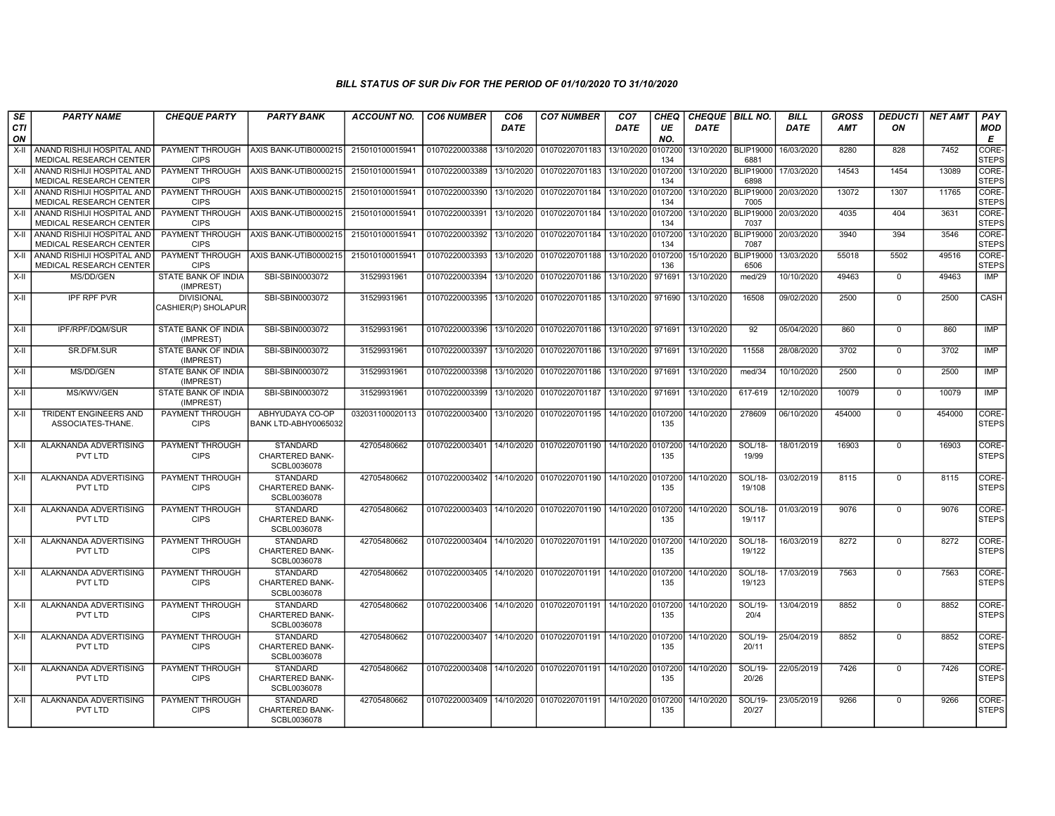### BILL STATUS OF SUR Div FOR THE PERIOD OF 01/10/2020 TO 31/10/2020

| SECTION | PARTY NAME | CHEQUE PARTY | PARTY BANK | ACCOUNT NO. | CO6 NUMBER | CO6 DATE | CO7 NUMBER | CO7 DATE | CHEQUE NO. | CHEQUE DATE | BILL NO. | BILL DATE | GROSS AMT | DEDUCTION | NET AMT | PAY MODE |
|---|---|---|---|---|---|---|---|---|---|---|---|---|---|---|---|---|
| X-II | ANAND RISHIJI HOSPITAL AND MEDICAL RESEARCH CENTER | PAYMENT THROUGH CIPS | AXIS BANK-UTIB0000215 | 215010100015941 | 01070220003388 | 13/10/2020 | 01070220701183 | 13/10/2020 | 0107200134 | 13/10/2020 | BLIP190006881 | 16/03/2020 | 8280 | 828 | 7452 | CORE-STEPS |
| X-II | ANAND RISHIJI HOSPITAL AND MEDICAL RESEARCH CENTER | PAYMENT THROUGH CIPS | AXIS BANK-UTIB0000215 | 215010100015941 | 01070220003389 | 13/10/2020 | 01070220701183 | 13/10/2020 | 0107200134 | 13/10/2020 | BLIP190006898 | 17/03/2020 | 14543 | 1454 | 13089 | CORE-STEPS |
| X-II | ANAND RISHIJI HOSPITAL AND MEDICAL RESEARCH CENTER | PAYMENT THROUGH CIPS | AXIS BANK-UTIB0000215 | 215010100015941 | 01070220003390 | 13/10/2020 | 01070220701184 | 13/10/2020 | 0107200134 | 13/10/2020 | BLIP190007005 | 20/03/2020 | 13072 | 1307 | 11765 | CORE-STEPS |
| X-II | ANAND RISHIJI HOSPITAL AND MEDICAL RESEARCH CENTER | PAYMENT THROUGH CIPS | AXIS BANK-UTIB0000215 | 215010100015941 | 01070220003391 | 13/10/2020 | 01070220701184 | 13/10/2020 | 0107200134 | 13/10/2020 | BLIP190007037 | 20/03/2020 | 4035 | 404 | 3631 | CORE-STEPS |
| X-II | ANAND RISHIJI HOSPITAL AND MEDICAL RESEARCH CENTER | PAYMENT THROUGH CIPS | AXIS BANK-UTIB0000215 | 215010100015941 | 01070220003392 | 13/10/2020 | 01070220701184 | 13/10/2020 | 0107200134 | 13/10/2020 | BLIP190007087 | 20/03/2020 | 3940 | 394 | 3546 | CORE-STEPS |
| X-II | ANAND RISHIJI HOSPITAL AND MEDICAL RESEARCH CENTER | PAYMENT THROUGH CIPS | AXIS BANK-UTIB0000215 | 215010100015941 | 01070220003393 | 13/10/2020 | 01070220701188 | 13/10/2020 | 0107200136 | 15/10/2020 | BLIP190006506 | 13/03/2020 | 55018 | 5502 | 49516 | CORE-STEPS |
| X-II | MS/DD/GEN | STATE BANK OF INDIA (IMPREST) | SBI-SBIN0003072 | 31529931961 | 01070220003394 | 13/10/2020 | 01070220701186 | 13/10/2020 | 971691 | 13/10/2020 | med/29 | 10/10/2020 | 49463 | 0 | 49463 | IMP |
| X-II | IPF RPF PVR | DIVISIONAL CASHIER(P) SHOLAPUR | SBI-SBIN0003072 | 31529931961 | 01070220003395 | 13/10/2020 | 01070220701185 | 13/10/2020 | 971690 | 13/10/2020 | 16508 | 09/02/2020 | 2500 | 0 | 2500 | CASH |
| X-II | IPF/RPF/DQM/SUR | STATE BANK OF INDIA (IMPREST) | SBI-SBIN0003072 | 31529931961 | 01070220003396 | 13/10/2020 | 01070220701186 | 13/10/2020 | 971691 | 13/10/2020 | 92 | 05/04/2020 | 860 | 0 | 860 | IMP |
| X-II | SR.DFM.SUR | STATE BANK OF INDIA (IMPREST) | SBI-SBIN0003072 | 31529931961 | 01070220003397 | 13/10/2020 | 01070220701186 | 13/10/2020 | 971691 | 13/10/2020 | 11558 | 28/08/2020 | 3702 | 0 | 3702 | IMP |
| X-II | MS/DD/GEN | STATE BANK OF INDIA (IMPREST) | SBI-SBIN0003072 | 31529931961 | 01070220003398 | 13/10/2020 | 01070220701186 | 13/10/2020 | 971691 | 13/10/2020 | med/34 | 10/10/2020 | 2500 | 0 | 2500 | IMP |
| X-II | MS/KWV/GEN | STATE BANK OF INDIA (IMPREST) | SBI-SBIN0003072 | 31529931961 | 01070220003399 | 13/10/2020 | 01070220701187 | 13/10/2020 | 971691 | 13/10/2020 | 617-619 | 12/10/2020 | 10079 | 0 | 10079 | IMP |
| X-II | TRIDENT ENGINEERS AND ASSOCIATES-THANE. | PAYMENT THROUGH CIPS | ABHYUDAYA CO-OP BANK LTD-ABHY0065032 | 032031100020113 | 01070220003400 | 13/10/2020 | 01070220701195 | 14/10/2020 | 0107200135 | 14/10/2020 | 278609 | 06/10/2020 | 454000 | 0 | 454000 | CORE-STEPS |
| X-II | ALAKNANDA ADVERTISING PVT LTD | PAYMENT THROUGH CIPS | STANDARD CHARTERED BANK-SCBL0036078 | 42705480662 | 01070220003401 | 14/10/2020 | 01070220701190 | 14/10/2020 | 0107200135 | 14/10/2020 | SOL/18-19/99 | 18/01/2019 | 16903 | 0 | 16903 | CORE-STEPS |
| X-II | ALAKNANDA ADVERTISING PVT LTD | PAYMENT THROUGH CIPS | STANDARD CHARTERED BANK-SCBL0036078 | 42705480662 | 01070220003402 | 14/10/2020 | 01070220701190 | 14/10/2020 | 0107200135 | 14/10/2020 | SOL/18-19/108 | 03/02/2019 | 8115 | 0 | 8115 | CORE-STEPS |
| X-II | ALAKNANDA ADVERTISING PVT LTD | PAYMENT THROUGH CIPS | STANDARD CHARTERED BANK-SCBL0036078 | 42705480662 | 01070220003403 | 14/10/2020 | 01070220701190 | 14/10/2020 | 0107200135 | 14/10/2020 | SOL/18-19/117 | 01/03/2019 | 9076 | 0 | 9076 | CORE-STEPS |
| X-II | ALAKNANDA ADVERTISING PVT LTD | PAYMENT THROUGH CIPS | STANDARD CHARTERED BANK-SCBL0036078 | 42705480662 | 01070220003404 | 14/10/2020 | 01070220701191 | 14/10/2020 | 0107200135 | 14/10/2020 | SOL/18-19/122 | 16/03/2019 | 8272 | 0 | 8272 | CORE-STEPS |
| X-II | ALAKNANDA ADVERTISING PVT LTD | PAYMENT THROUGH CIPS | STANDARD CHARTERED BANK-SCBL0036078 | 42705480662 | 01070220003405 | 14/10/2020 | 01070220701191 | 14/10/2020 | 0107200135 | 14/10/2020 | SOL/18-19/123 | 17/03/2019 | 7563 | 0 | 7563 | CORE-STEPS |
| X-II | ALAKNANDA ADVERTISING PVT LTD | PAYMENT THROUGH CIPS | STANDARD CHARTERED BANK-SCBL0036078 | 42705480662 | 01070220003406 | 14/10/2020 | 01070220701191 | 14/10/2020 | 0107200135 | 14/10/2020 | SOL/19-20/4 | 13/04/2019 | 8852 | 0 | 8852 | CORE-STEPS |
| X-II | ALAKNANDA ADVERTISING PVT LTD | PAYMENT THROUGH CIPS | STANDARD CHARTERED BANK-SCBL0036078 | 42705480662 | 01070220003407 | 14/10/2020 | 01070220701191 | 14/10/2020 | 0107200135 | 14/10/2020 | SOL/19-20/11 | 25/04/2019 | 8852 | 0 | 8852 | CORE-STEPS |
| X-II | ALAKNANDA ADVERTISING PVT LTD | PAYMENT THROUGH CIPS | STANDARD CHARTERED BANK-SCBL0036078 | 42705480662 | 01070220003408 | 14/10/2020 | 01070220701191 | 14/10/2020 | 0107200135 | 14/10/2020 | SOL/19-20/26 | 22/05/2019 | 7426 | 0 | 7426 | CORE-STEPS |
| X-II | ALAKNANDA ADVERTISING PVT LTD | PAYMENT THROUGH CIPS | STANDARD CHARTERED BANK-SCBL0036078 | 42705480662 | 01070220003409 | 14/10/2020 | 01070220701191 | 14/10/2020 | 0107200135 | 14/10/2020 | SOL/19-20/27 | 23/05/2019 | 9266 | 0 | 9266 | CORE-STEPS |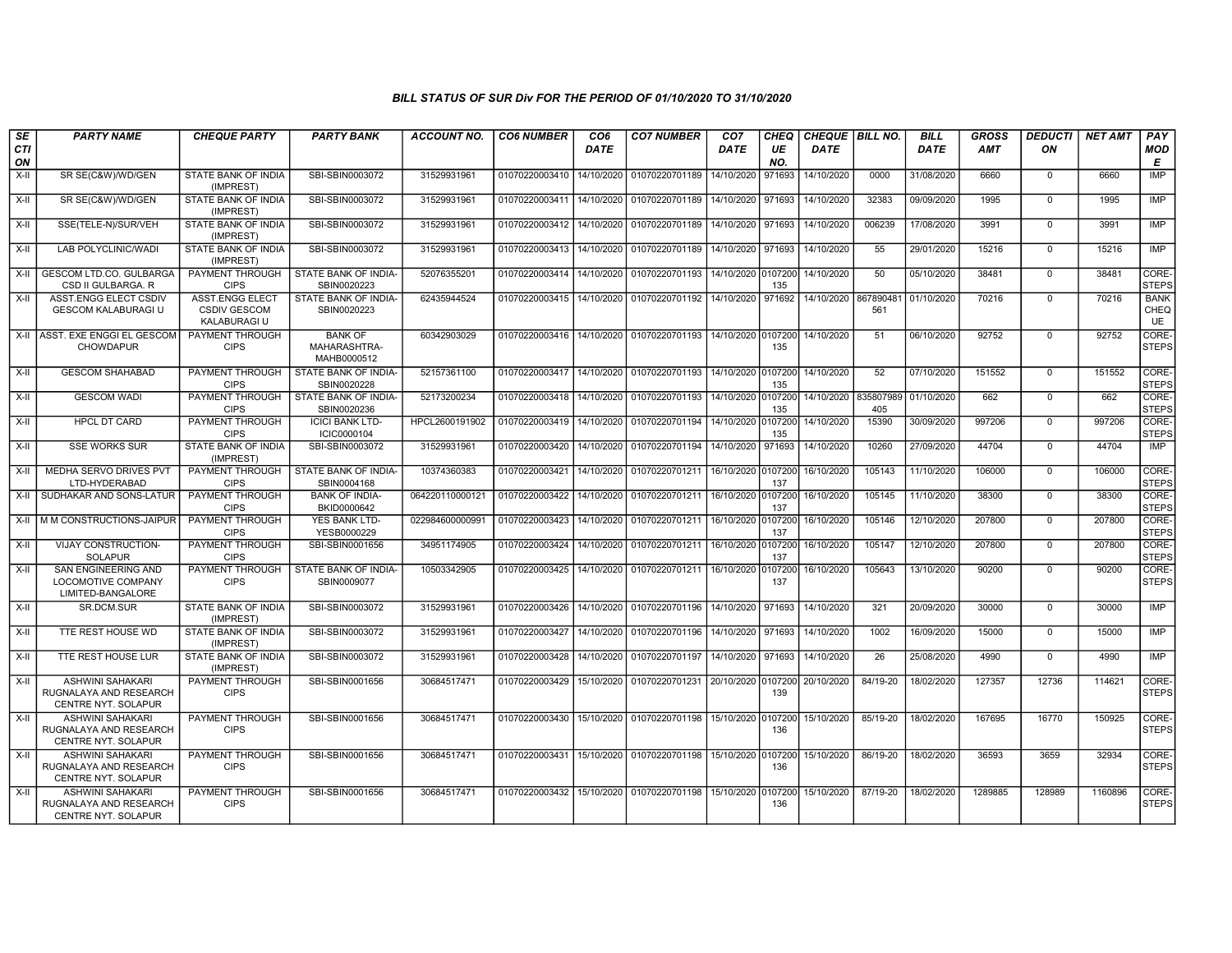### BILL STATUS OF SUR Div FOR THE PERIOD OF 01/10/2020 TO 31/10/2020

| SECTION | PARTY NAME | CHEQUE PARTY | PARTY BANK | ACCOUNT NO. | CO6 NUMBER | CO6 DATE | CO7 NUMBER | CO7 DATE | CHEQUE NO. | CHEQUE DATE | BILL NO. | BILL DATE | GROSS AMT | DEDUCTION | NET AMT | PAY MODE |
|---|---|---|---|---|---|---|---|---|---|---|---|---|---|---|---|---|
| X-II | SR SE(C&W)/WD/GEN | STATE BANK OF INDIA (IMPREST) | SBI-SBIN0003072 | 31529931961 | 01070220003410 | 14/10/2020 | 01070220701189 | 14/10/2020 | 971693 | 14/10/2020 | 0000 | 31/08/2020 | 6660 | 0 | 6660 | IMP |
| X-II | SR SE(C&W)/WD/GEN | STATE BANK OF INDIA (IMPREST) | SBI-SBIN0003072 | 31529931961 | 01070220003411 | 14/10/2020 | 01070220701189 | 14/10/2020 | 971693 | 14/10/2020 | 32383 | 09/09/2020 | 1995 | 0 | 1995 | IMP |
| X-II | SSE(TELE-N)/SUR/VEH | STATE BANK OF INDIA (IMPREST) | SBI-SBIN0003072 | 31529931961 | 01070220003412 | 14/10/2020 | 01070220701189 | 14/10/2020 | 971693 | 14/10/2020 | 006239 | 17/08/2020 | 3991 | 0 | 3991 | IMP |
| X-II | LAB POLYCLINIC/WADI | STATE BANK OF INDIA (IMPREST) | SBI-SBIN0003072 | 31529931961 | 01070220003413 | 14/10/2020 | 01070220701189 | 14/10/2020 | 971693 | 14/10/2020 | 55 | 29/01/2020 | 15216 | 0 | 15216 | IMP |
| X-II | GESCOM LTD.CO. GULBARGA CSD II GULBARGA. R | PAYMENT THROUGH CIPS | STATE BANK OF INDIA-SBIN0020223 | 52076355201 | 01070220003414 | 14/10/2020 | 01070220701193 | 14/10/2020 | 0107200135 | 14/10/2020 | 50 | 05/10/2020 | 38481 | 0 | 38481 | CORE-STEPS |
| X-II | ASST.ENGG ELECT CSDIV GESCOM KALABURAGI U | ASST.ENGG ELECT CSDIV GESCOM KALABURAGI U | STATE BANK OF INDIA-SBIN0020223 | 62435944524 | 01070220003415 | 14/10/2020 | 01070220701192 | 14/10/2020 | 971692 | 14/10/2020 | 867890481561 | 01/10/2020 | 70216 | 0 | 70216 | BANK CHEQUE |
| X-II | ASST. EXE ENGGI EL GESCOM CHOWDAPUR | PAYMENT THROUGH CIPS | BANK OF MAHARASHTRA-MAHB0000512 | 60342903029 | 01070220003416 | 14/10/2020 | 01070220701193 | 14/10/2020 | 0107200135 | 14/10/2020 | 51 | 06/10/2020 | 92752 | 0 | 92752 | CORE-STEPS |
| X-II | GESCOM SHAHABAD | PAYMENT THROUGH CIPS | STATE BANK OF INDIA-SBIN0020228 | 52157361100 | 01070220003417 | 14/10/2020 | 01070220701193 | 14/10/2020 | 0107200135 | 14/10/2020 | 52 | 07/10/2020 | 151552 | 0 | 151552 | CORE-STEPS |
| X-II | GESCOM WADI | PAYMENT THROUGH CIPS | STATE BANK OF INDIA-SBIN0020236 | 52173200234 | 01070220003418 | 14/10/2020 | 01070220701193 | 14/10/2020 | 0107200135 | 14/10/2020 | 835807989405 | 01/10/2020 | 662 | 0 | 662 | CORE-STEPS |
| X-II | HPCL DT CARD | PAYMENT THROUGH CIPS | ICICI BANK LTD-ICIC0000104 | HPCL2600191902 | 01070220003419 | 14/10/2020 | 01070220701194 | 14/10/2020 | 0107200135 | 14/10/2020 | 15390 | 30/09/2020 | 997206 | 0 | 997206 | CORE-STEPS |
| X-II | SSE WORKS SUR | STATE BANK OF INDIA (IMPREST) | SBI-SBIN0003072 | 31529931961 | 01070220003420 | 14/10/2020 | 01070220701194 | 14/10/2020 | 971693 | 14/10/2020 | 10260 | 27/09/2020 | 44704 | 0 | 44704 | IMP |
| X-II | MEDHA SERVO DRIVES PVT LTD-HYDERABAD | PAYMENT THROUGH CIPS | STATE BANK OF INDIA-SBIN0004168 | 10374360383 | 01070220003421 | 14/10/2020 | 01070220701211 | 16/10/2020 | 0107200137 | 16/10/2020 | 105143 | 11/10/2020 | 106000 | 0 | 106000 | CORE-STEPS |
| X-II | SUDHAKAR AND SONS-LATUR | PAYMENT THROUGH CIPS | BANK OF INDIA-BKID0000642 | 064220110000121 | 01070220003422 | 14/10/2020 | 01070220701211 | 16/10/2020 | 0107200137 | 16/10/2020 | 105145 | 11/10/2020 | 38300 | 0 | 38300 | CORE-STEPS |
| X-II | M M CONSTRUCTIONS-JAIPUR | PAYMENT THROUGH CIPS | YES BANK LTD-YESB0000229 | 022984600000991 | 01070220003423 | 14/10/2020 | 01070220701211 | 16/10/2020 | 0107200137 | 16/10/2020 | 105146 | 12/10/2020 | 207800 | 0 | 207800 | CORE-STEPS |
| X-II | VIJAY CONSTRUCTION-SOLAPUR | PAYMENT THROUGH CIPS | SBI-SBIN0001656 | 34951174905 | 01070220003424 | 14/10/2020 | 01070220701211 | 16/10/2020 | 0107200137 | 16/10/2020 | 105147 | 12/10/2020 | 207800 | 0 | 207800 | CORE-STEPS |
| X-II | SAN ENGINEERING AND LOCOMOTIVE COMPANY LIMITED-BANGALORE | PAYMENT THROUGH CIPS | STATE BANK OF INDIA-SBIN0009077 | 10503342905 | 01070220003425 | 14/10/2020 | 01070220701211 | 16/10/2020 | 0107200137 | 16/10/2020 | 105643 | 13/10/2020 | 90200 | 0 | 90200 | CORE-STEPS |
| X-II | SR.DCM.SUR | STATE BANK OF INDIA (IMPREST) | SBI-SBIN0003072 | 31529931961 | 01070220003426 | 14/10/2020 | 01070220701196 | 14/10/2020 | 971693 | 14/10/2020 | 321 | 20/09/2020 | 30000 | 0 | 30000 | IMP |
| X-II | TTE REST HOUSE WD | STATE BANK OF INDIA (IMPREST) | SBI-SBIN0003072 | 31529931961 | 01070220003427 | 14/10/2020 | 01070220701196 | 14/10/2020 | 971693 | 14/10/2020 | 1002 | 16/09/2020 | 15000 | 0 | 15000 | IMP |
| X-II | TTE REST HOUSE LUR | STATE BANK OF INDIA (IMPREST) | SBI-SBIN0003072 | 31529931961 | 01070220003428 | 14/10/2020 | 01070220701197 | 14/10/2020 | 971693 | 14/10/2020 | 26 | 25/08/2020 | 4990 | 0 | 4990 | IMP |
| X-II | ASHWINI SAHAKARI RUGNALAYA AND RESEARCH CENTRE NYT. SOLAPUR | PAYMENT THROUGH CIPS | SBI-SBIN0001656 | 30684517471 | 01070220003429 | 15/10/2020 | 01070220701231 | 20/10/2020 | 0107200139 | 20/10/2020 | 84/19-20 | 18/02/2020 | 127357 | 12736 | 114621 | CORE-STEPS |
| X-II | ASHWINI SAHAKARI RUGNALAYA AND RESEARCH CENTRE NYT. SOLAPUR | PAYMENT THROUGH CIPS | SBI-SBIN0001656 | 30684517471 | 01070220003430 | 15/10/2020 | 01070220701198 | 15/10/2020 | 0107200136 | 15/10/2020 | 85/19-20 | 18/02/2020 | 167695 | 16770 | 150925 | CORE-STEPS |
| X-II | ASHWINI SAHAKARI RUGNALAYA AND RESEARCH CENTRE NYT. SOLAPUR | PAYMENT THROUGH CIPS | SBI-SBIN0001656 | 30684517471 | 01070220003431 | 15/10/2020 | 01070220701198 | 15/10/2020 | 0107200136 | 15/10/2020 | 86/19-20 | 18/02/2020 | 36593 | 3659 | 32934 | CORE-STEPS |
| X-II | ASHWINI SAHAKARI RUGNALAYA AND RESEARCH CENTRE NYT. SOLAPUR | PAYMENT THROUGH CIPS | SBI-SBIN0001656 | 30684517471 | 01070220003432 | 15/10/2020 | 01070220701198 | 15/10/2020 | 0107200136 | 15/10/2020 | 87/19-20 | 18/02/2020 | 1289885 | 128989 | 1160896 | CORE-STEPS |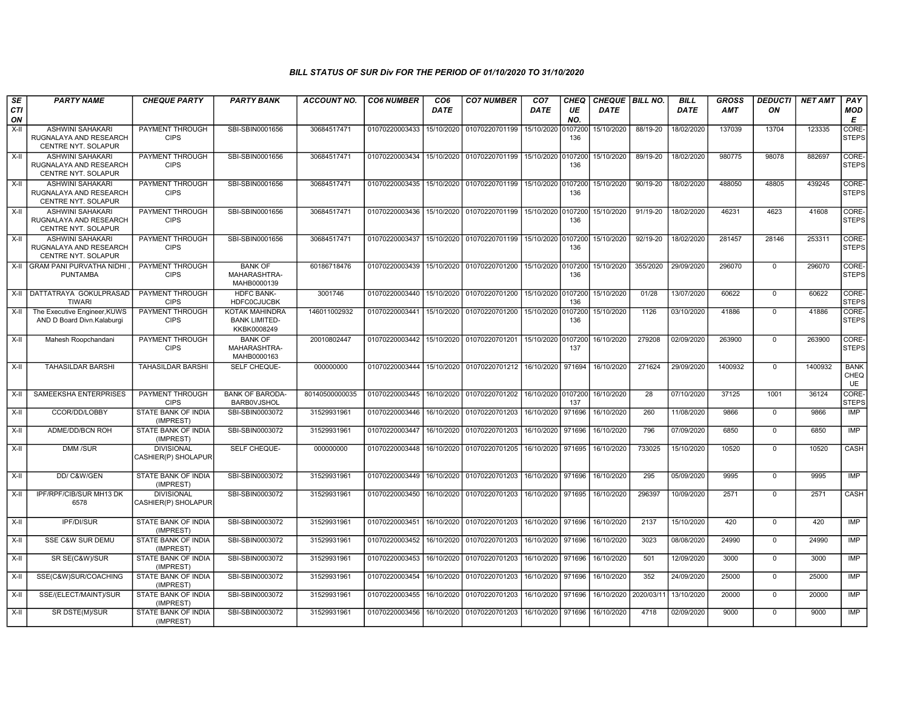### BILL STATUS OF SUR Div FOR THE PERIOD OF 01/10/2020 TO 31/10/2020

| SECTION | PARTY NAME | CHEQUE PARTY | PARTY BANK | ACCOUNT NO. | CO6 NUMBER | CO6 DATE | CO7 NUMBER | CO7 DATE | CHEQUE NO. | CHEQUE DATE | BILL NO. | BILL DATE | GROSS AMT | DEDUCTION | NET AMT | PAY MODE |
|---|---|---|---|---|---|---|---|---|---|---|---|---|---|---|---|---|
| X-II | ASHWINI SAHAKARI RUGNALAYA AND RESEARCH CENTRE NYT. SOLAPUR | PAYMENT THROUGH CIPS | SBI-SBIN0001656 | 30684517471 | 01070220003433 | 15/10/2020 | 01070220701199 | 15/10/2020 | 0107200136 | 15/10/2020 | 88/19-20 | 18/02/2020 | 137039 | 13704 | 123335 | CORE-STEPS |
| X-II | ASHWINI SAHAKARI RUGNALAYA AND RESEARCH CENTRE NYT. SOLAPUR | PAYMENT THROUGH CIPS | SBI-SBIN0001656 | 30684517471 | 01070220003434 | 15/10/2020 | 01070220701199 | 15/10/2020 | 0107200136 | 15/10/2020 | 89/19-20 | 18/02/2020 | 980775 | 98078 | 882697 | CORE-STEPS |
| X-II | ASHWINI SAHAKARI RUGNALAYA AND RESEARCH CENTRE NYT. SOLAPUR | PAYMENT THROUGH CIPS | SBI-SBIN0001656 | 30684517471 | 01070220003435 | 15/10/2020 | 01070220701199 | 15/10/2020 | 0107200136 | 15/10/2020 | 90/19-20 | 18/02/2020 | 488050 | 48805 | 439245 | CORE-STEPS |
| X-II | ASHWINI SAHAKARI RUGNALAYA AND RESEARCH CENTRE NYT. SOLAPUR | PAYMENT THROUGH CIPS | SBI-SBIN0001656 | 30684517471 | 01070220003436 | 15/10/2020 | 01070220701199 | 15/10/2020 | 0107200136 | 15/10/2020 | 91/19-20 | 18/02/2020 | 46231 | 4623 | 41608 | CORE-STEPS |
| X-II | ASHWINI SAHAKARI RUGNALAYA AND RESEARCH CENTRE NYT. SOLAPUR | PAYMENT THROUGH CIPS | SBI-SBIN0001656 | 30684517471 | 01070220003437 | 15/10/2020 | 01070220701199 | 15/10/2020 | 0107200136 | 15/10/2020 | 92/19-20 | 18/02/2020 | 281457 | 28146 | 253311 | CORE-STEPS |
| X-II | GRAM PANI PURVATHA NIDHI , PUNTAMBA | PAYMENT THROUGH CIPS | BANK OF MAHARASHTRA-MAHB0000139 | 60186718476 | 01070220003439 | 15/10/2020 | 01070220701200 | 15/10/2020 | 0107200136 | 15/10/2020 | 355/2020 | 29/09/2020 | 296070 | 0 | 296070 | CORE-STEPS |
| X-II | DATTATRAYA GOKULPRASAD TIWARI | PAYMENT THROUGH CIPS | HDFC BANK-HDFC0CJUCBK | 3001746 | 01070220003440 | 15/10/2020 | 01070220701200 | 15/10/2020 | 0107200136 | 15/10/2020 | 01/28 | 13/07/2020 | 60622 | 0 | 60622 | CORE-STEPS |
| X-II | The Executive Engineer,KUWS AND D Board Divn.Kalaburgi | PAYMENT THROUGH CIPS | KOTAK MAHINDRA BANK LIMITED-KKBK0008249 | 146011002932 | 01070220003441 | 15/10/2020 | 01070220701200 | 15/10/2020 | 0107200136 | 15/10/2020 | 1126 | 03/10/2020 | 41886 | 0 | 41886 | CORE-STEPS |
| X-II | Mahesh Roopchandani | PAYMENT THROUGH CIPS | BANK OF MAHARASHTRA-MAHB0000163 | 20010802447 | 01070220003442 | 15/10/2020 | 01070220701201 | 15/10/2020 | 0107200137 | 16/10/2020 | 279208 | 02/09/2020 | 263900 | 0 | 263900 | CORE-STEPS |
| X-II | TAHASILDAR BARSHI | TAHASILDAR BARSHI | SELF CHEQUE- | 000000000 | 01070220003444 | 15/10/2020 | 01070220701212 | 16/10/2020 | 971694 | 16/10/2020 | 271624 | 29/09/2020 | 1400932 | 0 | 1400932 | BANK CHEQUE |
| X-II | SAMEEKSHA ENTERPRISES | PAYMENT THROUGH CIPS | BANK OF BARODA-BARB0VJSHOL | 80140500000035 | 01070220003445 | 16/10/2020 | 01070220701202 | 16/10/2020 | 0107200137 | 16/10/2020 | 28 | 07/10/2020 | 37125 | 1001 | 36124 | CORE-STEPS |
| X-II | CCOR/DD/LOBBY | STATE BANK OF INDIA (IMPREST) | SBI-SBIN0003072 | 31529931961 | 01070220003446 | 16/10/2020 | 01070220701203 | 16/10/2020 | 971696 | 16/10/2020 | 260 | 11/08/2020 | 9866 | 0 | 9866 | IMP |
| X-II | ADME/DD/BCN ROH | STATE BANK OF INDIA (IMPREST) | SBI-SBIN0003072 | 31529931961 | 01070220003447 | 16/10/2020 | 01070220701203 | 16/10/2020 | 971696 | 16/10/2020 | 796 | 07/09/2020 | 6850 | 0 | 6850 | IMP |
| X-II | DMM /SUR | DIVISIONAL CASHIER(P) SHOLAPUR | SELF CHEQUE- | 000000000 | 01070220003448 | 16/10/2020 | 01070220701205 | 16/10/2020 | 971695 | 16/10/2020 | 733025 | 15/10/2020 | 10520 | 0 | 10520 | CASH |
| X-II | DD/ C&W/GEN | STATE BANK OF INDIA (IMPREST) | SBI-SBIN0003072 | 31529931961 | 01070220003449 | 16/10/2020 | 01070220701203 | 16/10/2020 | 971696 | 16/10/2020 | 295 | 05/09/2020 | 9995 | 0 | 9995 | IMP |
| X-II | IPF/RPF/CIB/SUR MH13 DK 6578 | DIVISIONAL CASHIER(P) SHOLAPUR | SBI-SBIN0003072 | 31529931961 | 01070220003450 | 16/10/2020 | 01070220701203 | 16/10/2020 | 971695 | 16/10/2020 | 296397 | 10/09/2020 | 2571 | 0 | 2571 | CASH |
| X-II | IPF/DI/SUR | STATE BANK OF INDIA (IMPREST) | SBI-SBIN0003072 | 31529931961 | 01070220003451 | 16/10/2020 | 01070220701203 | 16/10/2020 | 971696 | 16/10/2020 | 2137 | 15/10/2020 | 420 | 0 | 420 | IMP |
| X-II | SSE C&W SUR DEMU | STATE BANK OF INDIA (IMPREST) | SBI-SBIN0003072 | 31529931961 | 01070220003452 | 16/10/2020 | 01070220701203 | 16/10/2020 | 971696 | 16/10/2020 | 3023 | 08/08/2020 | 24990 | 0 | 24990 | IMP |
| X-II | SR SE(C&W)/SUR | STATE BANK OF INDIA (IMPREST) | SBI-SBIN0003072 | 31529931961 | 01070220003453 | 16/10/2020 | 01070220701203 | 16/10/2020 | 971696 | 16/10/2020 | 501 | 12/09/2020 | 3000 | 0 | 3000 | IMP |
| X-II | SSE(C&W)SUR/COACHING | STATE BANK OF INDIA (IMPREST) | SBI-SBIN0003072 | 31529931961 | 01070220003454 | 16/10/2020 | 01070220701203 | 16/10/2020 | 971696 | 16/10/2020 | 352 | 24/09/2020 | 25000 | 0 | 25000 | IMP |
| X-II | SSE/(ELECT/MAINT)/SUR | STATE BANK OF INDIA (IMPREST) | SBI-SBIN0003072 | 31529931961 | 01070220003455 | 16/10/2020 | 01070220701203 | 16/10/2020 | 971696 | 16/10/2020 | 2020/03/11 | 13/10/2020 | 20000 | 0 | 20000 | IMP |
| X-II | SR DSTE(M)/SUR | STATE BANK OF INDIA (IMPREST) | SBI-SBIN0003072 | 31529931961 | 01070220003456 | 16/10/2020 | 01070220701203 | 16/10/2020 | 971696 | 16/10/2020 | 4718 | 02/09/2020 | 9000 | 0 | 9000 | IMP |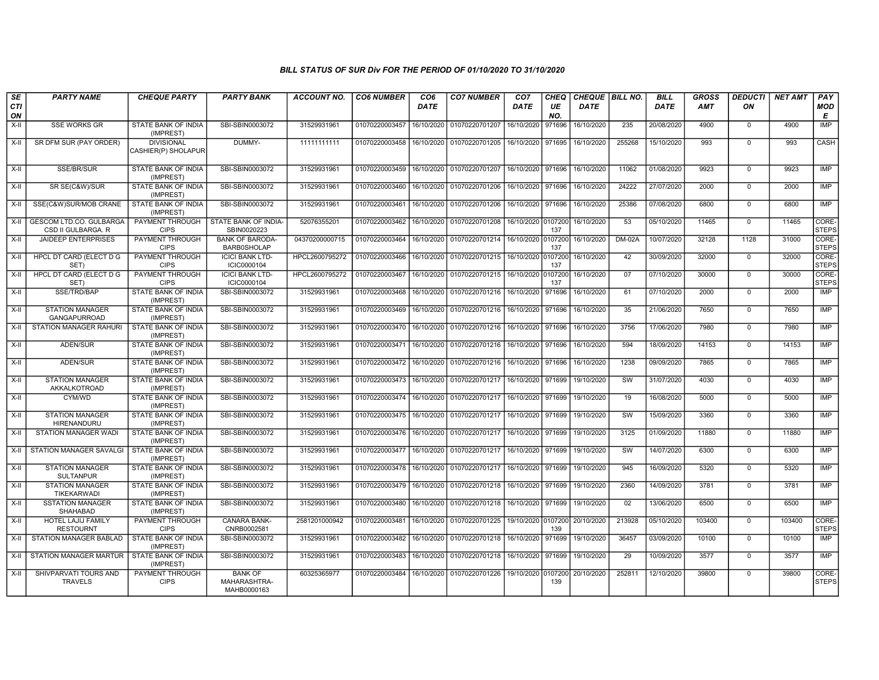# BILL STATUS OF SUR Div FOR THE PERIOD OF 01/10/2020 TO 31/10/2020

| SECTION | PARTY NAME | CHEQUE PARTY | PARTY BANK | ACCOUNT NO. | CO6 NUMBER | CO6 DATE | CO7 NUMBER | CO7 DATE | CHEQUE NO. | CHEQUE DATE | BILL NO. | BILL DATE | GROSS AMT | DEDUCTION | NET AMT | PAY MODE |
|---|---|---|---|---|---|---|---|---|---|---|---|---|---|---|---|---|
| X-II | SSE WORKS GR | STATE BANK OF INDIA (IMPREST) | SBI-SBIN0003072 | 31529931961 | 01070220003457 | 16/10/2020 | 01070220701207 | 16/10/2020 | 971696 | 16/10/2020 | 235 | 20/08/2020 | 4900 | 0 | 4900 | IMP |
| X-II | SR DFM SUR (PAY ORDER) | DIVISIONAL CASHIER(P) SHOLAPUR | DUMMY- | 11111111111 | 01070220003458 | 16/10/2020 | 01070220701205 | 16/10/2020 | 971695 | 16/10/2020 | 255268 | 15/10/2020 | 993 | 0 | 993 | CASH |
| X-II | SSE/BR/SUR | STATE BANK OF INDIA (IMPREST) | SBI-SBIN0003072 | 31529931961 | 01070220003459 | 16/10/2020 | 01070220701207 | 16/10/2020 | 971696 | 16/10/2020 | 11062 | 01/08/2020 | 9923 | 0 | 9923 | IMP |
| X-II | SR SE(C&W)/SUR | STATE BANK OF INDIA (IMPREST) | SBI-SBIN0003072 | 31529931961 | 01070220003460 | 16/10/2020 | 01070220701206 | 16/10/2020 | 971696 | 16/10/2020 | 24222 | 27/07/2020 | 2000 | 0 | 2000 | IMP |
| X-II | SSE(C&W)SUR/MOB CRANE | STATE BANK OF INDIA (IMPREST) | SBI-SBIN0003072 | 31529931961 | 01070220003461 | 16/10/2020 | 01070220701206 | 16/10/2020 | 971696 | 16/10/2020 | 25386 | 07/08/2020 | 6800 | 0 | 6800 | IMP |
| X-II | GESCOM LTD.CO. GULBARGA CSD II GULBARGA. R | PAYMENT THROUGH CIPS | STATE BANK OF INDIA-SBIN0020223 | 52076355201 | 01070220003462 | 16/10/2020 | 01070220701208 | 16/10/2020 | 0107200137 | 16/10/2020 | 53 | 05/10/2020 | 11465 | 0 | 11465 | CORE-STEPS |
| X-II | JAIDEEP ENTERPRISES | PAYMENT THROUGH CIPS | BANK OF BARODA-BARB0SHOLAP | 04370200000715 | 01070220003464 | 16/10/2020 | 01070220701214 | 16/10/2020 | 0107200137 | 16/10/2020 | DM-02A | 10/07/2020 | 32128 | 1128 | 31000 | CORE-STEPS |
| X-II | HPCL DT CARD (ELECT D G SET) | PAYMENT THROUGH CIPS | ICICI BANK LTD-ICIC0000104 | HPCL2600795272 | 01070220003466 | 16/10/2020 | 01070220701215 | 16/10/2020 | 0107200137 | 16/10/2020 | 42 | 30/09/2020 | 32000 | 0 | 32000 | CORE-STEPS |
| X-II | HPCL DT CARD (ELECT D G SET) | PAYMENT THROUGH CIPS | ICICI BANK LTD-ICIC0000104 | HPCL2600795272 | 01070220003467 | 16/10/2020 | 01070220701215 | 16/10/2020 | 0107200137 | 16/10/2020 | 07 | 07/10/2020 | 30000 | 0 | 30000 | CORE-STEPS |
| X-II | SSE/TRD/BAP | STATE BANK OF INDIA (IMPREST) | SBI-SBIN0003072 | 31529931961 | 01070220003468 | 16/10/2020 | 01070220701216 | 16/10/2020 | 971696 | 16/10/2020 | 61 | 07/10/2020 | 2000 | 0 | 2000 | IMP |
| X-II | STATION MANAGER GANGAPURROAD | STATE BANK OF INDIA (IMPREST) | SBI-SBIN0003072 | 31529931961 | 01070220003469 | 16/10/2020 | 01070220701216 | 16/10/2020 | 971696 | 16/10/2020 | 35 | 21/06/2020 | 7650 | 0 | 7650 | IMP |
| X-II | STATION MANAGER RAHURI | STATE BANK OF INDIA (IMPREST) | SBI-SBIN0003072 | 31529931961 | 01070220003470 | 16/10/2020 | 01070220701216 | 16/10/2020 | 971696 | 16/10/2020 | 3756 | 17/06/2020 | 7980 | 0 | 7980 | IMP |
| X-II | ADEN/SUR | STATE BANK OF INDIA (IMPREST) | SBI-SBIN0003072 | 31529931961 | 01070220003471 | 16/10/2020 | 01070220701216 | 16/10/2020 | 971696 | 16/10/2020 | 594 | 18/09/2020 | 14153 | 0 | 14153 | IMP |
| X-II | ADEN/SUR | STATE BANK OF INDIA (IMPREST) | SBI-SBIN0003072 | 31529931961 | 01070220003472 | 16/10/2020 | 01070220701216 | 16/10/2020 | 971696 | 16/10/2020 | 1238 | 09/09/2020 | 7865 | 0 | 7865 | IMP |
| X-II | STATION MANAGER AKKALKOTROAD | STATE BANK OF INDIA (IMPREST) | SBI-SBIN0003072 | 31529931961 | 01070220003473 | 16/10/2020 | 01070220701217 | 16/10/2020 | 971699 | 19/10/2020 | SW | 31/07/2020 | 4030 | 0 | 4030 | IMP |
| X-II | CYM/WD | STATE BANK OF INDIA (IMPREST) | SBI-SBIN0003072 | 31529931961 | 01070220003474 | 16/10/2020 | 01070220701217 | 16/10/2020 | 971699 | 19/10/2020 | 19 | 16/08/2020 | 5000 | 0 | 5000 | IMP |
| X-II | STATION MANAGER HIRENANDURU | STATE BANK OF INDIA (IMPREST) | SBI-SBIN0003072 | 31529931961 | 01070220003475 | 16/10/2020 | 01070220701217 | 16/10/2020 | 971699 | 19/10/2020 | SW | 15/09/2020 | 3360 | 0 | 3360 | IMP |
| X-II | STATION MANAGER WADI | STATE BANK OF INDIA (IMPREST) | SBI-SBIN0003072 | 31529931961 | 01070220003476 | 16/10/2020 | 01070220701217 | 16/10/2020 | 971699 | 19/10/2020 | 3125 | 01/09/2020 | 11880 | 0 | 11880 | IMP |
| X-II | STATION MANAGER SAVALGI | STATE BANK OF INDIA (IMPREST) | SBI-SBIN0003072 | 31529931961 | 01070220003477 | 16/10/2020 | 01070220701217 | 16/10/2020 | 971699 | 19/10/2020 | SW | 14/07/2020 | 6300 | 0 | 6300 | IMP |
| X-II | STATION MANAGER SULTANPUR | STATE BANK OF INDIA (IMPREST) | SBI-SBIN0003072 | 31529931961 | 01070220003478 | 16/10/2020 | 01070220701217 | 16/10/2020 | 971699 | 19/10/2020 | 945 | 16/09/2020 | 5320 | 0 | 5320 | IMP |
| X-II | STATION MANAGER TIKEKARWADI | STATE BANK OF INDIA (IMPREST) | SBI-SBIN0003072 | 31529931961 | 01070220003479 | 16/10/2020 | 01070220701218 | 16/10/2020 | 971699 | 19/10/2020 | 2360 | 14/09/2020 | 3781 | 0 | 3781 | IMP |
| X-II | SSTATION MANAGER SHAHABAD | STATE BANK OF INDIA (IMPREST) | SBI-SBIN0003072 | 31529931961 | 01070220003480 | 16/10/2020 | 01070220701218 | 16/10/2020 | 971699 | 19/10/2020 | 02 | 13/06/2020 | 6500 | 0 | 6500 | IMP |
| X-II | HOTEL LAJIJ FAMILY RESTOURNT | PAYMENT THROUGH CIPS | CANARA BANK-CNRB0002581 | 2581201000942 | 01070220003481 | 16/10/2020 | 01070220701225 | 19/10/2020 | 0107200139 | 20/10/2020 | 213928 | 05/10/2020 | 103400 | 0 | 103400 | CORE-STEPS |
| X-II | STATION MANAGER BABLAD | STATE BANK OF INDIA (IMPREST) | SBI-SBIN0003072 | 31529931961 | 01070220003482 | 16/10/2020 | 01070220701218 | 16/10/2020 | 971699 | 19/10/2020 | 36457 | 03/09/2020 | 10100 | 0 | 10100 | IMP |
| X-II | STATION MANAGER MARTUR | STATE BANK OF INDIA (IMPREST) | SBI-SBIN0003072 | 31529931961 | 01070220003483 | 16/10/2020 | 01070220701218 | 16/10/2020 | 971699 | 19/10/2020 | 29 | 10/09/2020 | 3577 | 0 | 3577 | IMP |
| X-II | SHIVPARVATI TOURS AND TRAVELS | PAYMENT THROUGH CIPS | BANK OF MAHARASHTRA-MAHB0000163 | 60325365977 | 01070220003484 | 16/10/2020 | 01070220701226 | 19/10/2020 | 0107200139 | 20/10/2020 | 252811 | 12/10/2020 | 39800 | 0 | 39800 | CORE-STEPS |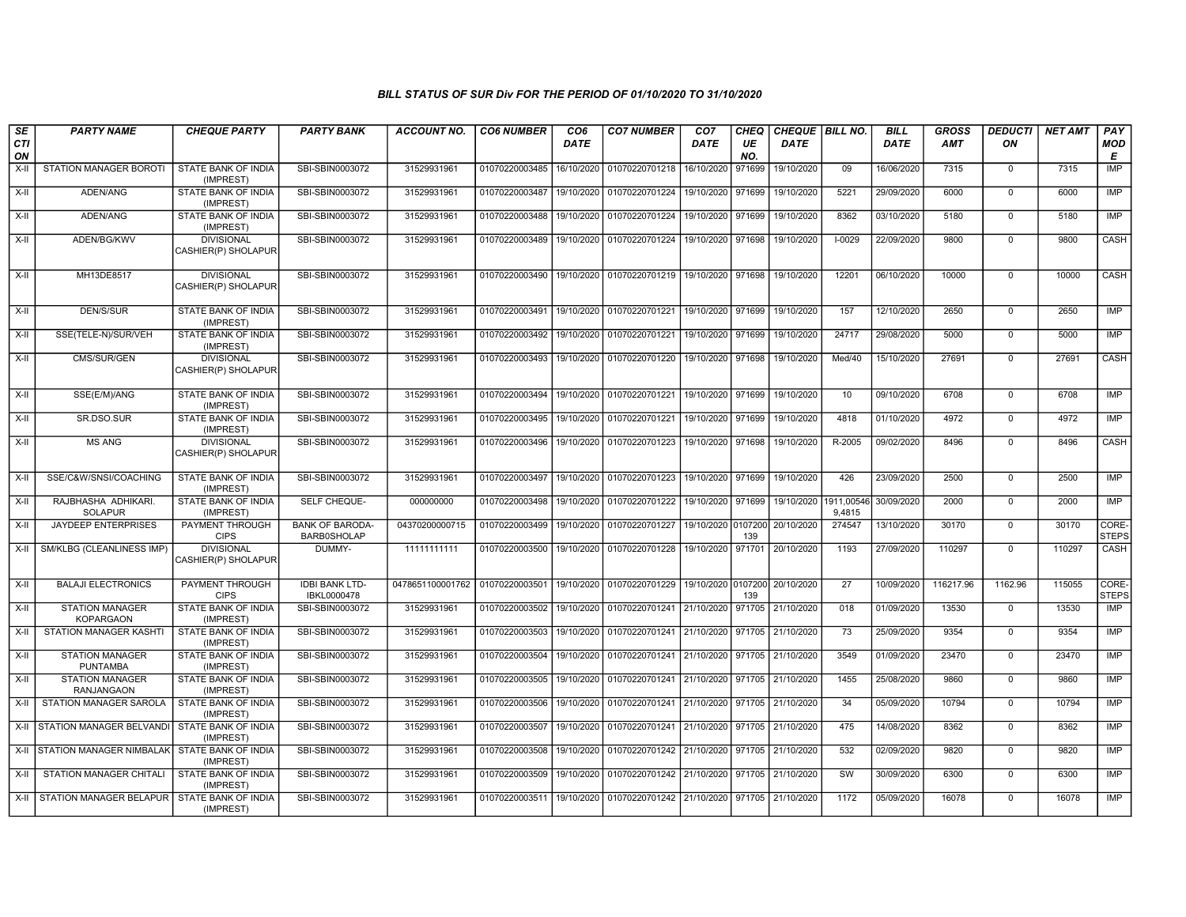### BILL STATUS OF SUR Div FOR THE PERIOD OF 01/10/2020 TO 31/10/2020

| SECTION | PARTY NAME | CHEQUE PARTY | PARTY BANK | ACCOUNT NO. | CO6 NUMBER | CO6 DATE | CO7 NUMBER | CO7 DATE | CHEQUE NO. | CHEQUE DATE | BILL NO. | BILL DATE | GROSS AMT | DEDUCTION | NET AMT | PAY MODE |
|---|---|---|---|---|---|---|---|---|---|---|---|---|---|---|---|---|
| X-II | STATION MANAGER BOROTI | STATE BANK OF INDIA (IMPREST) | SBI-SBIN0003072 | 31529931961 | 01070220003485 | 16/10/2020 | 01070220701218 | 16/10/2020 | 971699 | 19/10/2020 | 09 | 16/06/2020 | 7315 | 0 | 7315 | IMP |
| X-II | ADEN/ANG | STATE BANK OF INDIA (IMPREST) | SBI-SBIN0003072 | 31529931961 | 01070220003487 | 19/10/2020 | 01070220701224 | 19/10/2020 | 971699 | 19/10/2020 | 5221 | 29/09/2020 | 6000 | 0 | 6000 | IMP |
| X-II | ADEN/ANG | STATE BANK OF INDIA (IMPREST) | SBI-SBIN0003072 | 31529931961 | 01070220003488 | 19/10/2020 | 01070220701224 | 19/10/2020 | 971699 | 19/10/2020 | 8362 | 03/10/2020 | 5180 | 0 | 5180 | IMP |
| X-II | ADEN/BG/KWV | DIVISIONAL CASHIER(P) SHOLAPUR | SBI-SBIN0003072 | 31529931961 | 01070220003489 | 19/10/2020 | 01070220701224 | 19/10/2020 | 971698 | 19/10/2020 | I-0029 | 22/09/2020 | 9800 | 0 | 9800 | CASH |
| X-II | MH13DE8517 | DIVISIONAL CASHIER(P) SHOLAPUR | SBI-SBIN0003072 | 31529931961 | 01070220003490 | 19/10/2020 | 01070220701219 | 19/10/2020 | 971698 | 19/10/2020 | 12201 | 06/10/2020 | 10000 | 0 | 10000 | CASH |
| X-II | DEN/S/SUR | STATE BANK OF INDIA (IMPREST) | SBI-SBIN0003072 | 31529931961 | 01070220003491 | 19/10/2020 | 01070220701221 | 19/10/2020 | 971699 | 19/10/2020 | 157 | 12/10/2020 | 2650 | 0 | 2650 | IMP |
| X-II | SSE(TELE-N)/SUR/VEH | STATE BANK OF INDIA (IMPREST) | SBI-SBIN0003072 | 31529931961 | 01070220003492 | 19/10/2020 | 01070220701221 | 19/10/2020 | 971699 | 19/10/2020 | 24717 | 29/08/2020 | 5000 | 0 | 5000 | IMP |
| X-II | CMS/SUR/GEN | DIVISIONAL CASHIER(P) SHOLAPUR | SBI-SBIN0003072 | 31529931961 | 01070220003493 | 19/10/2020 | 01070220701220 | 19/10/2020 | 971698 | 19/10/2020 | Med/40 | 15/10/2020 | 27691 | 0 | 27691 | CASH |
| X-II | SSE(E/M)/ANG | STATE BANK OF INDIA (IMPREST) | SBI-SBIN0003072 | 31529931961 | 01070220003494 | 19/10/2020 | 01070220701221 | 19/10/2020 | 971699 | 19/10/2020 | 10 | 09/10/2020 | 6708 | 0 | 6708 | IMP |
| X-II | SR.DSO.SUR | STATE BANK OF INDIA (IMPREST) | SBI-SBIN0003072 | 31529931961 | 01070220003495 | 19/10/2020 | 01070220701221 | 19/10/2020 | 971699 | 19/10/2020 | 4818 | 01/10/2020 | 4972 | 0 | 4972 | IMP |
| X-II | MS ANG | DIVISIONAL CASHIER(P) SHOLAPUR | SBI-SBIN0003072 | 31529931961 | 01070220003496 | 19/10/2020 | 01070220701223 | 19/10/2020 | 971698 | 19/10/2020 | R-2005 | 09/02/2020 | 8496 | 0 | 8496 | CASH |
| X-II | SSE/C&W/SNSI/COACHING | STATE BANK OF INDIA (IMPREST) | SBI-SBIN0003072 | 31529931961 | 01070220003497 | 19/10/2020 | 01070220701223 | 19/10/2020 | 971699 | 19/10/2020 | 426 | 23/09/2020 | 2500 | 0 | 2500 | IMP |
| X-II | RAJBHASHA ADHIKARI. SOLAPUR | STATE BANK OF INDIA (IMPREST) | SELF CHEQUE- | 000000000 | 01070220003498 | 19/10/2020 | 01070220701222 | 19/10/2020 | 971699 | 19/10/2020 | 1911,005469,4815 | 30/09/2020 | 2000 | 0 | 2000 | IMP |
| X-II | JAYDEEP ENTERPRISES | PAYMENT THROUGH CIPS | BANK OF BARODA-BARB0SHOLAP | 04370200000715 | 01070220003499 | 19/10/2020 | 01070220701227 | 19/10/2020 | 0107200139 | 20/10/2020 | 274547 | 13/10/2020 | 30170 | 0 | 30170 | CORE-STEPS |
| X-II | SM/KLBG (CLEANLINESS IMP) | DIVISIONAL CASHIER(P) SHOLAPUR | DUMMY- | 11111111111 | 01070220003500 | 19/10/2020 | 01070220701228 | 19/10/2020 | 971701 | 20/10/2020 | 1193 | 27/09/2020 | 110297 | 0 | 110297 | CASH |
| X-II | BALAJI ELECTRONICS | PAYMENT THROUGH CIPS | IDBI BANK LTD-IBKL0000478 | 0478651100001762 | 01070220003501 | 19/10/2020 | 01070220701229 | 19/10/2020 | 0107200139 | 20/10/2020 | 27 | 10/09/2020 | 116217.96 | 1162.96 | 115055 | CORE-STEPS |
| X-II | STATION MANAGER KOPARGAON | STATE BANK OF INDIA (IMPREST) | SBI-SBIN0003072 | 31529931961 | 01070220003502 | 19/10/2020 | 01070220701241 | 21/10/2020 | 971705 | 21/10/2020 | 018 | 01/09/2020 | 13530 | 0 | 13530 | IMP |
| X-II | STATION MANAGER KASHTI | STATE BANK OF INDIA (IMPREST) | SBI-SBIN0003072 | 31529931961 | 01070220003503 | 19/10/2020 | 01070220701241 | 21/10/2020 | 971705 | 21/10/2020 | 73 | 25/09/2020 | 9354 | 0 | 9354 | IMP |
| X-II | STATION MANAGER PUNTAMBA | STATE BANK OF INDIA (IMPREST) | SBI-SBIN0003072 | 31529931961 | 01070220003504 | 19/10/2020 | 01070220701241 | 21/10/2020 | 971705 | 21/10/2020 | 3549 | 01/09/2020 | 23470 | 0 | 23470 | IMP |
| X-II | STATION MANAGER RANJANGAON | STATE BANK OF INDIA (IMPREST) | SBI-SBIN0003072 | 31529931961 | 01070220003505 | 19/10/2020 | 01070220701241 | 21/10/2020 | 971705 | 21/10/2020 | 1455 | 25/08/2020 | 9860 | 0 | 9860 | IMP |
| X-II | STATION MANAGER SAROLA | STATE BANK OF INDIA (IMPREST) | SBI-SBIN0003072 | 31529931961 | 01070220003506 | 19/10/2020 | 01070220701241 | 21/10/2020 | 971705 | 21/10/2020 | 34 | 05/09/2020 | 10794 | 0 | 10794 | IMP |
| X-II | STATION MANAGER BELVANDI | STATE BANK OF INDIA (IMPREST) | SBI-SBIN0003072 | 31529931961 | 01070220003507 | 19/10/2020 | 01070220701241 | 21/10/2020 | 971705 | 21/10/2020 | 475 | 14/08/2020 | 8362 | 0 | 8362 | IMP |
| X-II | STATION MANAGER NIMBALAK | STATE BANK OF INDIA (IMPREST) | SBI-SBIN0003072 | 31529931961 | 01070220003508 | 19/10/2020 | 01070220701242 | 21/10/2020 | 971705 | 21/10/2020 | 532 | 02/09/2020 | 9820 | 0 | 9820 | IMP |
| X-II | STATION MANAGER CHITALI | STATE BANK OF INDIA (IMPREST) | SBI-SBIN0003072 | 31529931961 | 01070220003509 | 19/10/2020 | 01070220701242 | 21/10/2020 | 971705 | 21/10/2020 | SW | 30/09/2020 | 6300 | 0 | 6300 | IMP |
| X-II | STATION MANAGER BELAPUR | STATE BANK OF INDIA (IMPREST) | SBI-SBIN0003072 | 31529931961 | 01070220003511 | 19/10/2020 | 01070220701242 | 21/10/2020 | 971705 | 21/10/2020 | 1172 | 05/09/2020 | 16078 | 0 | 16078 | IMP |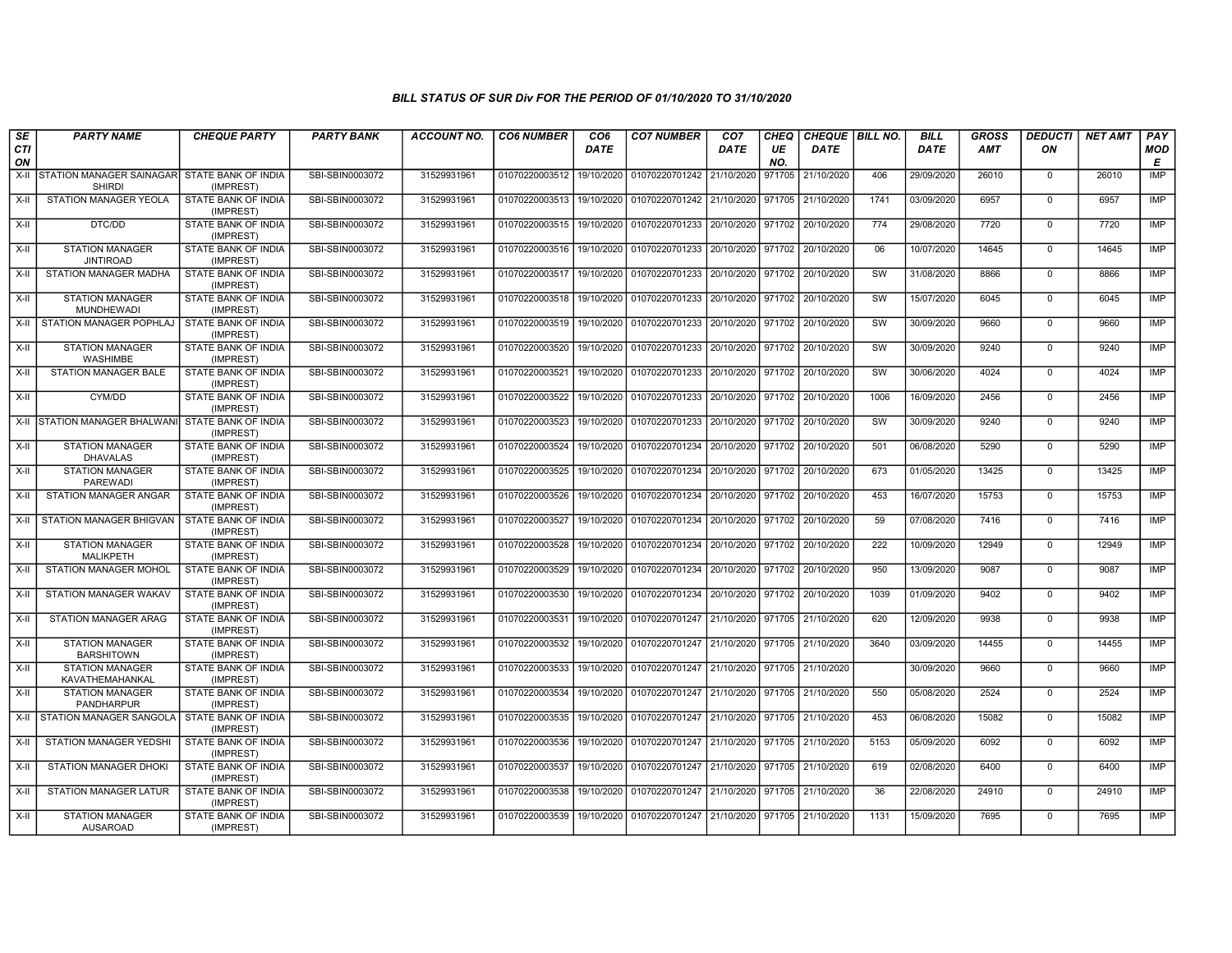## BILL STATUS OF SUR Div FOR THE PERIOD OF 01/10/2020 TO 31/10/2020

| SECTION | PARTY NAME | CHEQUE PARTY | PARTY BANK | ACCOUNT NO. | CO6 NUMBER | CO6 DATE | CO7 NUMBER | CO7 DATE | CHEQUE NO. | CHEQUE DATE | BILL NO. | BILL DATE | GROSS AMT | DEDUCTION | NET AMT | PAY MODE |
|---|---|---|---|---|---|---|---|---|---|---|---|---|---|---|---|---|
| X-II | STATION MANAGER SAINAGAR SHIRDI | STATE BANK OF INDIA (IMPREST) | SBI-SBIN0003072 | 31529931961 | 01070220003512 | 19/10/2020 | 01070220701242 | 21/10/2020 | 971705 | 21/10/2020 | 406 | 29/09/2020 | 26010 | 0 | 26010 | IMP |
| X-II | STATION MANAGER YEOLA | STATE BANK OF INDIA (IMPREST) | SBI-SBIN0003072 | 31529931961 | 01070220003513 | 19/10/2020 | 01070220701242 | 21/10/2020 | 971705 | 21/10/2020 | 1741 | 03/09/2020 | 6957 | 0 | 6957 | IMP |
| X-II | DTC/DD | STATE BANK OF INDIA (IMPREST) | SBI-SBIN0003072 | 31529931961 | 01070220003515 | 19/10/2020 | 01070220701233 | 20/10/2020 | 971702 | 20/10/2020 | 774 | 29/08/2020 | 7720 | 0 | 7720 | IMP |
| X-II | STATION MANAGER JINTIROAD | STATE BANK OF INDIA (IMPREST) | SBI-SBIN0003072 | 31529931961 | 01070220003516 | 19/10/2020 | 01070220701233 | 20/10/2020 | 971702 | 20/10/2020 | 06 | 10/07/2020 | 14645 | 0 | 14645 | IMP |
| X-II | STATION MANAGER MADHA | STATE BANK OF INDIA (IMPREST) | SBI-SBIN0003072 | 31529931961 | 01070220003517 | 19/10/2020 | 01070220701233 | 20/10/2020 | 971702 | 20/10/2020 | SW | 31/08/2020 | 8866 | 0 | 8866 | IMP |
| X-II | STATION MANAGER MUNDHEWADI | STATE BANK OF INDIA (IMPREST) | SBI-SBIN0003072 | 31529931961 | 01070220003518 | 19/10/2020 | 01070220701233 | 20/10/2020 | 971702 | 20/10/2020 | SW | 15/07/2020 | 6045 | 0 | 6045 | IMP |
| X-II | STATION MANAGER POPHLAJ | STATE BANK OF INDIA (IMPREST) | SBI-SBIN0003072 | 31529931961 | 01070220003519 | 19/10/2020 | 01070220701233 | 20/10/2020 | 971702 | 20/10/2020 | SW | 30/09/2020 | 9660 | 0 | 9660 | IMP |
| X-II | STATION MANAGER WASHIMBE | STATE BANK OF INDIA (IMPREST) | SBI-SBIN0003072 | 31529931961 | 01070220003520 | 19/10/2020 | 01070220701233 | 20/10/2020 | 971702 | 20/10/2020 | SW | 30/09/2020 | 9240 | 0 | 9240 | IMP |
| X-II | STATION MANAGER BALE | STATE BANK OF INDIA (IMPREST) | SBI-SBIN0003072 | 31529931961 | 01070220003521 | 19/10/2020 | 01070220701233 | 20/10/2020 | 971702 | 20/10/2020 | SW | 30/06/2020 | 4024 | 0 | 4024 | IMP |
| X-II | CYM/DD | STATE BANK OF INDIA (IMPREST) | SBI-SBIN0003072 | 31529931961 | 01070220003522 | 19/10/2020 | 01070220701233 | 20/10/2020 | 971702 | 20/10/2020 | 1006 | 16/09/2020 | 2456 | 0 | 2456 | IMP |
| X-II | STATION MANAGER BHALWANI | STATE BANK OF INDIA (IMPREST) | SBI-SBIN0003072 | 31529931961 | 01070220003523 | 19/10/2020 | 01070220701233 | 20/10/2020 | 971702 | 20/10/2020 | SW | 30/09/2020 | 9240 | 0 | 9240 | IMP |
| X-II | STATION MANAGER DHAVALAS | STATE BANK OF INDIA (IMPREST) | SBI-SBIN0003072 | 31529931961 | 01070220003524 | 19/10/2020 | 01070220701234 | 20/10/2020 | 971702 | 20/10/2020 | 501 | 06/08/2020 | 5290 | 0 | 5290 | IMP |
| X-II | STATION MANAGER PAREWADI | STATE BANK OF INDIA (IMPREST) | SBI-SBIN0003072 | 31529931961 | 01070220003525 | 19/10/2020 | 01070220701234 | 20/10/2020 | 971702 | 20/10/2020 | 673 | 01/05/2020 | 13425 | 0 | 13425 | IMP |
| X-II | STATION MANAGER ANGAR | STATE BANK OF INDIA (IMPREST) | SBI-SBIN0003072 | 31529931961 | 01070220003526 | 19/10/2020 | 01070220701234 | 20/10/2020 | 971702 | 20/10/2020 | 453 | 16/07/2020 | 15753 | 0 | 15753 | IMP |
| X-II | STATION MANAGER BHIGVAN | STATE BANK OF INDIA (IMPREST) | SBI-SBIN0003072 | 31529931961 | 01070220003527 | 19/10/2020 | 01070220701234 | 20/10/2020 | 971702 | 20/10/2020 | 59 | 07/08/2020 | 7416 | 0 | 7416 | IMP |
| X-II | STATION MANAGER MALIKPETH | STATE BANK OF INDIA (IMPREST) | SBI-SBIN0003072 | 31529931961 | 01070220003528 | 19/10/2020 | 01070220701234 | 20/10/2020 | 971702 | 20/10/2020 | 222 | 10/09/2020 | 12949 | 0 | 12949 | IMP |
| X-II | STATION MANAGER MOHOL | STATE BANK OF INDIA (IMPREST) | SBI-SBIN0003072 | 31529931961 | 01070220003529 | 19/10/2020 | 01070220701234 | 20/10/2020 | 971702 | 20/10/2020 | 950 | 13/09/2020 | 9087 | 0 | 9087 | IMP |
| X-II | STATION MANAGER WAKAV | STATE BANK OF INDIA (IMPREST) | SBI-SBIN0003072 | 31529931961 | 01070220003530 | 19/10/2020 | 01070220701234 | 20/10/2020 | 971702 | 20/10/2020 | 1039 | 01/09/2020 | 9402 | 0 | 9402 | IMP |
| X-II | STATION MANAGER ARAG | STATE BANK OF INDIA (IMPREST) | SBI-SBIN0003072 | 31529931961 | 01070220003531 | 19/10/2020 | 01070220701247 | 21/10/2020 | 971705 | 21/10/2020 | 620 | 12/09/2020 | 9938 | 0 | 9938 | IMP |
| X-II | STATION MANAGER BARSHITOWN | STATE BANK OF INDIA (IMPREST) | SBI-SBIN0003072 | 31529931961 | 01070220003532 | 19/10/2020 | 01070220701247 | 21/10/2020 | 971705 | 21/10/2020 | 3640 | 03/09/2020 | 14455 | 0 | 14455 | IMP |
| X-II | STATION MANAGER KAVATHEMAHANKAL | STATE BANK OF INDIA (IMPREST) | SBI-SBIN0003072 | 31529931961 | 01070220003533 | 19/10/2020 | 01070220701247 | 21/10/2020 | 971705 | 21/10/2020 | | 30/09/2020 | 9660 | 0 | 9660 | IMP |
| X-II | STATION MANAGER PANDHARPUR | STATE BANK OF INDIA (IMPREST) | SBI-SBIN0003072 | 31529931961 | 01070220003534 | 19/10/2020 | 01070220701247 | 21/10/2020 | 971705 | 21/10/2020 | 550 | 05/08/2020 | 2524 | 0 | 2524 | IMP |
| X-II | STATION MANAGER SANGOLA | STATE BANK OF INDIA (IMPREST) | SBI-SBIN0003072 | 31529931961 | 01070220003535 | 19/10/2020 | 01070220701247 | 21/10/2020 | 971705 | 21/10/2020 | 453 | 06/08/2020 | 15082 | 0 | 15082 | IMP |
| X-II | STATION MANAGER YEDSHI | STATE BANK OF INDIA (IMPREST) | SBI-SBIN0003072 | 31529931961 | 01070220003536 | 19/10/2020 | 01070220701247 | 21/10/2020 | 971705 | 21/10/2020 | 5153 | 05/09/2020 | 6092 | 0 | 6092 | IMP |
| X-II | STATION MANAGER DHOKI | STATE BANK OF INDIA (IMPREST) | SBI-SBIN0003072 | 31529931961 | 01070220003537 | 19/10/2020 | 01070220701247 | 21/10/2020 | 971705 | 21/10/2020 | 619 | 02/08/2020 | 6400 | 0 | 6400 | IMP |
| X-II | STATION MANAGER LATUR | STATE BANK OF INDIA (IMPREST) | SBI-SBIN0003072 | 31529931961 | 01070220003538 | 19/10/2020 | 01070220701247 | 21/10/2020 | 971705 | 21/10/2020 | 36 | 22/08/2020 | 24910 | 0 | 24910 | IMP |
| X-II | STATION MANAGER AUSAROAD | STATE BANK OF INDIA (IMPREST) | SBI-SBIN0003072 | 31529931961 | 01070220003539 | 19/10/2020 | 01070220701247 | 21/10/2020 | 971705 | 21/10/2020 | 1131 | 15/09/2020 | 7695 | 0 | 7695 | IMP |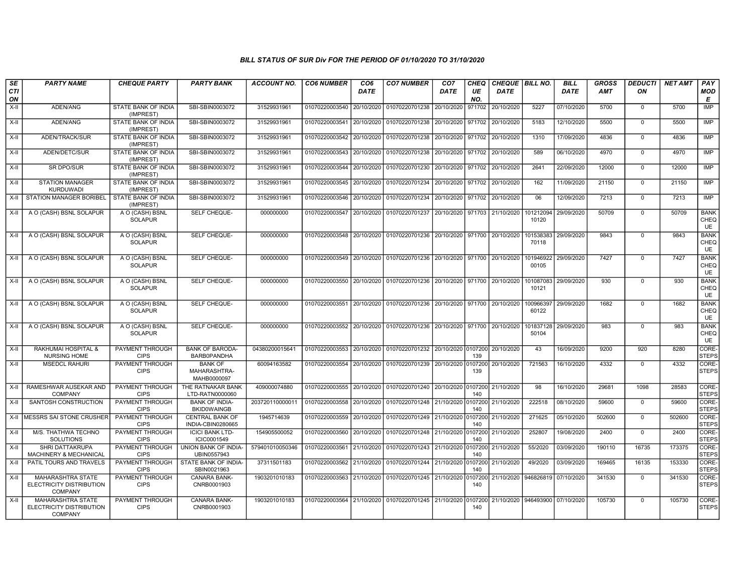## BILL STATUS OF SUR Div FOR THE PERIOD OF 01/10/2020 TO 31/10/2020

| SECTION | PARTY NAME | CHEQUE PARTY | PARTY BANK | ACCOUNT NO. | CO6 NUMBER | CO6 DATE | CO7 NUMBER | CO7 DATE | CHEQUE NO. | CHEQUE DATE | BILL NO. | BILL DATE | GROSS AMT | DEDUCTION | NET AMT | PAY MODE |
|---|---|---|---|---|---|---|---|---|---|---|---|---|---|---|---|---|
| X-II | ADEN/ANG | STATE BANK OF INDIA (IMPREST) | SBI-SBIN0003072 | 31529931961 | 01070220003540 | 20/10/2020 | 01070220701238 | 20/10/2020 | 971702 | 20/10/2020 | 5227 | 07/10/2020 | 5700 | 0 | 5700 | IMP |
| X-II | ADEN/ANG | STATE BANK OF INDIA (IMPREST) | SBI-SBIN0003072 | 31529931961 | 01070220003541 | 20/10/2020 | 01070220701238 | 20/10/2020 | 971702 | 20/10/2020 | 5183 | 12/10/2020 | 5500 | 0 | 5500 | IMP |
| X-II | ADEN/TRACK/SUR | STATE BANK OF INDIA (IMPREST) | SBI-SBIN0003072 | 31529931961 | 01070220003542 | 20/10/2020 | 01070220701238 | 20/10/2020 | 971702 | 20/10/2020 | 1310 | 17/09/2020 | 4836 | 0 | 4836 | IMP |
| X-II | ADEN/DETC/SUR | STATE BANK OF INDIA (IMPREST) | SBI-SBIN0003072 | 31529931961 | 01070220003543 | 20/10/2020 | 01070220701238 | 20/10/2020 | 971702 | 20/10/2020 | 589 | 06/10/2020 | 4970 | 0 | 4970 | IMP |
| X-II | SR DPO/SUR | STATE BANK OF INDIA (IMPREST) | SBI-SBIN0003072 | 31529931961 | 01070220003544 | 20/10/2020 | 01070220701230 | 20/10/2020 | 971702 | 20/10/2020 | 2641 | 22/09/2020 | 12000 | 0 | 12000 | IMP |
| X-II | STATION MANAGER KURDUWADI | STATE BANK OF INDIA (IMPREST) | SBI-SBIN0003072 | 31529931961 | 01070220003545 | 20/10/2020 | 01070220701234 | 20/10/2020 | 971702 | 20/10/2020 | 162 | 11/09/2020 | 21150 | 0 | 21150 | IMP |
| X-II | STATION MANAGER BORIBEL | STATE BANK OF INDIA (IMPREST) | SBI-SBIN0003072 | 31529931961 | 01070220003546 | 20/10/2020 | 01070220701234 | 20/10/2020 | 971702 | 20/10/2020 | 06 | 12/09/2020 | 7213 | 0 | 7213 | IMP |
| X-II | A O (CASH) BSNL SOLAPUR | A O (CASH) BSNL SOLAPUR | SELF CHEQUE- | 000000000 | 01070220003547 | 20/10/2020 | 01070220701237 | 20/10/2020 | 971703 | 21/10/2020 | 10121209410120 | 29/09/2020 | 50709 | 0 | 50709 | BANK CHEQUE |
| X-II | A O (CASH) BSNL SOLAPUR | A O (CASH) BSNL SOLAPUR | SELF CHEQUE- | 000000000 | 01070220003548 | 20/10/2020 | 01070220701236 | 20/10/2020 | 971700 | 20/10/2020 | 10153838370118 | 29/09/2020 | 9843 | 0 | 9843 | BANK CHEQUE |
| X-II | A O (CASH) BSNL SOLAPUR | A O (CASH) BSNL SOLAPUR | SELF CHEQUE- | 000000000 | 01070220003549 | 20/10/2020 | 01070220701236 | 20/10/2020 | 971700 | 20/10/2020 | 10194692200105 | 29/09/2020 | 7427 | 0 | 7427 | BANK CHEQUE |
| X-II | A O (CASH) BSNL SOLAPUR | A O (CASH) BSNL SOLAPUR | SELF CHEQUE- | 000000000 | 01070220003550 | 20/10/2020 | 01070220701236 | 20/10/2020 | 971700 | 20/10/2020 | 10108708310121 | 29/09/2020 | 930 | 0 | 930 | BANK CHEQUE |
| X-II | A O (CASH) BSNL SOLAPUR | A O (CASH) BSNL SOLAPUR | SELF CHEQUE- | 000000000 | 01070220003551 | 20/10/2020 | 01070220701236 | 20/10/2020 | 971700 | 20/10/2020 | 10096639760122 | 29/09/2020 | 1682 | 0 | 1682 | BANK CHEQUE |
| X-II | A O (CASH) BSNL SOLAPUR | A O (CASH) BSNL SOLAPUR | SELF CHEQUE- | 000000000 | 01070220003552 | 20/10/2020 | 01070220701236 | 20/10/2020 | 971700 | 20/10/2020 | 10183712850104 | 29/09/2020 | 983 | 0 | 983 | BANK CHEQUE |
| X-II | RAKHUMAI HOSPITAL & NURSING HOME | PAYMENT THROUGH CIPS | BANK OF BARODA-BARB0PANDHA | 04380200015641 | 01070220003553 | 20/10/2020 | 01070220701232 | 20/10/2020 | 0107200139 | 20/10/2020 | 43 | 16/09/2020 | 9200 | 920 | 8280 | CORE-STEPS |
| X-II | MSEDCL RAHURI | PAYMENT THROUGH CIPS | BANK OF MAHARASHTRA-MAHB0000097 | 60094163582 | 01070220003554 | 20/10/2020 | 01070220701239 | 20/10/2020 | 0107200139 | 20/10/2020 | 721563 | 16/10/2020 | 4332 | 0 | 4332 | CORE-STEPS |
| X-II | RAMESHWAR AUSEKAR AND COMPANY | PAYMENT THROUGH CIPS | THE RATNAKAR BANK LTD-RATN0000060 | 409000074880 | 01070220003555 | 20/10/2020 | 01070220701240 | 20/10/2020 | 0107200140 | 21/10/2020 | 98 | 16/10/2020 | 29681 | 1098 | 28583 | CORE-STEPS |
| X-II | SANTOSH CONSTRUCTION | PAYMENT THROUGH CIPS | BANK OF INDIA-BKID0WAINGB | 203720110000011 | 01070220003558 | 20/10/2020 | 01070220701248 | 21/10/2020 | 0107200140 | 21/10/2020 | 222518 | 08/10/2020 | 59600 | 0 | 59600 | CORE-STEPS |
| X-II | MESSRS SAI STONE CRUSHER | PAYMENT THROUGH CIPS | CENTRAL BANK OF INDIA-CBIN0280665 | 1945714639 | 01070220003559 | 20/10/2020 | 01070220701249 | 21/10/2020 | 0107200140 | 21/10/2020 | 271625 | 05/10/2020 | 502600 | 0 | 502600 | CORE-STEPS |
| X-II | M/S. THATHWA TECHNO SOLUTIONS | PAYMENT THROUGH CIPS | ICICI BANK LTD-ICIC0001549 | 154905500052 | 01070220003560 | 20/10/2020 | 01070220701248 | 21/10/2020 | 0107200140 | 21/10/2020 | 252807 | 19/08/2020 | 2400 | 0 | 2400 | CORE-STEPS |
| X-II | SHRI DATTAKRUPA MACHINERY & MECHANICAL | PAYMENT THROUGH CIPS | UNION BANK OF INDIA-UBIN0557943 | 579401010050346 | 01070220003561 | 21/10/2020 | 01070220701243 | 21/10/2020 | 0107200140 | 21/10/2020 | 55/2020 | 03/09/2020 | 190110 | 16735 | 173375 | CORE-STEPS |
| X-II | PATIL TOURS AND TRAVELS | PAYMENT THROUGH CIPS | STATE BANK OF INDIA-SBIN0021963 | 37311501183 | 01070220003562 | 21/10/2020 | 01070220701244 | 21/10/2020 | 0107200140 | 21/10/2020 | 49/2020 | 03/09/2020 | 169465 | 16135 | 153330 | CORE-STEPS |
| X-II | MAHARASHTRA STATE ELECTRICITY DISTRIBUTION COMPANY | PAYMENT THROUGH CIPS | CANARA BANK-CNRB0001903 | 1903201010183 | 01070220003563 | 21/10/2020 | 01070220701245 | 21/10/2020 | 0107200140 | 21/10/2020 | 946826819 | 07/10/2020 | 341530 | 0 | 341530 | CORE-STEPS |
| X-II | MAHARASHTRA STATE ELECTRICITY DISTRIBUTION COMPANY | PAYMENT THROUGH CIPS | CANARA BANK-CNRB0001903 | 1903201010183 | 01070220003564 | 21/10/2020 | 01070220701245 | 21/10/2020 | 0107200140 | 21/10/2020 | 946493900 | 07/10/2020 | 105730 | 0 | 105730 | CORE-STEPS |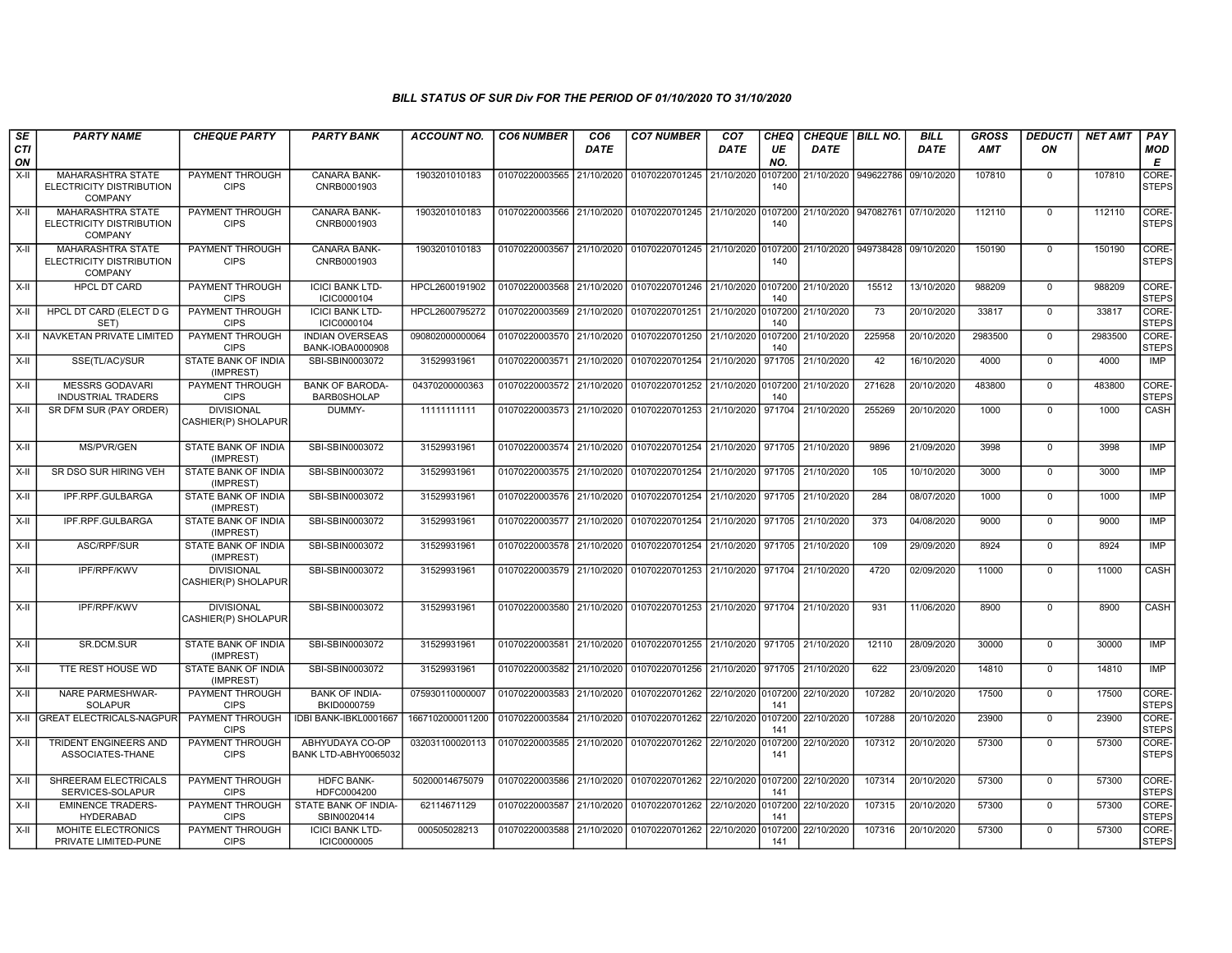## BILL STATUS OF SUR Div FOR THE PERIOD OF 01/10/2020 TO 31/10/2020

| SECTION | PARTY NAME | CHEQUE PARTY | PARTY BANK | ACCOUNT NO. | CO6 NUMBER | CO6 DATE | CO7 NUMBER | CO7 DATE | CHEQUE NO. | CHEQUE DATE | BILL NO. | BILL DATE | GROSS AMT | DEDUCTION | NET AMT | PAY MODE |
|---|---|---|---|---|---|---|---|---|---|---|---|---|---|---|---|---|
| X-II | MAHARASHTRA STATE ELECTRICITY DISTRIBUTION COMPANY | PAYMENT THROUGH CIPS | CANARA BANK-CNRB0001903 | 1903201010183 | 01070220003565 | 21/10/2020 | 01070220701245 | 21/10/2020 | 0107200140 | 21/10/2020 | 949622786 | 09/10/2020 | 107810 | 0 | 107810 | CORE-STEPS |
| X-II | MAHARASHTRA STATE ELECTRICITY DISTRIBUTION COMPANY | PAYMENT THROUGH CIPS | CANARA BANK-CNRB0001903 | 1903201010183 | 01070220003566 | 21/10/2020 | 01070220701245 | 21/10/2020 | 0107200140 | 21/10/2020 | 947082761 | 07/10/2020 | 112110 | 0 | 112110 | CORE-STEPS |
| X-II | MAHARASHTRA STATE ELECTRICITY DISTRIBUTION COMPANY | PAYMENT THROUGH CIPS | CANARA BANK-CNRB0001903 | 1903201010183 | 01070220003567 | 21/10/2020 | 01070220701245 | 21/10/2020 | 0107200140 | 21/10/2020 | 949738428 | 09/10/2020 | 150190 | 0 | 150190 | CORE-STEPS |
| X-II | HPCL DT CARD | PAYMENT THROUGH CIPS | ICICI BANK LTD-ICIC0000104 | HPCL2600191902 | 01070220003568 | 21/10/2020 | 01070220701246 | 21/10/2020 | 0107200140 | 21/10/2020 | 15512 | 13/10/2020 | 988209 | 0 | 988209 | CORE-STEPS |
| X-II | HPCL DT CARD (ELECT D G SET) | PAYMENT THROUGH CIPS | ICICI BANK LTD-ICIC0000104 | HPCL2600795272 | 01070220003569 | 21/10/2020 | 01070220701251 | 21/10/2020 | 0107200140 | 21/10/2020 | 73 | 20/10/2020 | 33817 | 0 | 33817 | CORE-STEPS |
| X-II | NAVKETAN PRIVATE LIMITED | PAYMENT THROUGH CIPS | INDIAN OVERSEAS BANK-IOBA0000908 | 090802000000064 | 01070220003570 | 21/10/2020 | 01070220701250 | 21/10/2020 | 0107200140 | 21/10/2020 | 225958 | 20/10/2020 | 2983500 | 0 | 2983500 | CORE-STEPS |
| X-II | SSE(TL/AC)/SUR | STATE BANK OF INDIA (IMPREST) | SBI-SBIN0003072 | 31529931961 | 01070220003571 | 21/10/2020 | 01070220701254 | 21/10/2020 | 971705 | 21/10/2020 | 42 | 16/10/2020 | 4000 | 0 | 4000 | IMP |
| X-II | MESSRS GODAVARI INDUSTRIAL TRADERS | PAYMENT THROUGH CIPS | BANK OF BARODA-BARB0SHOLAP | 04370200000363 | 01070220003572 | 21/10/2020 | 01070220701252 | 21/10/2020 | 0107200140 | 21/10/2020 | 271628 | 20/10/2020 | 483800 | 0 | 483800 | CORE-STEPS |
| X-II | SR DFM SUR (PAY ORDER) | DIVISIONAL CASHIER(P) SHOLAPUR | DUMMY- | 11111111111 | 01070220003573 | 21/10/2020 | 01070220701253 | 21/10/2020 | 971704 | 21/10/2020 | 255269 | 20/10/2020 | 1000 | 0 | 1000 | CASH |
| X-II | MS/PVR/GEN | STATE BANK OF INDIA (IMPREST) | SBI-SBIN0003072 | 31529931961 | 01070220003574 | 21/10/2020 | 01070220701254 | 21/10/2020 | 971705 | 21/10/2020 | 9896 | 21/09/2020 | 3998 | 0 | 3998 | IMP |
| X-II | SR DSO SUR HIRING VEH | STATE BANK OF INDIA (IMPREST) | SBI-SBIN0003072 | 31529931961 | 01070220003575 | 21/10/2020 | 01070220701254 | 21/10/2020 | 971705 | 21/10/2020 | 105 | 10/10/2020 | 3000 | 0 | 3000 | IMP |
| X-II | IPF.RPF.GULBARGA | STATE BANK OF INDIA (IMPREST) | SBI-SBIN0003072 | 31529931961 | 01070220003576 | 21/10/2020 | 01070220701254 | 21/10/2020 | 971705 | 21/10/2020 | 284 | 08/07/2020 | 1000 | 0 | 1000 | IMP |
| X-II | IPF.RPF.GULBARGA | STATE BANK OF INDIA (IMPREST) | SBI-SBIN0003072 | 31529931961 | 01070220003577 | 21/10/2020 | 01070220701254 | 21/10/2020 | 971705 | 21/10/2020 | 373 | 04/08/2020 | 9000 | 0 | 9000 | IMP |
| X-II | ASC/RPF/SUR | STATE BANK OF INDIA (IMPREST) | SBI-SBIN0003072 | 31529931961 | 01070220003578 | 21/10/2020 | 01070220701254 | 21/10/2020 | 971705 | 21/10/2020 | 109 | 29/09/2020 | 8924 | 0 | 8924 | IMP |
| X-II | IPF/RPF/KWV | DIVISIONAL CASHIER(P) SHOLAPUR | SBI-SBIN0003072 | 31529931961 | 01070220003579 | 21/10/2020 | 01070220701253 | 21/10/2020 | 971704 | 21/10/2020 | 4720 | 02/09/2020 | 11000 | 0 | 11000 | CASH |
| X-II | IPF/RPF/KWV | DIVISIONAL CASHIER(P) SHOLAPUR | SBI-SBIN0003072 | 31529931961 | 01070220003580 | 21/10/2020 | 01070220701253 | 21/10/2020 | 971704 | 21/10/2020 | 931 | 11/06/2020 | 8900 | 0 | 8900 | CASH |
| X-II | SR.DCM.SUR | STATE BANK OF INDIA (IMPREST) | SBI-SBIN0003072 | 31529931961 | 01070220003581 | 21/10/2020 | 01070220701255 | 21/10/2020 | 971705 | 21/10/2020 | 12110 | 28/09/2020 | 30000 | 0 | 30000 | IMP |
| X-II | TTE REST HOUSE WD | STATE BANK OF INDIA (IMPREST) | SBI-SBIN0003072 | 31529931961 | 01070220003582 | 21/10/2020 | 01070220701256 | 21/10/2020 | 971705 | 21/10/2020 | 622 | 23/09/2020 | 14810 | 0 | 14810 | IMP |
| X-II | NARE PARMESHWAR-SOLAPUR | PAYMENT THROUGH CIPS | BANK OF INDIA-BKID0000759 | 075930110000007 | 01070220003583 | 21/10/2020 | 01070220701262 | 22/10/2020 | 0107200141 | 22/10/2020 | 107282 | 20/10/2020 | 17500 | 0 | 17500 | CORE-STEPS |
| X-II | GREAT ELECTRICALS-NAGPUR | PAYMENT THROUGH CIPS | IDBI BANK-IBKL0001667 | 1667102000011200 | 01070220003584 | 21/10/2020 | 01070220701262 | 22/10/2020 | 0107200141 | 22/10/2020 | 107288 | 20/10/2020 | 23900 | 0 | 23900 | CORE-STEPS |
| X-II | TRIDENT ENGINEERS AND ASSOCIATES-THANE | PAYMENT THROUGH CIPS | ABHYUDAYA CO-OP BANK LTD-ABHY0065032 | 032031100020113 | 01070220003585 | 21/10/2020 | 01070220701262 | 22/10/2020 | 0107200141 | 22/10/2020 | 107312 | 20/10/2020 | 57300 | 0 | 57300 | CORE-STEPS |
| X-II | SHREERAM ELECTRICALS SERVICES-SOLAPUR | PAYMENT THROUGH CIPS | HDFC BANK-HDFC0004200 | 50200014675079 | 01070220003586 | 21/10/2020 | 01070220701262 | 22/10/2020 | 0107200141 | 22/10/2020 | 107314 | 20/10/2020 | 57300 | 0 | 57300 | CORE-STEPS |
| X-II | EMINENCE TRADERS-HYDERABAD | PAYMENT THROUGH CIPS | STATE BANK OF INDIA-SBIN0020414 | 62114671129 | 01070220003587 | 21/10/2020 | 01070220701262 | 22/10/2020 | 0107200141 | 22/10/2020 | 107315 | 20/10/2020 | 57300 | 0 | 57300 | CORE-STEPS |
| X-II | MOHITE ELECTRONICS PRIVATE LIMITED-PUNE | PAYMENT THROUGH CIPS | ICICI BANK LTD-ICIC0000005 | 000505028213 | 01070220003588 | 21/10/2020 | 01070220701262 | 22/10/2020 | 0107200141 | 22/10/2020 | 107316 | 20/10/2020 | 57300 | 0 | 57300 | CORE-STEPS |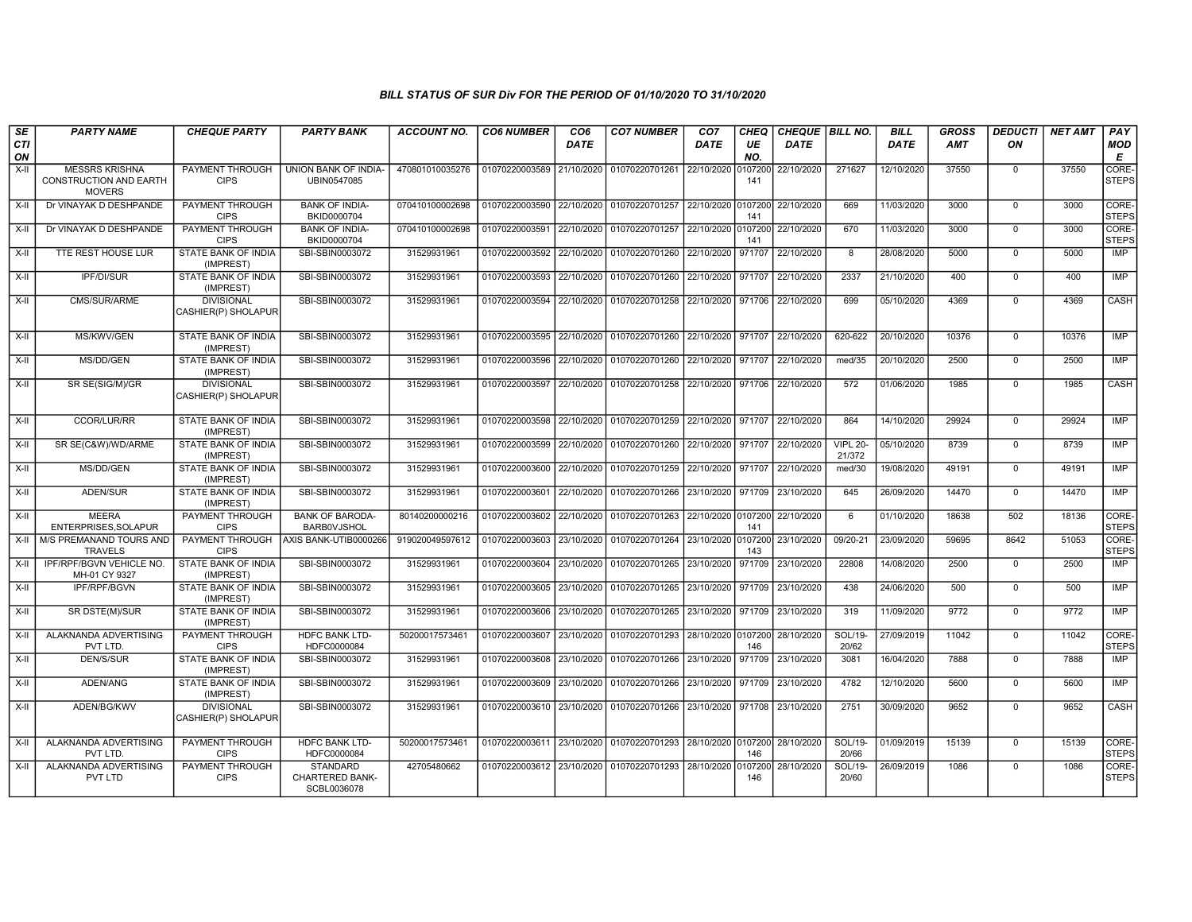### BILL STATUS OF SUR Div FOR THE PERIOD OF 01/10/2020 TO 31/10/2020

| SECTION | PARTY NAME | CHEQUE PARTY | PARTY BANK | ACCOUNT NO. | CO6 NUMBER | CO6 DATE | CO7 NUMBER | CO7 DATE | CHEQUE NO. | CHEQUE DATE | BILL NO. | BILL DATE | GROSS AMT | DEDUCTION | NET AMT | PAY MODE |
|---|---|---|---|---|---|---|---|---|---|---|---|---|---|---|---|---|
| X-II | MESSRS KRISHNA CONSTRUCTION AND EARTH MOVERS | PAYMENT THROUGH CIPS | UNION BANK OF INDIA-UBIN0547085 | 470801010035276 | 01070220003589 | 21/10/2020 | 01070220701261 | 22/10/2020 | 0107200141 | 22/10/2020 | 271627 | 12/10/2020 | 37550 | 0 | 37550 | CORE-STEPS |
| X-II | Dr VINAYAK D DESHPANDE | PAYMENT THROUGH CIPS | BANK OF INDIA-BKID0000704 | 070410100002698 | 01070220003590 | 22/10/2020 | 01070220701257 | 22/10/2020 | 0107200141 | 22/10/2020 | 669 | 11/03/2020 | 3000 | 0 | 3000 | CORE-STEPS |
| X-II | Dr VINAYAK D DESHPANDE | PAYMENT THROUGH CIPS | BANK OF INDIA-BKID0000704 | 070410100002698 | 01070220003591 | 22/10/2020 | 01070220701257 | 22/10/2020 | 0107200141 | 22/10/2020 | 670 | 11/03/2020 | 3000 | 0 | 3000 | CORE-STEPS |
| X-II | TTE REST HOUSE LUR | STATE BANK OF INDIA (IMPREST) | SBI-SBIN0003072 | 31529931961 | 01070220003592 | 22/10/2020 | 01070220701260 | 22/10/2020 | 971707 | 22/10/2020 | 8 | 28/08/2020 | 5000 | 0 | 5000 | IMP |
| X-II | IPF/DI/SUR | STATE BANK OF INDIA (IMPREST) | SBI-SBIN0003072 | 31529931961 | 01070220003593 | 22/10/2020 | 01070220701260 | 22/10/2020 | 971707 | 22/10/2020 | 2337 | 21/10/2020 | 400 | 0 | 400 | IMP |
| X-II | CMS/SUR/ARME | DIVISIONAL CASHIER(P) SHOLAPUR | SBI-SBIN0003072 | 31529931961 | 01070220003594 | 22/10/2020 | 01070220701258 | 22/10/2020 | 971706 | 22/10/2020 | 699 | 05/10/2020 | 4369 | 0 | 4369 | CASH |
| X-II | MS/KWV/GEN | STATE BANK OF INDIA (IMPREST) | SBI-SBIN0003072 | 31529931961 | 01070220003595 | 22/10/2020 | 01070220701260 | 22/10/2020 | 971707 | 22/10/2020 | 620-622 | 20/10/2020 | 10376 | 0 | 10376 | IMP |
| X-II | MS/DD/GEN | STATE BANK OF INDIA (IMPREST) | SBI-SBIN0003072 | 31529931961 | 01070220003596 | 22/10/2020 | 01070220701260 | 22/10/2020 | 971707 | 22/10/2020 | med/35 | 20/10/2020 | 2500 | 0 | 2500 | IMP |
| X-II | SR SE(SIG/M)/GR | DIVISIONAL CASHIER(P) SHOLAPUR | SBI-SBIN0003072 | 31529931961 | 01070220003597 | 22/10/2020 | 01070220701258 | 22/10/2020 | 971706 | 22/10/2020 | 572 | 01/06/2020 | 1985 | 0 | 1985 | CASH |
| X-II | CCOR/LUR/RR | STATE BANK OF INDIA (IMPREST) | SBI-SBIN0003072 | 31529931961 | 01070220003598 | 22/10/2020 | 01070220701259 | 22/10/2020 | 971707 | 22/10/2020 | 864 | 14/10/2020 | 29924 | 0 | 29924 | IMP |
| X-II | SR SE(C&W)/WD/ARME | STATE BANK OF INDIA (IMPREST) | SBI-SBIN0003072 | 31529931961 | 01070220003599 | 22/10/2020 | 01070220701260 | 22/10/2020 | 971707 | 22/10/2020 | VIPL 20-21/372 | 05/10/2020 | 8739 | 0 | 8739 | IMP |
| X-II | MS/DD/GEN | STATE BANK OF INDIA (IMPREST) | SBI-SBIN0003072 | 31529931961 | 01070220003600 | 22/10/2020 | 01070220701259 | 22/10/2020 | 971707 | 22/10/2020 | med/30 | 19/08/2020 | 49191 | 0 | 49191 | IMP |
| X-II | ADEN/SUR | STATE BANK OF INDIA (IMPREST) | SBI-SBIN0003072 | 31529931961 | 01070220003601 | 22/10/2020 | 01070220701266 | 23/10/2020 | 971709 | 23/10/2020 | 645 | 26/09/2020 | 14470 | 0 | 14470 | IMP |
| X-II | MEERA ENTERPRISES,SOLAPUR | PAYMENT THROUGH CIPS | BANK OF BARODA-BARB0VJSHOL | 80140200000216 | 01070220003602 | 22/10/2020 | 01070220701263 | 22/10/2020 | 0107200141 | 22/10/2020 | 6 | 01/10/2020 | 18638 | 502 | 18136 | CORE-STEPS |
| X-II | M/S PREMANAND TOURS AND TRAVELS | PAYMENT THROUGH CIPS | AXIS BANK-UTIB0000266 | 919020049597612 | 01070220003603 | 23/10/2020 | 01070220701264 | 23/10/2020 | 0107200143 | 23/10/2020 | 09/20-21 | 23/09/2020 | 59695 | 8642 | 51053 | CORE-STEPS |
| X-II | IPF/RPF/BGVN VEHICLE NO. MH-01 CY 9327 | STATE BANK OF INDIA (IMPREST) | SBI-SBIN0003072 | 31529931961 | 01070220003604 | 23/10/2020 | 01070220701265 | 23/10/2020 | 971709 | 23/10/2020 | 22808 | 14/08/2020 | 2500 | 0 | 2500 | IMP |
| X-II | IPF/RPF/BGVN | STATE BANK OF INDIA (IMPREST) | SBI-SBIN0003072 | 31529931961 | 01070220003605 | 23/10/2020 | 01070220701265 | 23/10/2020 | 971709 | 23/10/2020 | 438 | 24/06/2020 | 500 | 0 | 500 | IMP |
| X-II | SR DSTE(M)/SUR | STATE BANK OF INDIA (IMPREST) | SBI-SBIN0003072 | 31529931961 | 01070220003606 | 23/10/2020 | 01070220701265 | 23/10/2020 | 971709 | 23/10/2020 | 319 | 11/09/2020 | 9772 | 0 | 9772 | IMP |
| X-II | ALAKNANDA ADVERTISING PVT LTD. | PAYMENT THROUGH CIPS | HDFC BANK LTD-HDFC0000084 | 50200017573461 | 01070220003607 | 23/10/2020 | 01070220701293 | 28/10/2020 | 0107200146 | 28/10/2020 | SOL/19-20/62 | 27/09/2019 | 11042 | 0 | 11042 | CORE-STEPS |
| X-II | DEN/S/SUR | STATE BANK OF INDIA (IMPREST) | SBI-SBIN0003072 | 31529931961 | 01070220003608 | 23/10/2020 | 01070220701266 | 23/10/2020 | 971709 | 23/10/2020 | 3081 | 16/04/2020 | 7888 | 0 | 7888 | IMP |
| X-II | ADEN/ANG | STATE BANK OF INDIA (IMPREST) | SBI-SBIN0003072 | 31529931961 | 01070220003609 | 23/10/2020 | 01070220701266 | 23/10/2020 | 971709 | 23/10/2020 | 4782 | 12/10/2020 | 5600 | 0 | 5600 | IMP |
| X-II | ADEN/BG/KWV | DIVISIONAL CASHIER(P) SHOLAPUR | SBI-SBIN0003072 | 31529931961 | 01070220003610 | 23/10/2020 | 01070220701266 | 23/10/2020 | 971708 | 23/10/2020 | 2751 | 30/09/2020 | 9652 | 0 | 9652 | CASH |
| X-II | ALAKNANDA ADVERTISING PVT LTD. | PAYMENT THROUGH CIPS | HDFC BANK LTD-HDFC0000084 | 50200017573461 | 01070220003611 | 23/10/2020 | 01070220701293 | 28/10/2020 | 0107200146 | 28/10/2020 | SOL/19-20/66 | 01/09/2019 | 15139 | 0 | 15139 | CORE-STEPS |
| X-II | ALAKNANDA ADVERTISING PVT LTD | PAYMENT THROUGH CIPS | STANDARD CHARTERED BANK-SCBL0036078 | 42705480662 | 01070220003612 | 23/10/2020 | 01070220701293 | 28/10/2020 | 0107200146 | 28/10/2020 | SOL/19-20/60 | 26/09/2019 | 1086 | 0 | 1086 | CORE-STEPS |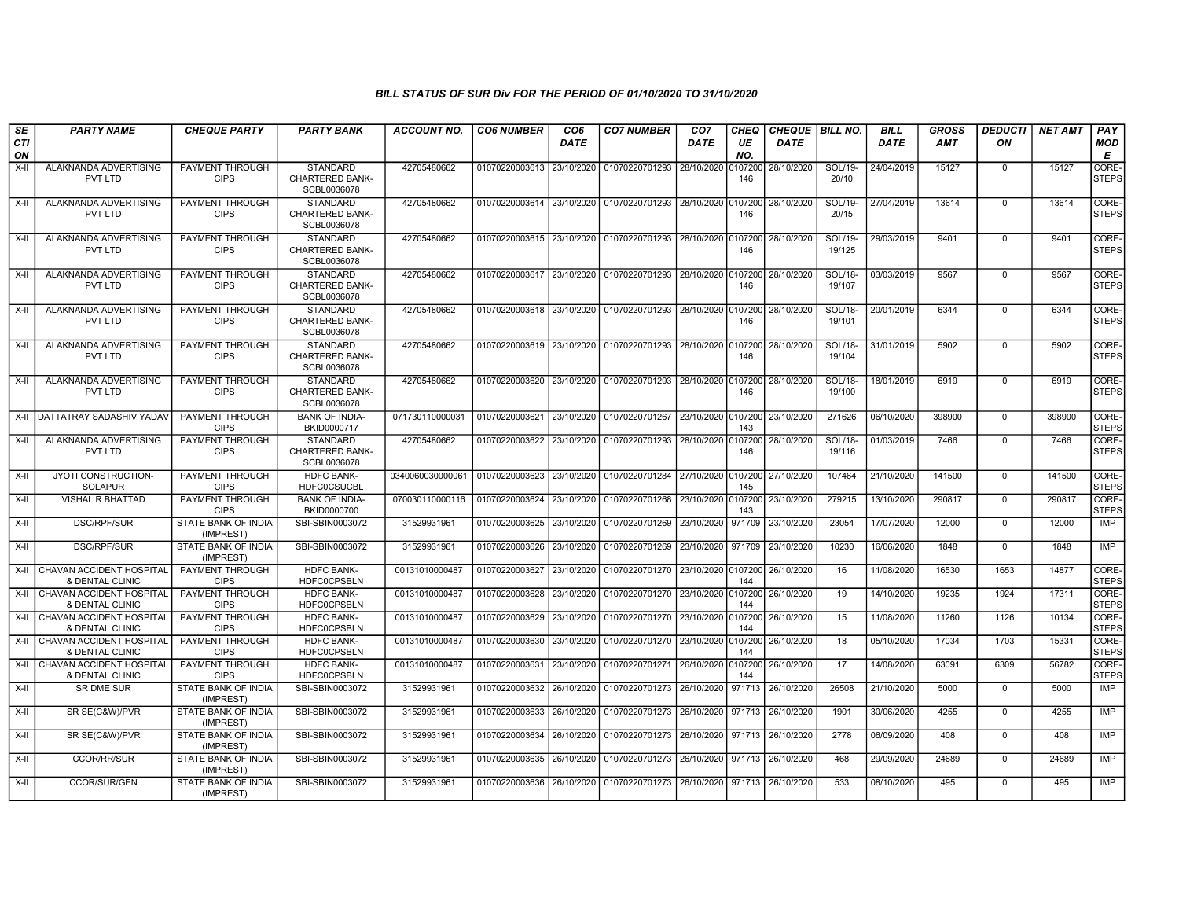*BILL STATUS OF SUR Div FOR THE PERIOD OF 01/10/2020 TO 31/10/2020*

| *SECTION* | *PARTY NAME* | *CHEQUE PARTY* | *PARTY BANK* | *ACCOUNT NO.* | *CO6 NUMBER* | *CO6 DATE* | *CO7 NUMBER* | *CO7 DATE* | *CHEQUE NO.* | *CHEQUE DATE* | *BILL NO.* | *BILL DATE* | *GROSS AMT* | *DEDUCTION* | *NET AMT* | *PAY MODE* |
|---|---|---|---|---|---|---|---|---|---|---|---|---|---|---|---|---|
| X-II | ALAKNANDA ADVERTISING PVT LTD | PAYMENT THROUGH CIPS | STANDARD CHARTERED BANK-SCBL0036078 | 42705480662 | 01070220003613 | 23/10/2020 | 01070220701293 | 28/10/2020 | 0107200146 | 28/10/2020 | SOL/19-20/10 | 24/04/2019 | 15127 | 0 | 15127 | CORE-STEPS |
| X-II | ALAKNANDA ADVERTISING PVT LTD | PAYMENT THROUGH CIPS | STANDARD CHARTERED BANK-SCBL0036078 | 42705480662 | 01070220003614 | 23/10/2020 | 01070220701293 | 28/10/2020 | 0107200146 | 28/10/2020 | SOL/19-20/15 | 27/04/2019 | 13614 | 0 | 13614 | CORE-STEPS |
| X-II | ALAKNANDA ADVERTISING PVT LTD | PAYMENT THROUGH CIPS | STANDARD CHARTERED BANK-SCBL0036078 | 42705480662 | 01070220003615 | 23/10/2020 | 01070220701293 | 28/10/2020 | 0107200146 | 28/10/2020 | SOL/19-19/125 | 29/03/2019 | 9401 | 0 | 9401 | CORE-STEPS |
| X-II | ALAKNANDA ADVERTISING PVT LTD | PAYMENT THROUGH CIPS | STANDARD CHARTERED BANK-SCBL0036078 | 42705480662 | 01070220003617 | 23/10/2020 | 01070220701293 | 28/10/2020 | 0107200146 | 28/10/2020 | SOL/18-19/107 | 03/03/2019 | 9567 | 0 | 9567 | CORE-STEPS |
| X-II | ALAKNANDA ADVERTISING PVT LTD | PAYMENT THROUGH CIPS | STANDARD CHARTERED BANK-SCBL0036078 | 42705480662 | 01070220003618 | 23/10/2020 | 01070220701293 | 28/10/2020 | 0107200146 | 28/10/2020 | SOL/18-19/101 | 20/01/2019 | 6344 | 0 | 6344 | CORE-STEPS |
| X-II | ALAKNANDA ADVERTISING PVT LTD | PAYMENT THROUGH CIPS | STANDARD CHARTERED BANK-SCBL0036078 | 42705480662 | 01070220003619 | 23/10/2020 | 01070220701293 | 28/10/2020 | 0107200146 | 28/10/2020 | SOL/18-19/104 | 31/01/2019 | 5902 | 0 | 5902 | CORE-STEPS |
| X-II | ALAKNANDA ADVERTISING PVT LTD | PAYMENT THROUGH CIPS | STANDARD CHARTERED BANK-SCBL0036078 | 42705480662 | 01070220003620 | 23/10/2020 | 01070220701293 | 28/10/2020 | 0107200146 | 28/10/2020 | SOL/18-19/100 | 18/01/2019 | 6919 | 0 | 6919 | CORE-STEPS |
| X-II | DATTATRAY SADASHIV YADAV | PAYMENT THROUGH CIPS | BANK OF INDIA-BKID0000717 | 071730110000031 | 01070220003621 | 23/10/2020 | 01070220701267 | 23/10/2020 | 0107200143 | 23/10/2020 | 271626 | 06/10/2020 | 398900 | 0 | 398900 | CORE-STEPS |
| X-II | ALAKNANDA ADVERTISING PVT LTD | PAYMENT THROUGH CIPS | STANDARD CHARTERED BANK-SCBL0036078 | 42705480662 | 01070220003622 | 23/10/2020 | 01070220701293 | 28/10/2020 | 0107200146 | 28/10/2020 | SOL/18-19/116 | 01/03/2019 | 7466 | 0 | 7466 | CORE-STEPS |
| X-II | JYOTI CONSTRUCTION-SOLAPUR | PAYMENT THROUGH CIPS | HDFC BANK-HDFC0CSUCBL | 0340060030000061 | 01070220003623 | 23/10/2020 | 01070220701284 | 27/10/2020 | 0107200145 | 27/10/2020 | 107464 | 21/10/2020 | 141500 | 0 | 141500 | CORE-STEPS |
| X-II | VISHAL R BHATTAD | PAYMENT THROUGH CIPS | BANK OF INDIA-BKID0000700 | 070030110000116 | 01070220003624 | 23/10/2020 | 01070220701268 | 23/10/2020 | 0107200143 | 23/10/2020 | 279215 | 13/10/2020 | 290817 | 0 | 290817 | CORE-STEPS |
| X-II | DSC/RPF/SUR | STATE BANK OF INDIA (IMPREST) | SBI-SBIN0003072 | 31529931961 | 01070220003625 | 23/10/2020 | 01070220701269 | 23/10/2020 | 971709 | 23/10/2020 | 23054 | 17/07/2020 | 12000 | 0 | 12000 | IMP |
| X-II | DSC/RPF/SUR | STATE BANK OF INDIA (IMPREST) | SBI-SBIN0003072 | 31529931961 | 01070220003626 | 23/10/2020 | 01070220701269 | 23/10/2020 | 971709 | 23/10/2020 | 10230 | 16/06/2020 | 1848 | 0 | 1848 | IMP |
| X-II | CHAVAN ACCIDENT HOSPITAL & DENTAL CLINIC | PAYMENT THROUGH CIPS | HDFC BANK-HDFC0CPSBLN | 00131010000487 | 01070220003627 | 23/10/2020 | 01070220701270 | 23/10/2020 | 0107200144 | 26/10/2020 | 16 | 11/08/2020 | 16530 | 1653 | 14877 | CORE-STEPS |
| X-II | CHAVAN ACCIDENT HOSPITAL & DENTAL CLINIC | PAYMENT THROUGH CIPS | HDFC BANK-HDFC0CPSBLN | 00131010000487 | 01070220003628 | 23/10/2020 | 01070220701270 | 23/10/2020 | 0107200144 | 26/10/2020 | 19 | 14/10/2020 | 19235 | 1924 | 17311 | CORE-STEPS |
| X-II | CHAVAN ACCIDENT HOSPITAL & DENTAL CLINIC | PAYMENT THROUGH CIPS | HDFC BANK-HDFC0CPSBLN | 00131010000487 | 01070220003629 | 23/10/2020 | 01070220701270 | 23/10/2020 | 0107200144 | 26/10/2020 | 15 | 11/08/2020 | 11260 | 1126 | 10134 | CORE-STEPS |
| X-II | CHAVAN ACCIDENT HOSPITAL & DENTAL CLINIC | PAYMENT THROUGH CIPS | HDFC BANK-HDFC0CPSBLN | 00131010000487 | 01070220003630 | 23/10/2020 | 01070220701270 | 23/10/2020 | 0107200144 | 26/10/2020 | 18 | 05/10/2020 | 17034 | 1703 | 15331 | CORE-STEPS |
| X-II | CHAVAN ACCIDENT HOSPITAL & DENTAL CLINIC | PAYMENT THROUGH CIPS | HDFC BANK-HDFC0CPSBLN | 00131010000487 | 01070220003631 | 23/10/2020 | 01070220701271 | 26/10/2020 | 0107200144 | 26/10/2020 | 17 | 14/08/2020 | 63091 | 6309 | 56782 | CORE-STEPS |
| X-II | SR DME SUR | STATE BANK OF INDIA (IMPREST) | SBI-SBIN0003072 | 31529931961 | 01070220003632 | 26/10/2020 | 01070220701273 | 26/10/2020 | 971713 | 26/10/2020 | 26508 | 21/10/2020 | 5000 | 0 | 5000 | IMP |
| X-II | SR SE(C&W)/PVR | STATE BANK OF INDIA (IMPREST) | SBI-SBIN0003072 | 31529931961 | 01070220003633 | 26/10/2020 | 01070220701273 | 26/10/2020 | 971713 | 26/10/2020 | 1901 | 30/06/2020 | 4255 | 0 | 4255 | IMP |
| X-II | SR SE(C&W)/PVR | STATE BANK OF INDIA (IMPREST) | SBI-SBIN0003072 | 31529931961 | 01070220003634 | 26/10/2020 | 01070220701273 | 26/10/2020 | 971713 | 26/10/2020 | 2778 | 06/09/2020 | 408 | 0 | 408 | IMP |
| X-II | CCOR/RR/SUR | STATE BANK OF INDIA (IMPREST) | SBI-SBIN0003072 | 31529931961 | 01070220003635 | 26/10/2020 | 01070220701273 | 26/10/2020 | 971713 | 26/10/2020 | 468 | 29/09/2020 | 24689 | 0 | 24689 | IMP |
| X-II | CCOR/SUR/GEN | STATE BANK OF INDIA (IMPREST) | SBI-SBIN0003072 | 31529931961 | 01070220003636 | 26/10/2020 | 01070220701273 | 26/10/2020 | 971713 | 26/10/2020 | 533 | 08/10/2020 | 495 | 0 | 495 | IMP |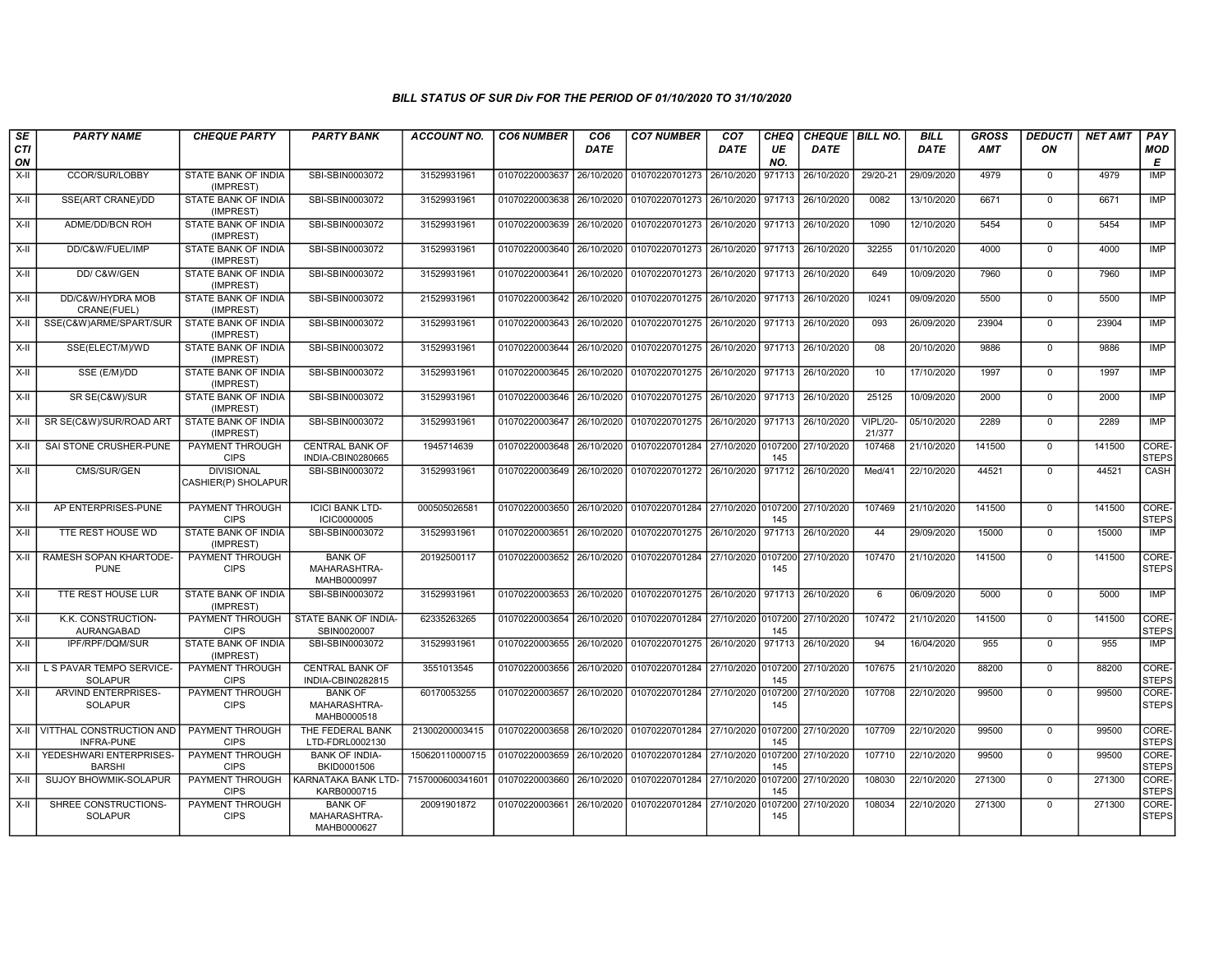# BILL STATUS OF SUR Div FOR THE PERIOD OF 01/10/2020 TO 31/10/2020

| SECTION | PARTY NAME | CHEQUE PARTY | PARTY BANK | ACCOUNT NO. | CO6 NUMBER | CO6 DATE | CO7 NUMBER | CO7 DATE | CHEQUE NO. | CHEQUE DATE | BILL NO. | BILL DATE | GROSS AMT | DEDUCTION | NET AMT | PAY MODE |
|---|---|---|---|---|---|---|---|---|---|---|---|---|---|---|---|---|
| X-II | CCOR/SUR/LOBBY | STATE BANK OF INDIA (IMPREST) | SBI-SBIN0003072 | 31529931961 | 01070220003637 | 26/10/2020 | 01070220701273 | 26/10/2020 | 971713 | 26/10/2020 | 29/20-21 | 29/09/2020 | 4979 | 0 | 4979 | IMP |
| X-II | SSE(ART CRANE)/DD | STATE BANK OF INDIA (IMPREST) | SBI-SBIN0003072 | 31529931961 | 01070220003638 | 26/10/2020 | 01070220701273 | 26/10/2020 | 971713 | 26/10/2020 | 0082 | 13/10/2020 | 6671 | 0 | 6671 | IMP |
| X-II | ADME/DD/BCN ROH | STATE BANK OF INDIA (IMPREST) | SBI-SBIN0003072 | 31529931961 | 01070220003639 | 26/10/2020 | 01070220701273 | 26/10/2020 | 971713 | 26/10/2020 | 1090 | 12/10/2020 | 5454 | 0 | 5454 | IMP |
| X-II | DD/C&W/FUEL/IMP | STATE BANK OF INDIA (IMPREST) | SBI-SBIN0003072 | 31529931961 | 01070220003640 | 26/10/2020 | 01070220701273 | 26/10/2020 | 971713 | 26/10/2020 | 32255 | 01/10/2020 | 4000 | 0 | 4000 | IMP |
| X-II | DD/ C&W/GEN | STATE BANK OF INDIA (IMPREST) | SBI-SBIN0003072 | 31529931961 | 01070220003641 | 26/10/2020 | 01070220701273 | 26/10/2020 | 971713 | 26/10/2020 | 649 | 10/09/2020 | 7960 | 0 | 7960 | IMP |
| X-II | DD/C&W/HYDRA MOB CRANE(FUEL) | STATE BANK OF INDIA (IMPREST) | SBI-SBIN0003072 | 21529931961 | 01070220003642 | 26/10/2020 | 01070220701275 | 26/10/2020 | 971713 | 26/10/2020 | I0241 | 09/09/2020 | 5500 | 0 | 5500 | IMP |
| X-II | SSE(C&W)ARME/SPART/SUR | STATE BANK OF INDIA (IMPREST) | SBI-SBIN0003072 | 31529931961 | 01070220003643 | 26/10/2020 | 01070220701275 | 26/10/2020 | 971713 | 26/10/2020 | 093 | 26/09/2020 | 23904 | 0 | 23904 | IMP |
| X-II | SSE(ELECT/M)/WD | STATE BANK OF INDIA (IMPREST) | SBI-SBIN0003072 | 31529931961 | 01070220003644 | 26/10/2020 | 01070220701275 | 26/10/2020 | 971713 | 26/10/2020 | 08 | 20/10/2020 | 9886 | 0 | 9886 | IMP |
| X-II | SSE (E/M)/DD | STATE BANK OF INDIA (IMPREST) | SBI-SBIN0003072 | 31529931961 | 01070220003645 | 26/10/2020 | 01070220701275 | 26/10/2020 | 971713 | 26/10/2020 | 10 | 17/10/2020 | 1997 | 0 | 1997 | IMP |
| X-II | SR SE(C&W)/SUR | STATE BANK OF INDIA (IMPREST) | SBI-SBIN0003072 | 31529931961 | 01070220003646 | 26/10/2020 | 01070220701275 | 26/10/2020 | 971713 | 26/10/2020 | 25125 | 10/09/2020 | 2000 | 0 | 2000 | IMP |
| X-II | SR SE(C&W)/SUR/ROAD ART | STATE BANK OF INDIA (IMPREST) | SBI-SBIN0003072 | 31529931961 | 01070220003647 | 26/10/2020 | 01070220701275 | 26/10/2020 | 971713 | 26/10/2020 | VIPL/20-21/377 | 05/10/2020 | 2289 | 0 | 2289 | IMP |
| X-II | SAI STONE CRUSHER-PUNE | PAYMENT THROUGH CIPS | CENTRAL BANK OF INDIA-CBIN0280665 | 1945714639 | 01070220003648 | 26/10/2020 | 01070220701284 | 27/10/2020 | 0107200145 | 27/10/2020 | 107468 | 21/10/2020 | 141500 | 0 | 141500 | CORE-STEPS |
| X-II | CMS/SUR/GEN | DIVISIONAL CASHIER(P) SHOLAPUR | SBI-SBIN0003072 | 31529931961 | 01070220003649 | 26/10/2020 | 01070220701272 | 26/10/2020 | 971712 | 26/10/2020 | Med/41 | 22/10/2020 | 44521 | 0 | 44521 | CASH |
| X-II | AP ENTERPRISES-PUNE | PAYMENT THROUGH CIPS | ICICI BANK LTD-ICIC0000005 | 000505026581 | 01070220003650 | 26/10/2020 | 01070220701284 | 27/10/2020 | 0107200145 | 27/10/2020 | 107469 | 21/10/2020 | 141500 | 0 | 141500 | CORE-STEPS |
| X-II | TTE REST HOUSE WD | STATE BANK OF INDIA (IMPREST) | SBI-SBIN0003072 | 31529931961 | 01070220003651 | 26/10/2020 | 01070220701275 | 26/10/2020 | 971713 | 26/10/2020 | 44 | 29/09/2020 | 15000 | 0 | 15000 | IMP |
| X-II | RAMESH SOPAN KHARTODE-PUNE | PAYMENT THROUGH CIPS | BANK OF MAHARASHTRA-MAHB0000997 | 20192500117 | 01070220003652 | 26/10/2020 | 01070220701284 | 27/10/2020 | 0107200145 | 27/10/2020 | 107470 | 21/10/2020 | 141500 | 0 | 141500 | CORE-STEPS |
| X-II | TTE REST HOUSE LUR | STATE BANK OF INDIA (IMPREST) | SBI-SBIN0003072 | 31529931961 | 01070220003653 | 26/10/2020 | 01070220701275 | 26/10/2020 | 971713 | 26/10/2020 | 6 | 06/09/2020 | 5000 | 0 | 5000 | IMP |
| X-II | K.K. CONSTRUCTION-AURANGABAD | PAYMENT THROUGH CIPS | STATE BANK OF INDIA-SBIN0020007 | 62335263265 | 01070220003654 | 26/10/2020 | 01070220701284 | 27/10/2020 | 0107200145 | 27/10/2020 | 107472 | 21/10/2020 | 141500 | 0 | 141500 | CORE-STEPS |
| X-II | IPF/RPF/DQM/SUR | STATE BANK OF INDIA (IMPREST) | SBI-SBIN0003072 | 31529931961 | 01070220003655 | 26/10/2020 | 01070220701275 | 26/10/2020 | 971713 | 26/10/2020 | 94 | 16/04/2020 | 955 | 0 | 955 | IMP |
| X-II | L S PAVAR TEMPO SERVICE-SOLAPUR | PAYMENT THROUGH CIPS | CENTRAL BANK OF INDIA-CBIN0282815 | 3551013545 | 01070220003656 | 26/10/2020 | 01070220701284 | 27/10/2020 | 0107200145 | 27/10/2020 | 107675 | 21/10/2020 | 88200 | 0 | 88200 | CORE-STEPS |
| X-II | ARVIND ENTERPRISES-SOLAPUR | PAYMENT THROUGH CIPS | BANK OF MAHARASHTRA-MAHB0000518 | 60170053255 | 01070220003657 | 26/10/2020 | 01070220701284 | 27/10/2020 | 0107200145 | 27/10/2020 | 107708 | 22/10/2020 | 99500 | 0 | 99500 | CORE-STEPS |
| X-II | VITTHAL CONSTRUCTION AND INFRA-PUNE | PAYMENT THROUGH CIPS | THE FEDERAL BANK LTD-FDRL0002130 | 21300200003415 | 01070220003658 | 26/10/2020 | 01070220701284 | 27/10/2020 | 0107200145 | 27/10/2020 | 107709 | 22/10/2020 | 99500 | 0 | 99500 | CORE-STEPS |
| X-II | YEDESHWARI ENTERPRISES-BARSHI | PAYMENT THROUGH CIPS | BANK OF INDIA-BKID0001506 | 150620110000715 | 01070220003659 | 26/10/2020 | 01070220701284 | 27/10/2020 | 0107200145 | 27/10/2020 | 107710 | 22/10/2020 | 99500 | 0 | 99500 | CORE-STEPS |
| X-II | SUJOY BHOWMIK-SOLAPUR | PAYMENT THROUGH CIPS | KARNATAKA BANK LTD-KARB0000715 | 7157000600341601 | 01070220003660 | 26/10/2020 | 01070220701284 | 27/10/2020 | 0107200145 | 27/10/2020 | 108030 | 22/10/2020 | 271300 | 0 | 271300 | CORE-STEPS |
| X-II | SHREE CONSTRUCTIONS-SOLAPUR | PAYMENT THROUGH CIPS | BANK OF MAHARASHTRA-MAHB0000627 | 20091901872 | 01070220003661 | 26/10/2020 | 01070220701284 | 27/10/2020 | 0107200145 | 27/10/2020 | 108034 | 22/10/2020 | 271300 | 0 | 271300 | CORE-STEPS |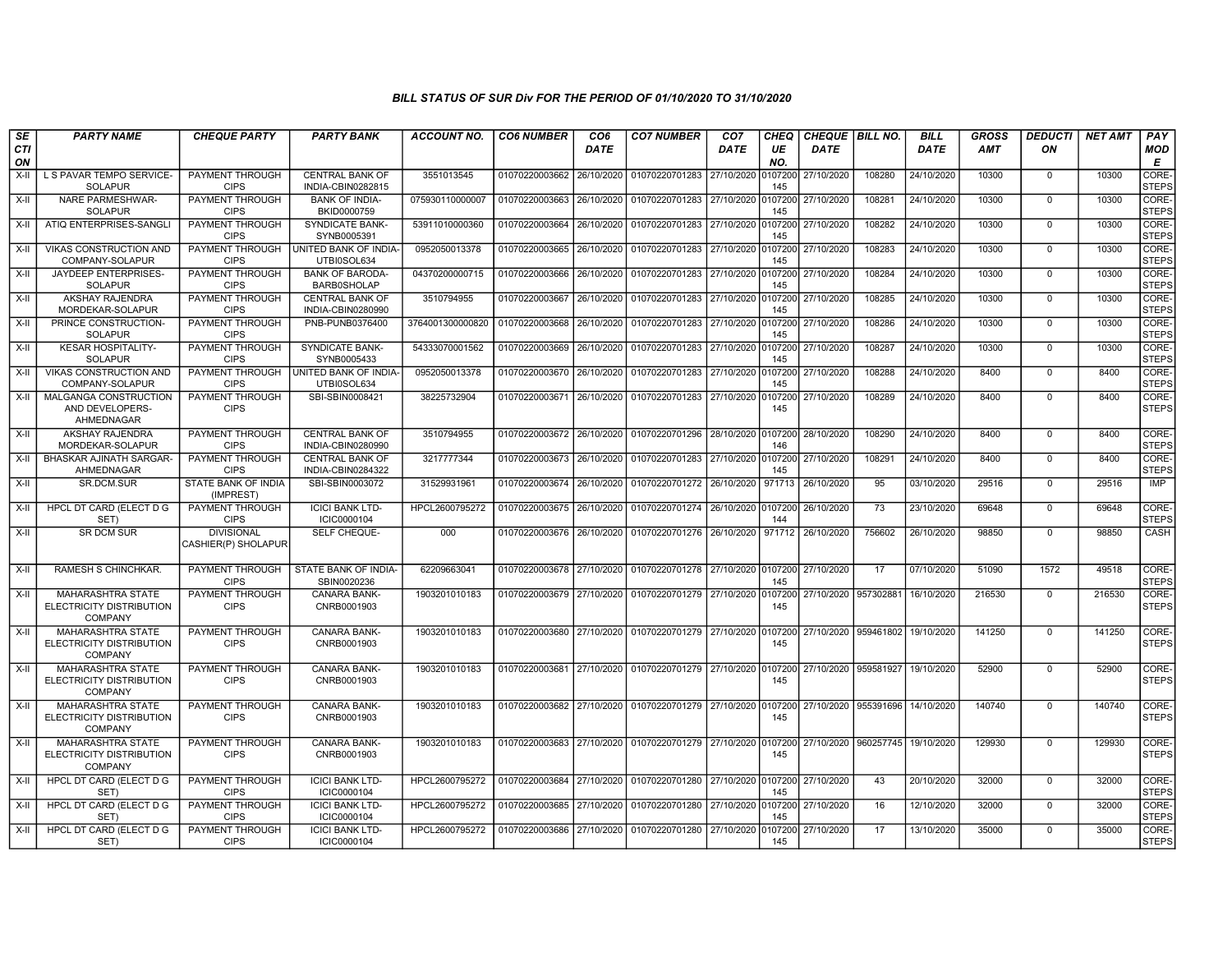## BILL STATUS OF SUR Div FOR THE PERIOD OF 01/10/2020 TO 31/10/2020

| SECTION | PARTY NAME | CHEQUE PARTY | PARTY BANK | ACCOUNT NO. | CO6 NUMBER | CO6 DATE | CO7 NUMBER | CO7 DATE | CHEQUE NO. | CHEQUE DATE | BILL NO. | BILL DATE | GROSS AMT | DEDUCTION | NET AMT | PAY MODE |
|---|---|---|---|---|---|---|---|---|---|---|---|---|---|---|---|---|
| X-II | L S PAVAR TEMPO SERVICE-SOLAPUR | PAYMENT THROUGH CIPS | CENTRAL BANK OF INDIA-CBIN0282815 | 3551013545 | 01070220003662 | 26/10/2020 | 01070220701283 | 27/10/2020 | 0107200145 | 27/10/2020 | 108280 | 24/10/2020 | 10300 | 0 | 10300 | CORE-STEPS |
| X-II | NARE PARMESHWAR-SOLAPUR | PAYMENT THROUGH CIPS | BANK OF INDIA-BKID0000759 | 075930110000007 | 01070220003663 | 26/10/2020 | 01070220701283 | 27/10/2020 | 0107200145 | 27/10/2020 | 108281 | 24/10/2020 | 10300 | 0 | 10300 | CORE-STEPS |
| X-II | ATIQ ENTERPRISES-SANGLI | PAYMENT THROUGH CIPS | SYNDICATE BANK-SYNB0005391 | 53911010000360 | 01070220003664 | 26/10/2020 | 01070220701283 | 27/10/2020 | 0107200145 | 27/10/2020 | 108282 | 24/10/2020 | 10300 | 0 | 10300 | CORE-STEPS |
| X-II | VIKAS CONSTRUCTION AND COMPANY-SOLAPUR | PAYMENT THROUGH CIPS | UNITED BANK OF INDIA-UTBI0SOL634 | 0952050013378 | 01070220003665 | 26/10/2020 | 01070220701283 | 27/10/2020 | 0107200145 | 27/10/2020 | 108283 | 24/10/2020 | 10300 | 0 | 10300 | CORE-STEPS |
| X-II | JAYDEEP ENTERPRISES-SOLAPUR | PAYMENT THROUGH CIPS | BANK OF BARODA-BARB0SHOLAP | 04370200000715 | 01070220003666 | 26/10/2020 | 01070220701283 | 27/10/2020 | 0107200145 | 27/10/2020 | 108284 | 24/10/2020 | 10300 | 0 | 10300 | CORE-STEPS |
| X-II | AKSHAY RAJENDRA MORDEKAR-SOLAPUR | PAYMENT THROUGH CIPS | CENTRAL BANK OF INDIA-CBIN0280990 | 3510794955 | 01070220003667 | 26/10/2020 | 01070220701283 | 27/10/2020 | 0107200145 | 27/10/2020 | 108285 | 24/10/2020 | 10300 | 0 | 10300 | CORE-STEPS |
| X-II | PRINCE CONSTRUCTION-SOLAPUR | PAYMENT THROUGH CIPS | PNB-PUNB0376400 | 3764001300000820 | 01070220003668 | 26/10/2020 | 01070220701283 | 27/10/2020 | 0107200145 | 27/10/2020 | 108286 | 24/10/2020 | 10300 | 0 | 10300 | CORE-STEPS |
| X-II | KESAR HOSPITALITY-SOLAPUR | PAYMENT THROUGH CIPS | SYNDICATE BANK-SYNB0005433 | 54333070001562 | 01070220003669 | 26/10/2020 | 01070220701283 | 27/10/2020 | 0107200145 | 27/10/2020 | 108287 | 24/10/2020 | 10300 | 0 | 10300 | CORE-STEPS |
| X-II | VIKAS CONSTRUCTION AND COMPANY-SOLAPUR | PAYMENT THROUGH CIPS | UNITED BANK OF INDIA-UTBI0SOL634 | 0952050013378 | 01070220003670 | 26/10/2020 | 01070220701283 | 27/10/2020 | 0107200145 | 27/10/2020 | 108288 | 24/10/2020 | 8400 | 0 | 8400 | CORE-STEPS |
| X-II | MALGANGA CONSTRUCTION AND DEVELOPERS-AHMEDNAGAR | PAYMENT THROUGH CIPS | SBI-SBIN0008421 | 38225732904 | 01070220003671 | 26/10/2020 | 01070220701283 | 27/10/2020 | 0107200145 | 27/10/2020 | 108289 | 24/10/2020 | 8400 | 0 | 8400 | CORE-STEPS |
| X-II | AKSHAY RAJENDRA MORDEKAR-SOLAPUR | PAYMENT THROUGH CIPS | CENTRAL BANK OF INDIA-CBIN0280990 | 3510794955 | 01070220003672 | 26/10/2020 | 01070220701296 | 28/10/2020 | 0107200146 | 28/10/2020 | 108290 | 24/10/2020 | 8400 | 0 | 8400 | CORE-STEPS |
| X-II | BHASKAR AJINATH SARGAR-AHMEDNAGAR | PAYMENT THROUGH CIPS | CENTRAL BANK OF INDIA-CBIN0284322 | 3217777344 | 01070220003673 | 26/10/2020 | 01070220701283 | 27/10/2020 | 0107200145 | 27/10/2020 | 108291 | 24/10/2020 | 8400 | 0 | 8400 | CORE-STEPS |
| X-II | SR.DCM.SUR | STATE BANK OF INDIA (IMPREST) | SBI-SBIN0003072 | 31529931961 | 01070220003674 | 26/10/2020 | 01070220701272 | 26/10/2020 | 971713 | 26/10/2020 | 95 | 03/10/2020 | 29516 | 0 | 29516 | IMP |
| X-II | HPCL DT CARD (ELECT D G SET) | PAYMENT THROUGH CIPS | ICICI BANK LTD-ICIC0000104 | HPCL2600795272 | 01070220003675 | 26/10/2020 | 01070220701274 | 26/10/2020 | 0107200144 | 26/10/2020 | 73 | 23/10/2020 | 69648 | 0 | 69648 | CORE-STEPS |
| X-II | SR DCM SUR | DIVISIONAL CASHIER(P) SHOLAPUR | SELF CHEQUE- | 000 | 01070220003676 | 26/10/2020 | 01070220701276 | 26/10/2020 | 971712 | 26/10/2020 | 756602 | 26/10/2020 | 98850 | 0 | 98850 | CASH |
| X-II | RAMESH S CHINCHKAR. | PAYMENT THROUGH CIPS | STATE BANK OF INDIA-SBIN0020236 | 62209663041 | 01070220003678 | 27/10/2020 | 01070220701278 | 27/10/2020 | 0107200145 | 27/10/2020 | 17 | 07/10/2020 | 51090 | 1572 | 49518 | CORE-STEPS |
| X-II | MAHARASHTRA STATE ELECTRICITY DISTRIBUTION COMPANY | PAYMENT THROUGH CIPS | CANARA BANK-CNRB0001903 | 1903201010183 | 01070220003679 | 27/10/2020 | 01070220701279 | 27/10/2020 | 0107200145 | 27/10/2020 | 957302881 | 16/10/2020 | 216530 | 0 | 216530 | CORE-STEPS |
| X-II | MAHARASHTRA STATE ELECTRICITY DISTRIBUTION COMPANY | PAYMENT THROUGH CIPS | CANARA BANK-CNRB0001903 | 1903201010183 | 01070220003680 | 27/10/2020 | 01070220701279 | 27/10/2020 | 0107200145 | 27/10/2020 | 959461802 | 19/10/2020 | 141250 | 0 | 141250 | CORE-STEPS |
| X-II | MAHARASHTRA STATE ELECTRICITY DISTRIBUTION COMPANY | PAYMENT THROUGH CIPS | CANARA BANK-CNRB0001903 | 1903201010183 | 01070220003681 | 27/10/2020 | 01070220701279 | 27/10/2020 | 0107200145 | 27/10/2020 | 959581927 | 19/10/2020 | 52900 | 0 | 52900 | CORE-STEPS |
| X-II | MAHARASHTRA STATE ELECTRICITY DISTRIBUTION COMPANY | PAYMENT THROUGH CIPS | CANARA BANK-CNRB0001903 | 1903201010183 | 01070220003682 | 27/10/2020 | 01070220701279 | 27/10/2020 | 0107200145 | 27/10/2020 | 955391696 | 14/10/2020 | 140740 | 0 | 140740 | CORE-STEPS |
| X-II | MAHARASHTRA STATE ELECTRICITY DISTRIBUTION COMPANY | PAYMENT THROUGH CIPS | CANARA BANK-CNRB0001903 | 1903201010183 | 01070220003683 | 27/10/2020 | 01070220701279 | 27/10/2020 | 0107200145 | 27/10/2020 | 960257745 | 19/10/2020 | 129930 | 0 | 129930 | CORE-STEPS |
| X-II | HPCL DT CARD (ELECT D G SET) | PAYMENT THROUGH CIPS | ICICI BANK LTD-ICIC0000104 | HPCL2600795272 | 01070220003684 | 27/10/2020 | 01070220701280 | 27/10/2020 | 0107200145 | 27/10/2020 | 43 | 20/10/2020 | 32000 | 0 | 32000 | CORE-STEPS |
| X-II | HPCL DT CARD (ELECT D G SET) | PAYMENT THROUGH CIPS | ICICI BANK LTD-ICIC0000104 | HPCL2600795272 | 01070220003685 | 27/10/2020 | 01070220701280 | 27/10/2020 | 0107200145 | 27/10/2020 | 16 | 12/10/2020 | 32000 | 0 | 32000 | CORE-STEPS |
| X-II | HPCL DT CARD (ELECT D G SET) | PAYMENT THROUGH CIPS | ICICI BANK LTD-ICIC0000104 | HPCL2600795272 | 01070220003686 | 27/10/2020 | 01070220701280 | 27/10/2020 | 0107200145 | 27/10/2020 | 17 | 13/10/2020 | 35000 | 0 | 35000 | CORE-STEPS |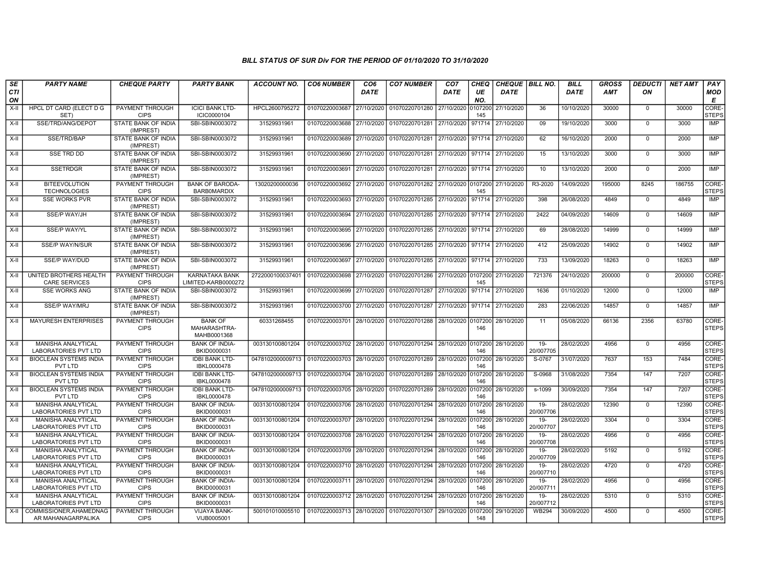# BILL STATUS OF SUR Div FOR THE PERIOD OF 01/10/2020 TO 31/10/2020

| SECTION | PARTY NAME | CHEQUE PARTY | PARTY BANK | ACCOUNT NO. | CO6 NUMBER | CO6 DATE | CO7 NUMBER | CO7 DATE | CHEQUE NO. | CHEQUE DATE | BILL NO. | BILL DATE | GROSS AMT | DEDUCTION | NET AMT | PAY MODE |
|---|---|---|---|---|---|---|---|---|---|---|---|---|---|---|---|---|
| X-II | HPCL DT CARD (ELECT D G SET) | PAYMENT THROUGH CIPS | ICICI BANK LTD-ICIC0000104 | HPCL2600795272 | 01070220003687 | 27/10/2020 | 01070220701280 | 27/10/2020 | 0107200145 | 27/10/2020 | 36 | 10/10/2020 | 30000 | 0 | 30000 | CORE-STEPS |
| X-II | SSE/TRD/ANG/DEPOT | STATE BANK OF INDIA (IMPREST) | SBI-SBIN0003072 | 31529931961 | 01070220003688 | 27/10/2020 | 01070220701281 | 27/10/2020 | 971714 | 27/10/2020 | 09 | 19/10/2020 | 3000 | 0 | 3000 | IMP |
| X-II | SSE/TRD/BAP | STATE BANK OF INDIA (IMPREST) | SBI-SBIN0003072 | 31529931961 | 01070220003689 | 27/10/2020 | 01070220701281 | 27/10/2020 | 971714 | 27/10/2020 | 62 | 16/10/2020 | 2000 | 0 | 2000 | IMP |
| X-II | SSE TRD DD | STATE BANK OF INDIA (IMPREST) | SBI-SBIN0003072 | 31529931961 | 01070220003690 | 27/10/2020 | 01070220701281 | 27/10/2020 | 971714 | 27/10/2020 | 15 | 13/10/2020 | 3000 | 0 | 3000 | IMP |
| X-II | SSETRDGR | STATE BANK OF INDIA (IMPREST) | SBI-SBIN0003072 | 31529931961 | 01070220003691 | 27/10/2020 | 01070220701281 | 27/10/2020 | 971714 | 27/10/2020 | 10 | 13/10/2020 | 2000 | 0 | 2000 | IMP |
| X-II | BITEEVOLUTION TECHNOLOGIES | PAYMENT THROUGH CIPS | BANK OF BARODA-BARB0MARDIX | 13020200000036 | 01070220003692 | 27/10/2020 | 01070220701282 | 27/10/2020 | 0107200145 | 27/10/2020 | R3-2020 | 14/09/2020 | 195000 | 8245 | 186755 | CORE-STEPS |
| X-II | SSE WORKS PVR | STATE BANK OF INDIA (IMPREST) | SBI-SBIN0003072 | 31529931961 | 01070220003693 | 27/10/2020 | 01070220701285 | 27/10/2020 | 971714 | 27/10/2020 | 398 | 26/08/2020 | 4849 | 0 | 4849 | IMP |
| X-II | SSE/P WAY/JH | STATE BANK OF INDIA (IMPREST) | SBI-SBIN0003072 | 31529931961 | 01070220003694 | 27/10/2020 | 01070220701285 | 27/10/2020 | 971714 | 27/10/2020 | 2422 | 04/09/2020 | 14609 | 0 | 14609 | IMP |
| X-II | SSE/P WAY/YL | STATE BANK OF INDIA (IMPREST) | SBI-SBIN0003072 | 31529931961 | 01070220003695 | 27/10/2020 | 01070220701285 | 27/10/2020 | 971714 | 27/10/2020 | 69 | 28/08/2020 | 14999 | 0 | 14999 | IMP |
| X-II | SSE/P WAY/N/SUR | STATE BANK OF INDIA (IMPREST) | SBI-SBIN0003072 | 31529931961 | 01070220003696 | 27/10/2020 | 01070220701285 | 27/10/2020 | 971714 | 27/10/2020 | 412 | 25/09/2020 | 14902 | 0 | 14902 | IMP |
| X-II | SSE/P WAY/DUD | STATE BANK OF INDIA (IMPREST) | SBI-SBIN0003072 | 31529931961 | 01070220003697 | 27/10/2020 | 01070220701285 | 27/10/2020 | 971714 | 27/10/2020 | 733 | 13/09/2020 | 18263 | 0 | 18263 | IMP |
| X-II | UNITED BROTHERS HEALTH CARE SERVICES | PAYMENT THROUGH CIPS | KARNATAKA BANK LIMITED-KARB0000272 | 2722000100037401 | 01070220003698 | 27/10/2020 | 01070220701286 | 27/10/2020 | 0107200145 | 27/10/2020 | 721376 | 24/10/2020 | 200000 | 0 | 200000 | CORE-STEPS |
| X-II | SSE WORKS ANG | STATE BANK OF INDIA (IMPREST) | SBI-SBIN0003072 | 31529931961 | 01070220003699 | 27/10/2020 | 01070220701287 | 27/10/2020 | 971714 | 27/10/2020 | 1636 | 01/10/2020 | 12000 | 0 | 12000 | IMP |
| X-II | SSE/P WAY/MRJ | STATE BANK OF INDIA (IMPREST) | SBI-SBIN0003072 | 31529931961 | 01070220003700 | 27/10/2020 | 01070220701287 | 27/10/2020 | 971714 | 27/10/2020 | 283 | 22/06/2020 | 14857 | 0 | 14857 | IMP |
| X-II | MAYURESH ENTERPRISES | PAYMENT THROUGH CIPS | BANK OF MAHARASHTRA-MAHB0001368 | 60331268455 | 01070220003701 | 28/10/2020 | 01070220701288 | 28/10/2020 | 0107200146 | 28/10/2020 | 11 | 05/08/2020 | 66136 | 2356 | 63780 | CORE-STEPS |
| X-II | MANISHA ANALYTICAL LABORATORIES PVT LTD | PAYMENT THROUGH CIPS | BANK OF INDIA-BKID0000031 | 003130100801204 | 01070220003702 | 28/10/2020 | 01070220701294 | 28/10/2020 | 0107200146 | 28/10/2020 | 19-20/007705 | 28/02/2020 | 4956 | 0 | 4956 | CORE-STEPS |
| X-II | BIOCLEAN SYSTEMS INDIA PVT LTD | PAYMENT THROUGH CIPS | IDBI BANK LTD-IBKL0000478 | 0478102000009713 | 01070220003703 | 28/10/2020 | 01070220701289 | 28/10/2020 | 0107200146 | 28/10/2020 | S-0767 | 31/07/2020 | 7637 | 153 | 7484 | CORE-STEPS |
| X-II | BIOCLEAN SYSTEMS INDIA PVT LTD | PAYMENT THROUGH CIPS | IDBI BANK LTD-IBKL0000478 | 0478102000009713 | 01070220003704 | 28/10/2020 | 01070220701289 | 28/10/2020 | 0107200146 | 28/10/2020 | S-0968 | 31/08/2020 | 7354 | 147 | 7207 | CORE-STEPS |
| X-II | BIOCLEAN SYSTEMS INDIA PVT LTD | PAYMENT THROUGH CIPS | IDBI BANK LTD-IBKL0000478 | 0478102000009713 | 01070220003705 | 28/10/2020 | 01070220701289 | 28/10/2020 | 0107200146 | 28/10/2020 | s-1099 | 30/09/2020 | 7354 | 147 | 7207 | CORE-STEPS |
| X-II | MANISHA ANALYTICAL LABORATORIES PVT LTD | PAYMENT THROUGH CIPS | BANK OF INDIA-BKID0000031 | 003130100801204 | 01070220003706 | 28/10/2020 | 01070220701294 | 28/10/2020 | 0107200146 | 28/10/2020 | 19-20/007706 | 28/02/2020 | 12390 | 0 | 12390 | CORE-STEPS |
| X-II | MANISHA ANALYTICAL LABORATORIES PVT LTD | PAYMENT THROUGH CIPS | BANK OF INDIA-BKID0000031 | 003130100801204 | 01070220003707 | 28/10/2020 | 01070220701294 | 28/10/2020 | 0107200146 | 28/10/2020 | 19-20/007707 | 28/02/2020 | 3304 | 0 | 3304 | CORE-STEPS |
| X-II | MANISHA ANALYTICAL LABORATORIES PVT LTD | PAYMENT THROUGH CIPS | BANK OF INDIA-BKID0000031 | 003130100801204 | 01070220003708 | 28/10/2020 | 01070220701294 | 28/10/2020 | 0107200146 | 28/10/2020 | 19-20/007708 | 28/02/2020 | 4956 | 0 | 4956 | CORE-STEPS |
| X-II | MANISHA ANALYTICAL LABORATORIES PVT LTD | PAYMENT THROUGH CIPS | BANK OF INDIA-BKID0000031 | 003130100801204 | 01070220003709 | 28/10/2020 | 01070220701294 | 28/10/2020 | 0107200146 | 28/10/2020 | 19-20/007709 | 28/02/2020 | 5192 | 0 | 5192 | CORE-STEPS |
| X-II | MANISHA ANALYTICAL LABORATORIES PVT LTD | PAYMENT THROUGH CIPS | BANK OF INDIA-BKID0000031 | 003130100801204 | 01070220003710 | 28/10/2020 | 01070220701294 | 28/10/2020 | 0107200146 | 28/10/2020 | 19-20/007710 | 28/02/2020 | 4720 | 0 | 4720 | CORE-STEPS |
| X-II | MANISHA ANALYTICAL LABORATORIES PVT LTD | PAYMENT THROUGH CIPS | BANK OF INDIA-BKID0000031 | 003130100801204 | 01070220003711 | 28/10/2020 | 01070220701294 | 28/10/2020 | 0107200146 | 28/10/2020 | 19-20/007711 | 28/02/2020 | 4956 | 0 | 4956 | CORE-STEPS |
| X-II | MANISHA ANALYTICAL LABORATORIES PVT LTD | PAYMENT THROUGH CIPS | BANK OF INDIA-BKID0000031 | 003130100801204 | 01070220003712 | 28/10/2020 | 01070220701294 | 28/10/2020 | 0107200146 | 28/10/2020 | 19-20/007712 | 28/02/2020 | 5310 | 0 | 5310 | CORE-STEPS |
| X-II | COMMISSIONER,AHAMEDNAGAR MAHANAGARPALIKA | PAYMENT THROUGH CIPS | VIJAYA BANK-VIJB0005001 | 500101010005510 | 01070220003713 | 28/10/2020 | 01070220701307 | 29/10/2020 | 0107200148 | 29/10/2020 | WB294 | 30/09/2020 | 4500 | 0 | 4500 | CORE-STEPS |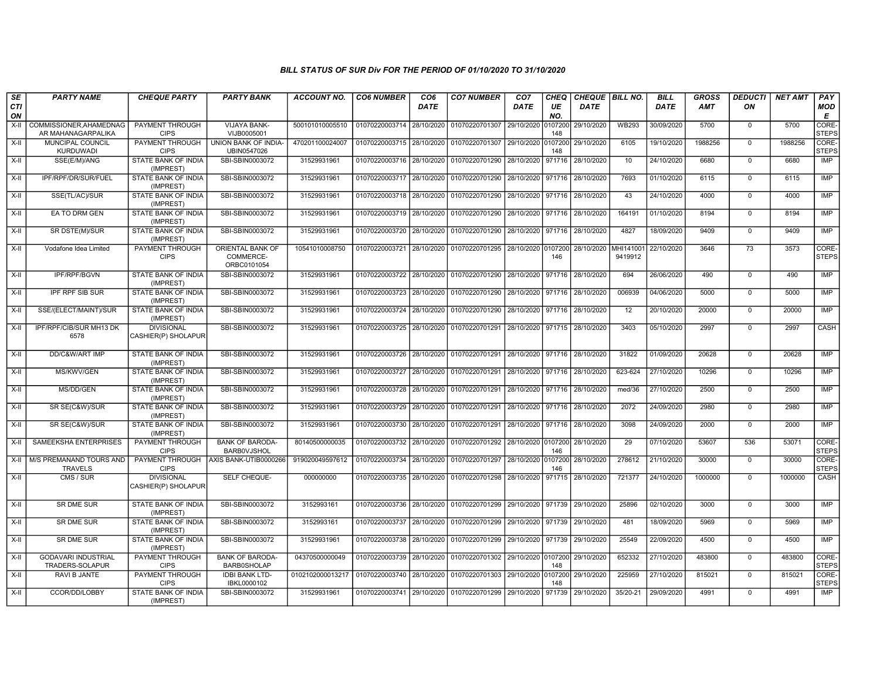### BILL STATUS OF SUR Div FOR THE PERIOD OF 01/10/2020 TO 31/10/2020

| SECTION | PARTY NAME | CHEQUE PARTY | PARTY BANK | ACCOUNT NO. | CO6 NUMBER | CO6 DATE | CO7 NUMBER | CO7 DATE | CHEQUE NO. | CHEQUE DATE | BILL NO. | BILL DATE | GROSS AMT | DEDUCTION | NET AMT | PAY MODE |
|---|---|---|---|---|---|---|---|---|---|---|---|---|---|---|---|---|
| X-II | COMMISSIONER,AHAMEDNAGAR MAHANAGARPALIKA | PAYMENT THROUGH CIPS | VIJAYA BANK-VIJB0005001 | 500101010005510 | 01070220003714 | 28/10/2020 | 01070220701307 | 29/10/2020 | 0107200148 | 29/10/2020 | WB293 | 30/09/2020 | 5700 | 0 | 5700 | CORE-STEPS |
| X-II | MUNCIPAL COUNCIL KURDUWADI | PAYMENT THROUGH CIPS | UNION BANK OF INDIA-UBIN0547026 | 470201100024007 | 01070220003715 | 28/10/2020 | 01070220701307 | 29/10/2020 | 0107200148 | 29/10/2020 | 6105 | 19/10/2020 | 1988256 | 0 | 1988256 | CORE-STEPS |
| X-II | SSE(E/M)/ANG | STATE BANK OF INDIA (IMPREST) | SBI-SBIN0003072 | 31529931961 | 01070220003716 | 28/10/2020 | 01070220701290 | 28/10/2020 | 971716 | 28/10/2020 | 10 | 24/10/2020 | 6680 | 0 | 6680 | IMP |
| X-II | IPF/RPF/DR/SUR/FUEL | STATE BANK OF INDIA (IMPREST) | SBI-SBIN0003072 | 31529931961 | 01070220003717 | 28/10/2020 | 01070220701290 | 28/10/2020 | 971716 | 28/10/2020 | 7693 | 01/10/2020 | 6115 | 0 | 6115 | IMP |
| X-II | SSE(TL/AC)/SUR | STATE BANK OF INDIA (IMPREST) | SBI-SBIN0003072 | 31529931961 | 01070220003718 | 28/10/2020 | 01070220701290 | 28/10/2020 | 971716 | 28/10/2020 | 43 | 24/10/2020 | 4000 | 0 | 4000 | IMP |
| X-II | EA TO DRM GEN | STATE BANK OF INDIA (IMPREST) | SBI-SBIN0003072 | 31529931961 | 01070220003719 | 28/10/2020 | 01070220701290 | 28/10/2020 | 971716 | 28/10/2020 | 164191 | 01/10/2020 | 8194 | 0 | 8194 | IMP |
| X-II | SR DSTE(M)/SUR | STATE BANK OF INDIA (IMPREST) | SBI-SBIN0003072 | 31529931961 | 01070220003720 | 28/10/2020 | 01070220701290 | 28/10/2020 | 971716 | 28/10/2020 | 4827 | 18/09/2020 | 9409 | 0 | 9409 | IMP |
| X-II | Vodafone Idea Limited | PAYMENT THROUGH CIPS | ORIENTAL BANK OF COMMERCE-ORBC0101054 | 10541010008750 | 01070220003721 | 28/10/2020 | 01070220701295 | 28/10/2020 | 0107200146 | 28/10/2020 | MHI1410019419912 | 22/10/2020 | 3646 | 73 | 3573 | CORE-STEPS |
| X-II | IPF/RPF/BGVN | STATE BANK OF INDIA (IMPREST) | SBI-SBIN0003072 | 31529931961 | 01070220003722 | 28/10/2020 | 01070220701290 | 28/10/2020 | 971716 | 28/10/2020 | 694 | 26/06/2020 | 490 | 0 | 490 | IMP |
| X-II | IPF RPF SIB SUR | STATE BANK OF INDIA (IMPREST) | SBI-SBIN0003072 | 31529931961 | 01070220003723 | 28/10/2020 | 01070220701290 | 28/10/2020 | 971716 | 28/10/2020 | 006939 | 04/06/2020 | 5000 | 0 | 5000 | IMP |
| X-II | SSE/(ELECT/MAINT)/SUR | STATE BANK OF INDIA (IMPREST) | SBI-SBIN0003072 | 31529931961 | 01070220003724 | 28/10/2020 | 01070220701290 | 28/10/2020 | 971716 | 28/10/2020 | 12 | 20/10/2020 | 20000 | 0 | 20000 | IMP |
| X-II | IPF/RPF/CIB/SUR MH13 DK 6578 | DIVISIONAL CASHIER(P) SHOLAPUR | SBI-SBIN0003072 | 31529931961 | 01070220003725 | 28/10/2020 | 01070220701291 | 28/10/2020 | 971715 | 28/10/2020 | 3403 | 05/10/2020 | 2997 | 0 | 2997 | CASH |
| X-II | DD/C&W/ART IMP | STATE BANK OF INDIA (IMPREST) | SBI-SBIN0003072 | 31529931961 | 01070220003726 | 28/10/2020 | 01070220701291 | 28/10/2020 | 971716 | 28/10/2020 | 31822 | 01/09/2020 | 20628 | 0 | 20628 | IMP |
| X-II | MS/KWV/GEN | STATE BANK OF INDIA (IMPREST) | SBI-SBIN0003072 | 31529931961 | 01070220003727 | 28/10/2020 | 01070220701291 | 28/10/2020 | 971716 | 28/10/2020 | 623-624 | 27/10/2020 | 10296 | 0 | 10296 | IMP |
| X-II | MS/DD/GEN | STATE BANK OF INDIA (IMPREST) | SBI-SBIN0003072 | 31529931961 | 01070220003728 | 28/10/2020 | 01070220701291 | 28/10/2020 | 971716 | 28/10/2020 | med/36 | 27/10/2020 | 2500 | 0 | 2500 | IMP |
| X-II | SR SE(C&W)/SUR | STATE BANK OF INDIA (IMPREST) | SBI-SBIN0003072 | 31529931961 | 01070220003729 | 28/10/2020 | 01070220701291 | 28/10/2020 | 971716 | 28/10/2020 | 2072 | 24/09/2020 | 2980 | 0 | 2980 | IMP |
| X-II | SR SE(C&W)/SUR | STATE BANK OF INDIA (IMPREST) | SBI-SBIN0003072 | 31529931961 | 01070220003730 | 28/10/2020 | 01070220701291 | 28/10/2020 | 971716 | 28/10/2020 | 3098 | 24/09/2020 | 2000 | 0 | 2000 | IMP |
| X-II | SAMEEKSHA ENTERPRISES | PAYMENT THROUGH CIPS | BANK OF BARODA-BARB0VJSHOL | 80140500000035 | 01070220003732 | 28/10/2020 | 01070220701292 | 28/10/2020 | 0107200146 | 28/10/2020 | 29 | 07/10/2020 | 53607 | 536 | 53071 | CORE-STEPS |
| X-II | M/S PREMANAND TOURS AND TRAVELS | PAYMENT THROUGH CIPS | AXIS BANK-UTIB0000266 | 919020049597612 | 01070220003734 | 28/10/2020 | 01070220701297 | 28/10/2020 | 0107200146 | 28/10/2020 | 278612 | 21/10/2020 | 30000 | 0 | 30000 | CORE-STEPS |
| X-II | CMS / SUR | DIVISIONAL CASHIER(P) SHOLAPUR | SELF CHEQUE- | 000000000 | 01070220003735 | 28/10/2020 | 01070220701298 | 28/10/2020 | 971715 | 28/10/2020 | 721377 | 24/10/2020 | 1000000 | 0 | 1000000 | CASH |
| X-II | SR DME SUR | STATE BANK OF INDIA (IMPREST) | SBI-SBIN0003072 | 3152993161 | 01070220003736 | 28/10/2020 | 01070220701299 | 29/10/2020 | 971739 | 29/10/2020 | 25896 | 02/10/2020 | 3000 | 0 | 3000 | IMP |
| X-II | SR DME SUR | STATE BANK OF INDIA (IMPREST) | SBI-SBIN0003072 | 3152993161 | 01070220003737 | 28/10/2020 | 01070220701299 | 29/10/2020 | 971739 | 29/10/2020 | 481 | 18/09/2020 | 5969 | 0 | 5969 | IMP |
| X-II | SR DME SUR | STATE BANK OF INDIA (IMPREST) | SBI-SBIN0003072 | 31529931961 | 01070220003738 | 28/10/2020 | 01070220701299 | 29/10/2020 | 971739 | 29/10/2020 | 25549 | 22/09/2020 | 4500 | 0 | 4500 | IMP |
| X-II | GODAVARI INDUSTRIAL TRADERS-SOLAPUR | PAYMENT THROUGH CIPS | BANK OF BARODA-BARB0SHOLAP | 04370500000049 | 01070220003739 | 28/10/2020 | 01070220701302 | 29/10/2020 | 0107200148 | 29/10/2020 | 652332 | 27/10/2020 | 483800 | 0 | 483800 | CORE-STEPS |
| X-II | RAVI B JANTE | PAYMENT THROUGH CIPS | IDBI BANK LTD-IBKL0000102 | 0102102000013217 | 01070220003740 | 28/10/2020 | 01070220701303 | 29/10/2020 | 0107200148 | 29/10/2020 | 225959 | 27/10/2020 | 815021 | 0 | 815021 | CORE-STEPS |
| X-II | CCOR/DD/LOBBY | STATE BANK OF INDIA (IMPREST) | SBI-SBIN0003072 | 31529931961 | 01070220003741 | 29/10/2020 | 01070220701299 | 29/10/2020 | 971739 | 29/10/2020 | 35/20-21 | 29/09/2020 | 4991 | 0 | 4991 | IMP |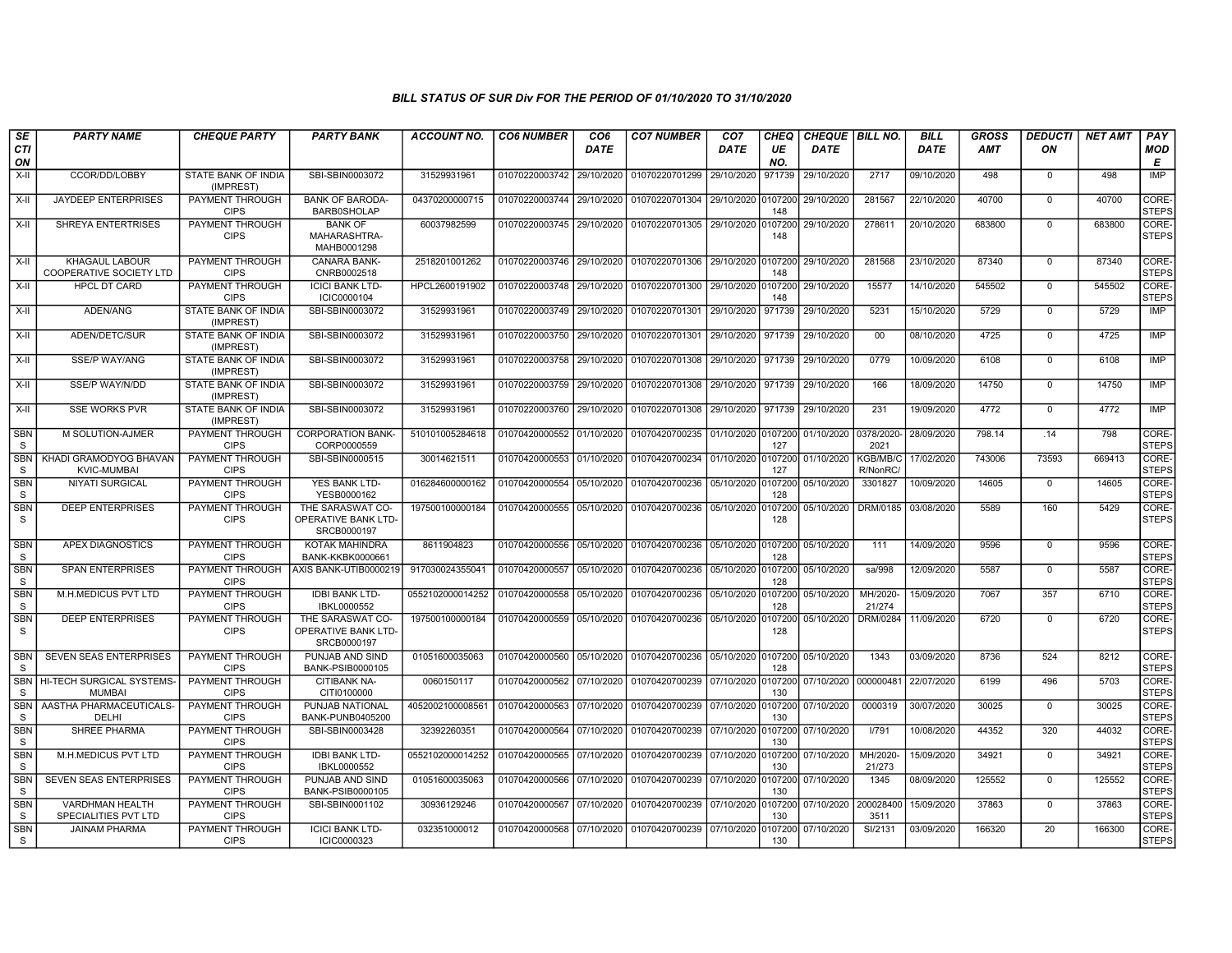# BILL STATUS OF SUR Div FOR THE PERIOD OF 01/10/2020 TO 31/10/2020

| SECTION | PARTY NAME | CHEQUE PARTY | PARTY BANK | ACCOUNT NO. | CO6 NUMBER | CO6 DATE | CO7 NUMBER | CO7 DATE | CHEQUE NO. | CHEQUE DATE | BILL NO. | BILL DATE | GROSS AMT | DEDUCTION | NET AMT | PAY MODE |
|---|---|---|---|---|---|---|---|---|---|---|---|---|---|---|---|---|
| X-II | CCOR/DD/LOBBY | STATE BANK OF INDIA (IMPREST) | SBI-SBIN0003072 | 31529931961 | 01070220003742 | 29/10/2020 | 01070220701299 | 29/10/2020 | 971739 | 29/10/2020 | 2717 | 09/10/2020 | 498 | 0 | 498 | IMP |
| X-II | JAYDEEP ENTERPRISES | PAYMENT THROUGH CIPS | BANK OF BARODA-BARB0SHOLAP | 04370200000715 | 01070220003744 | 29/10/2020 | 01070220701304 | 29/10/2020 | 0107200148 | 29/10/2020 | 281567 | 22/10/2020 | 40700 | 0 | 40700 | CORE-STEPS |
| X-II | SHREYA ENTERTRISES | PAYMENT THROUGH CIPS | BANK OF MAHARASHTRA-MAHB0001298 | 60037982599 | 01070220003745 | 29/10/2020 | 01070220701305 | 29/10/2020 | 0107200148 | 29/10/2020 | 278611 | 20/10/2020 | 683800 | 0 | 683800 | CORE-STEPS |
| X-II | KHAGAUL LABOUR COOPERATIVE SOCIETY LTD | PAYMENT THROUGH CIPS | CANARA BANK-CNRB0002518 | 2518201001262 | 01070220003746 | 29/10/2020 | 01070220701306 | 29/10/2020 | 0107200148 | 29/10/2020 | 281568 | 23/10/2020 | 87340 | 0 | 87340 | CORE-STEPS |
| X-II | HPCL DT CARD | PAYMENT THROUGH CIPS | ICICI BANK LTD-ICIC0000104 | HPCL2600191902 | 01070220003748 | 29/10/2020 | 01070220701300 | 29/10/2020 | 0107200148 | 29/10/2020 | 15577 | 14/10/2020 | 545502 | 0 | 545502 | CORE-STEPS |
| X-II | ADEN/ANG | STATE BANK OF INDIA (IMPREST) | SBI-SBIN0003072 | 31529931961 | 01070220003749 | 29/10/2020 | 01070220701301 | 29/10/2020 | 971739 | 29/10/2020 | 5231 | 15/10/2020 | 5729 | 0 | 5729 | IMP |
| X-II | ADEN/DETC/SUR | STATE BANK OF INDIA (IMPREST) | SBI-SBIN0003072 | 31529931961 | 01070220003750 | 29/10/2020 | 01070220701301 | 29/10/2020 | 971739 | 29/10/2020 | 00 | 08/10/2020 | 4725 | 0 | 4725 | IMP |
| X-II | SSE/P WAY/ANG | STATE BANK OF INDIA (IMPREST) | SBI-SBIN0003072 | 31529931961 | 01070220003758 | 29/10/2020 | 01070220701308 | 29/10/2020 | 971739 | 29/10/2020 | 0779 | 10/09/2020 | 6108 | 0 | 6108 | IMP |
| X-II | SSE/P WAY/N/DD | STATE BANK OF INDIA (IMPREST) | SBI-SBIN0003072 | 31529931961 | 01070220003759 | 29/10/2020 | 01070220701308 | 29/10/2020 | 971739 | 29/10/2020 | 166 | 18/09/2020 | 14750 | 0 | 14750 | IMP |
| X-II | SSE WORKS PVR | STATE BANK OF INDIA (IMPREST) | SBI-SBIN0003072 | 31529931961 | 01070220003760 | 29/10/2020 | 01070220701308 | 29/10/2020 | 971739 | 29/10/2020 | 231 | 19/09/2020 | 4772 | 0 | 4772 | IMP |
| SBNS | M SOLUTION-AJMER | PAYMENT THROUGH CIPS | CORPORATION BANK-CORP0000559 | 510101005284618 | 01070420000552 | 01/10/2020 | 01070420700235 | 01/10/2020 | 0107200127 | 01/10/2020 | 0378/2020-2021 | 28/09/2020 | 798.14 | .14 | 798 | CORE-STEPS |
| SBNS | KHADI GRAMODYOG BHAVAN KVIC-MUMBAI | PAYMENT THROUGH CIPS | SBI-SBIN0000515 | 30014621511 | 01070420000553 | 01/10/2020 | 01070420700234 | 01/10/2020 | 0107200127 | 01/10/2020 | KGB/MB/CR/NonRC/ | 17/02/2020 | 743006 | 73593 | 669413 | CORE-STEPS |
| SBNS | NIYATI SURGICAL | PAYMENT THROUGH CIPS | YES BANK LTD-YESB0000162 | 016284600000162 | 01070420000554 | 05/10/2020 | 01070420700236 | 05/10/2020 | 0107200128 | 05/10/2020 | 3301827 | 10/09/2020 | 14605 | 0 | 14605 | CORE-STEPS |
| SBNS | DEEP ENTERPRISES | PAYMENT THROUGH CIPS | THE SARASWAT CO-OPERATIVE BANK LTD-SRCB0000197 | 197500100000184 | 01070420000555 | 05/10/2020 | 01070420700236 | 05/10/2020 | 0107200128 | 05/10/2020 | DRM/0185 | 03/08/2020 | 5589 | 160 | 5429 | CORE-STEPS |
| SBNS | APEX DIAGNOSTICS | PAYMENT THROUGH CIPS | KOTAK MAHINDRA BANK-KKBK0000661 | 8611904823 | 01070420000556 | 05/10/2020 | 01070420700236 | 05/10/2020 | 0107200128 | 05/10/2020 | 111 | 14/09/2020 | 9596 | 0 | 9596 | CORE-STEPS |
| SBNS | SPAN ENTERPRISES | PAYMENT THROUGH CIPS | AXIS BANK-UTIB0000219 | 917030024355041 | 01070420000557 | 05/10/2020 | 01070420700236 | 05/10/2020 | 0107200128 | 05/10/2020 | sa/998 | 12/09/2020 | 5587 | 0 | 5587 | CORE-STEPS |
| SBNS | M.H.MEDICUS PVT LTD | PAYMENT THROUGH CIPS | IDBI BANK LTD-IBKL0000552 | 0552102000014252 | 01070420000558 | 05/10/2020 | 01070420700236 | 05/10/2020 | 0107200128 | 05/10/2020 | MH/2020-21/274 | 15/09/2020 | 7067 | 357 | 6710 | CORE-STEPS |
| SBNS | DEEP ENTERPRISES | PAYMENT THROUGH CIPS | THE SARASWAT CO-OPERATIVE BANK LTD-SRCB0000197 | 197500100000184 | 01070420000559 | 05/10/2020 | 01070420700236 | 05/10/2020 | 0107200128 | 05/10/2020 | DRM/0284 | 11/09/2020 | 6720 | 0 | 6720 | CORE-STEPS |
| SBNS | SEVEN SEAS ENTERPRISES | PAYMENT THROUGH CIPS | PUNJAB AND SIND BANK-PSIB0000105 | 01051600035063 | 01070420000560 | 05/10/2020 | 01070420700236 | 05/10/2020 | 0107200128 | 05/10/2020 | 1343 | 03/09/2020 | 8736 | 524 | 8212 | CORE-STEPS |
| SBNS | HI-TECH SURGICAL SYSTEMS-MUMBAI | PAYMENT THROUGH CIPS | CITIBANK NA-CITI0100000 | 0060150117 | 01070420000562 | 07/10/2020 | 01070420700239 | 07/10/2020 | 0107200130 | 07/10/2020 | 000000481 | 22/07/2020 | 6199 | 496 | 5703 | CORE-STEPS |
| SBNS | AASTHA PHARMACEUTICALS-DELHI | PAYMENT THROUGH CIPS | PUNJAB NATIONAL BANK-PUNB0405200 | 4052002100008561 | 01070420000563 | 07/10/2020 | 01070420700239 | 07/10/2020 | 0107200130 | 07/10/2020 | 0000319 | 30/07/2020 | 30025 | 0 | 30025 | CORE-STEPS |
| SBNS | SHREE PHARMA | PAYMENT THROUGH CIPS | SBI-SBIN0003428 | 32392260351 | 01070420000564 | 07/10/2020 | 01070420700239 | 07/10/2020 | 0107200130 | 07/10/2020 | I/791 | 10/08/2020 | 44352 | 320 | 44032 | CORE-STEPS |
| SBNS | M.H.MEDICUS PVT LTD | PAYMENT THROUGH CIPS | IDBI BANK LTD-IBKL0000552 | 0552102000014252 | 01070420000565 | 07/10/2020 | 01070420700239 | 07/10/2020 | 0107200130 | 07/10/2020 | MH/2020-21/273 | 15/09/2020 | 34921 | 0 | 34921 | CORE-STEPS |
| SBNS | SEVEN SEAS ENTERPRISES | PAYMENT THROUGH CIPS | PUNJAB AND SIND BANK-PSIB0000105 | 01051600035063 | 01070420000566 | 07/10/2020 | 01070420700239 | 07/10/2020 | 0107200130 | 07/10/2020 | 1345 | 08/09/2020 | 125552 | 0 | 125552 | CORE-STEPS |
| SBNS | VARDHMAN HEALTH SPECIALITIES PVT LTD | PAYMENT THROUGH CIPS | SBI-SBIN0001102 | 30936129246 | 01070420000567 | 07/10/2020 | 01070420700239 | 07/10/2020 | 0107200130 | 07/10/2020 | 2000284003511 | 15/09/2020 | 37863 | 0 | 37863 | CORE-STEPS |
| SBNS | JAINAM PHARMA | PAYMENT THROUGH CIPS | ICICI BANK LTD-ICIC0000323 | 032351000012 | 01070420000568 | 07/10/2020 | 01070420700239 | 07/10/2020 | 0107200130 | 07/10/2020 | SI/2131 | 03/09/2020 | 166320 | 20 | 166300 | CORE-STEPS |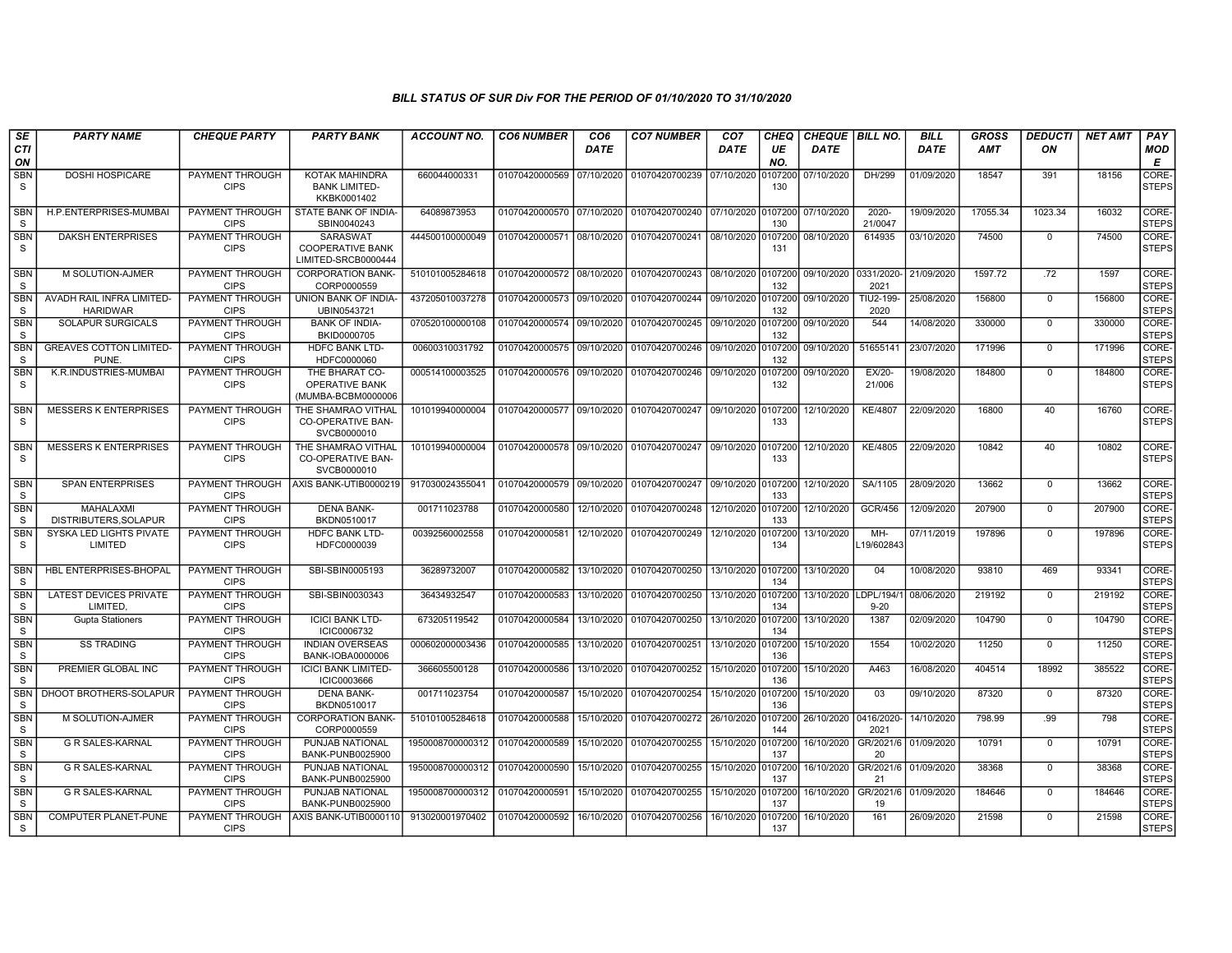# BILL STATUS OF SUR Div FOR THE PERIOD OF 01/10/2020 TO 31/10/2020

| SECTION | PARTY NAME | CHEQUE PARTY | PARTY BANK | ACCOUNT NO. | CO6 NUMBER | CO6 DATE | CO7 NUMBER | CO7 DATE | CHEQUE NO. | CHEQUE DATE | BILL NO. | BILL DATE | GROSS AMT | DEDUCTION | NET AMT | PAY MODE |
|---|---|---|---|---|---|---|---|---|---|---|---|---|---|---|---|---|
| SBNS | DOSHI HOSPICARE | PAYMENT THROUGH CIPS | KOTAK MAHINDRA BANK LIMITED-KKBK0001402 | 660044000331 | 01070420000569 | 07/10/2020 | 01070420700239 | 07/10/2020 | 0107200130 | 07/10/2020 | DH/299 | 01/09/2020 | 18547 | 391 | 18156 | CORE-STEPS |
| SBNS | H.P.ENTERPRISES-MUMBAI | PAYMENT THROUGH CIPS | STATE BANK OF INDIA-SBIN0040243 | 64089873953 | 01070420000570 | 07/10/2020 | 01070420700240 | 07/10/2020 | 0107200130 | 07/10/2020 | 2020-21/0047 | 19/09/2020 | 17055.34 | 1023.34 | 16032 | CORE-STEPS |
| SBNS | DAKSH ENTERPRISES | PAYMENT THROUGH CIPS | SARASWAT COOPERATIVE BANK LIMITED-SRCB0000444 | 444500100000049 | 01070420000571 | 08/10/2020 | 01070420700241 | 08/10/2020 | 0107200131 | 08/10/2020 | 614935 | 03/10/2020 | 74500 | 0 | 74500 | CORE-STEPS |
| SBNS | M SOLUTION-AJMER | PAYMENT THROUGH CIPS | CORPORATION BANK-CORP0000559 | 510101005284618 | 01070420000572 | 08/10/2020 | 01070420700243 | 08/10/2020 | 0107200132 | 09/10/2020 | 0331/2020-2021 | 21/09/2020 | 1597.72 | .72 | 1597 | CORE-STEPS |
| SBNS | AVADH RAIL INFRA LIMITED-HARIDWAR | PAYMENT THROUGH CIPS | UNION BANK OF INDIA-UBIN0543721 | 437205010037278 | 01070420000573 | 09/10/2020 | 01070420700244 | 09/10/2020 | 0107200132 | 09/10/2020 | TIU2-199-2020 | 25/08/2020 | 156800 | 0 | 156800 | CORE-STEPS |
| SBNS | SOLAPUR SURGICALS | PAYMENT THROUGH CIPS | BANK OF INDIA-BKID0000705 | 070520100000108 | 01070420000574 | 09/10/2020 | 01070420700245 | 09/10/2020 | 0107200132 | 09/10/2020 | 544 | 14/08/2020 | 330000 | 0 | 330000 | CORE-STEPS |
| SBNS | GREAVES COTTON LIMITED-PUNE. | PAYMENT THROUGH CIPS | HDFC BANK LTD-HDFC0000060 | 00600310031792 | 01070420000575 | 09/10/2020 | 01070420700246 | 09/10/2020 | 0107200132 | 09/10/2020 | 51655141 | 23/07/2020 | 171996 | 0 | 171996 | CORE-STEPS |
| SBNS | K.R.INDUSTRIES-MUMBAI | PAYMENT THROUGH CIPS | THE BHARAT CO-OPERATIVE BANK (MUMBA-BCBM0000006 | 000514100003525 | 01070420000576 | 09/10/2020 | 01070420700246 | 09/10/2020 | 0107200132 | 09/10/2020 | EX/20-21/006 | 19/08/2020 | 184800 | 0 | 184800 | CORE-STEPS |
| SBNS | MESSERS K ENTERPRISES | PAYMENT THROUGH CIPS | THE SHAMRAO VITHAL CO-OPERATIVE BAN-SVCB0000010 | 101019940000004 | 01070420000577 | 09/10/2020 | 01070420700247 | 09/10/2020 | 0107200133 | 12/10/2020 | KE/4807 | 22/09/2020 | 16800 | 40 | 16760 | CORE-STEPS |
| SBNS | MESSERS K ENTERPRISES | PAYMENT THROUGH CIPS | THE SHAMRAO VITHAL CO-OPERATIVE BAN-SVCB0000010 | 101019940000004 | 01070420000578 | 09/10/2020 | 01070420700247 | 09/10/2020 | 0107200133 | 12/10/2020 | KE/4805 | 22/09/2020 | 10842 | 40 | 10802 | CORE-STEPS |
| SBNS | SPAN ENTERPRISES | PAYMENT THROUGH CIPS | AXIS BANK-UTIB0000219 | 917030024355041 | 01070420000579 | 09/10/2020 | 01070420700247 | 09/10/2020 | 0107200133 | 12/10/2020 | SA/1105 | 28/09/2020 | 13662 | 0 | 13662 | CORE-STEPS |
| SBNS | MAHALAXMI DISTRIBUTERS,SOLAPUR | PAYMENT THROUGH CIPS | DENA BANK-BKDN0510017 | 001711023788 | 01070420000580 | 12/10/2020 | 01070420700248 | 12/10/2020 | 0107200133 | 12/10/2020 | GCR/456 | 12/09/2020 | 207900 | 0 | 207900 | CORE-STEPS |
| SBNS | SYSKA LED LIGHTS PIVATE LIMITED | PAYMENT THROUGH CIPS | HDFC BANK LTD-HDFC0000039 | 00392560002558 | 01070420000581 | 12/10/2020 | 01070420700249 | 12/10/2020 | 0107200134 | 13/10/2020 | MH-L19/602843 | 07/11/2019 | 197896 | 0 | 197896 | CORE-STEPS |
| SBNS | HBL ENTERPRISES-BHOPAL | PAYMENT THROUGH CIPS | SBI-SBIN0005193 | 36289732007 | 01070420000582 | 13/10/2020 | 01070420700250 | 13/10/2020 | 0107200134 | 13/10/2020 | 04 | 10/08/2020 | 93810 | 469 | 93341 | CORE-STEPS |
| SBNS | LATEST DEVICES PRIVATE LIMITED, | PAYMENT THROUGH CIPS | SBI-SBIN0030343 | 36434932547 | 01070420000583 | 13/10/2020 | 01070420700250 | 13/10/2020 | 0107200134 | 13/10/2020 | LDPL/194/19-20 | 08/06/2020 | 219192 | 0 | 219192 | CORE-STEPS |
| SBNS | Gupta Stationers | PAYMENT THROUGH CIPS | ICICI BANK LTD-ICIC0006732 | 673205119542 | 01070420000584 | 13/10/2020 | 01070420700250 | 13/10/2020 | 0107200134 | 13/10/2020 | 1387 | 02/09/2020 | 104790 | 0 | 104790 | CORE-STEPS |
| SBNS | SS TRADING | PAYMENT THROUGH CIPS | INDIAN OVERSEAS BANK-IOBA0000006 | 000602000003436 | 01070420000585 | 13/10/2020 | 01070420700251 | 13/10/2020 | 0107200136 | 15/10/2020 | 1554 | 10/02/2020 | 11250 | 0 | 11250 | CORE-STEPS |
| SBNS | PREMIER GLOBAL INC | PAYMENT THROUGH CIPS | ICICI BANK LIMITED-ICIC0003666 | 366605500128 | 01070420000586 | 13/10/2020 | 01070420700252 | 15/10/2020 | 0107200136 | 15/10/2020 | A463 | 16/08/2020 | 404514 | 18992 | 385522 | CORE-STEPS |
| SBNS | DHOOT BROTHERS-SOLAPUR | PAYMENT THROUGH CIPS | DENA BANK-BKDN0510017 | 001711023754 | 01070420000587 | 15/10/2020 | 01070420700254 | 15/10/2020 | 0107200136 | 15/10/2020 | 03 | 09/10/2020 | 87320 | 0 | 87320 | CORE-STEPS |
| SBNS | M SOLUTION-AJMER | PAYMENT THROUGH CIPS | CORPORATION BANK-CORP0000559 | 510101005284618 | 01070420000588 | 15/10/2020 | 01070420700272 | 26/10/2020 | 0107200144 | 26/10/2020 | 0416/2020-2021 | 14/10/2020 | 798.99 | .99 | 798 | CORE-STEPS |
| SBNS | G R SALES-KARNAL | PAYMENT THROUGH CIPS | PUNJAB NATIONAL BANK-PUNB0025900 | 1950008700000312 | 01070420000589 | 15/10/2020 | 01070420700255 | 15/10/2020 | 0107200137 | 16/10/2020 | GR/2021/620 | 01/09/2020 | 10791 | 0 | 10791 | CORE-STEPS |
| SBNS | G R SALES-KARNAL | PAYMENT THROUGH CIPS | PUNJAB NATIONAL BANK-PUNB0025900 | 1950008700000312 | 01070420000590 | 15/10/2020 | 01070420700255 | 15/10/2020 | 0107200137 | 16/10/2020 | GR/2021/621 | 01/09/2020 | 38368 | 0 | 38368 | CORE-STEPS |
| SBNS | G R SALES-KARNAL | PAYMENT THROUGH CIPS | PUNJAB NATIONAL BANK-PUNB0025900 | 1950008700000312 | 01070420000591 | 15/10/2020 | 01070420700255 | 15/10/2020 | 0107200137 | 16/10/2020 | GR/2021/619 | 01/09/2020 | 184646 | 0 | 184646 | CORE-STEPS |
| SBNS | COMPUTER PLANET-PUNE | PAYMENT THROUGH CIPS | AXIS BANK-UTIB0000110 | 913020001970402 | 01070420000592 | 16/10/2020 | 01070420700256 | 16/10/2020 | 0107200137 | 16/10/2020 | 161 | 26/09/2020 | 21598 | 0 | 21598 | CORE-STEPS |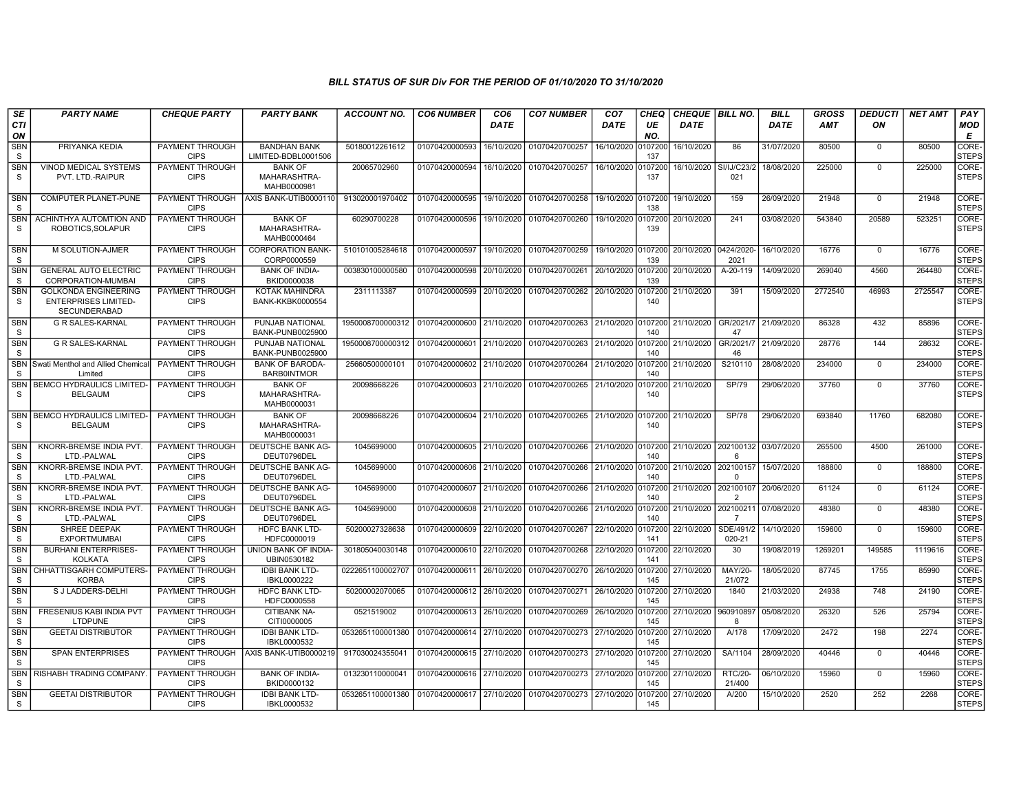### BILL STATUS OF SUR Div FOR THE PERIOD OF 01/10/2020 TO 31/10/2020

| SECTION | PARTY NAME | CHEQUE PARTY | PARTY BANK | ACCOUNT NO. | CO6 NUMBER | CO6 DATE | CO7 NUMBER | CO7 DATE | CHEQUE NO. | CHEQUE DATE | BILL NO. | BILL DATE | GROSS AMT | DEDUCTION | NET AMT | PAY MODE |
|---|---|---|---|---|---|---|---|---|---|---|---|---|---|---|---|---|
| SBNS | PRIYANKA KEDIA | PAYMENT THROUGH CIPS | BANDHAN BANK LIMITED-BDBL0001506 | 50180012261612 | 01070420000593 | 16/10/2020 | 01070420700257 | 16/10/2020 | 0107200137 | 16/10/2020 | 86 | 31/07/2020 | 80500 | 0 | 80500 | CORE-STEPS |
| SBNS | VINOD MEDICAL SYSTEMS PVT. LTD.-RAIPUR | PAYMENT THROUGH CIPS | BANK OF MAHARASHTRA-MAHB0000981 | 20065702960 | 01070420000594 | 16/10/2020 | 01070420700257 | 16/10/2020 | 0107200137 | 16/10/2020 | SI/IJ/C23/2021 | 18/08/2020 | 225000 | 0 | 225000 | CORE-STEPS |
| SBNS | COMPUTER PLANET-PUNE | PAYMENT THROUGH CIPS | AXIS BANK-UTIB0000110 | 913020001970402 | 01070420000595 | 19/10/2020 | 01070420700258 | 19/10/2020 | 0107200138 | 19/10/2020 | 159 | 26/09/2020 | 21948 | 0 | 21948 | CORE-STEPS |
| SBNS | ACHINTHYA AUTOMTION AND ROBOTICS,SOLAPUR | PAYMENT THROUGH CIPS | BANK OF MAHARASHTRA-MAHB0000464 | 60290700228 | 01070420000596 | 19/10/2020 | 01070420700260 | 19/10/2020 | 0107200139 | 20/10/2020 | 241 | 03/08/2020 | 543840 | 20589 | 523251 | CORE-STEPS |
| SBNS | M SOLUTION-AJMER | PAYMENT THROUGH CIPS | CORPORATION BANK-CORP0000559 | 510101005284618 | 01070420000597 | 19/10/2020 | 01070420700259 | 19/10/2020 | 0107200139 | 20/10/2020 | 0424/2020-2021 | 16/10/2020 | 16776 | 0 | 16776 | CORE-STEPS |
| SBNS | GENERAL AUTO ELECTRIC CORPORATION-MUMBAI | PAYMENT THROUGH CIPS | BANK OF INDIA-BKID0000038 | 003830100000580 | 01070420000598 | 20/10/2020 | 01070420700261 | 20/10/2020 | 0107200139 | 20/10/2020 | A-20-119 | 14/09/2020 | 269040 | 4560 | 264480 | CORE-STEPS |
| SBNS | GOLKONDA ENGINEERING ENTERPRISES LIMITED-SECUNDERABAD | PAYMENT THROUGH CIPS | KOTAK MAHINDRA BANK-KKBK0000554 | 2311113387 | 01070420000599 | 20/10/2020 | 01070420700262 | 20/10/2020 | 0107200140 | 21/10/2020 | 391 | 15/09/2020 | 2772540 | 46993 | 2725547 | CORE-STEPS |
| SBNS | G R SALES-KARNAL | PAYMENT THROUGH CIPS | PUNJAB NATIONAL BANK-PUNB0025900 | 1950008700000312 | 01070420000600 | 21/10/2020 | 01070420700263 | 21/10/2020 | 0107200140 | 21/10/2020 | GR/2021/747 | 21/09/2020 | 86328 | 432 | 85896 | CORE-STEPS |
| SBNS | G R SALES-KARNAL | PAYMENT THROUGH CIPS | PUNJAB NATIONAL BANK-PUNB0025900 | 1950008700000312 | 01070420000601 | 21/10/2020 | 01070420700263 | 21/10/2020 | 0107200140 | 21/10/2020 | GR/2021/746 | 21/09/2020 | 28776 | 144 | 28632 | CORE-STEPS |
| SBNS | Swati Menthol and Allied Chemical Limited | PAYMENT THROUGH CIPS | BANK OF BARODA-BARB0INTMOR | 25660500000101 | 01070420000602 | 21/10/2020 | 01070420700264 | 21/10/2020 | 0107200140 | 21/10/2020 | S210110 | 28/08/2020 | 234000 | 0 | 234000 | CORE-STEPS |
| SBNS | BEMCO HYDRAULICS LIMITED-BELGAUM | PAYMENT THROUGH CIPS | BANK OF MAHARASHTRA-MAHB0000031 | 20098668226 | 01070420000603 | 21/10/2020 | 01070420700265 | 21/10/2020 | 0107200140 | 21/10/2020 | SP/79 | 29/06/2020 | 37760 | 0 | 37760 | CORE-STEPS |
| SBNS | BEMCO HYDRAULICS LIMITED-BELGAUM | PAYMENT THROUGH CIPS | BANK OF MAHARASHTRA-MAHB0000031 | 20098668226 | 01070420000604 | 21/10/2020 | 01070420700265 | 21/10/2020 | 0107200140 | 21/10/2020 | SP/78 | 29/06/2020 | 693840 | 11760 | 682080 | CORE-STEPS |
| SBNS | KNORR-BREMSE INDIA PVT. LTD.-PALWAL | PAYMENT THROUGH CIPS | DEUTSCHE BANK AG-DEUT0796DEL | 1045699000 | 01070420000605 | 21/10/2020 | 01070420700266 | 21/10/2020 | 0107200140 | 21/10/2020 | 2021001326 | 03/07/2020 | 265500 | 4500 | 261000 | CORE-STEPS |
| SBNS | KNORR-BREMSE INDIA PVT. LTD.-PALWAL | PAYMENT THROUGH CIPS | DEUTSCHE BANK AG-DEUT0796DEL | 1045699000 | 01070420000606 | 21/10/2020 | 01070420700266 | 21/10/2020 | 0107200140 | 21/10/2020 | 2021001570 | 15/07/2020 | 188800 | 0 | 188800 | CORE-STEPS |
| SBNS | KNORR-BREMSE INDIA PVT. LTD.-PALWAL | PAYMENT THROUGH CIPS | DEUTSCHE BANK AG-DEUT0796DEL | 1045699000 | 01070420000607 | 21/10/2020 | 01070420700266 | 21/10/2020 | 0107200140 | 21/10/2020 | 2021001072 | 20/06/2020 | 61124 | 0 | 61124 | CORE-STEPS |
| SBNS | KNORR-BREMSE INDIA PVT. LTD.-PALWAL | PAYMENT THROUGH CIPS | DEUTSCHE BANK AG-DEUT0796DEL | 1045699000 | 01070420000608 | 21/10/2020 | 01070420700266 | 21/10/2020 | 0107200140 | 21/10/2020 | 2021002117 | 07/08/2020 | 48380 | 0 | 48380 | CORE-STEPS |
| SBNS | SHREE DEEPAK EXPORTMUMBAI | PAYMENT THROUGH CIPS | HDFC BANK LTD-HDFC0000019 | 50200027328638 | 01070420000609 | 22/10/2020 | 01070420700267 | 22/10/2020 | 0107200141 | 22/10/2020 | SDE/491/2020-21 | 14/10/2020 | 159600 | 0 | 159600 | CORE-STEPS |
| SBNS | BURHANI ENTERPRISES-KOLKATA | PAYMENT THROUGH CIPS | UNION BANK OF INDIA-UBIN0530182 | 301805040030148 | 01070420000610 | 22/10/2020 | 01070420700268 | 22/10/2020 | 0107200141 | 22/10/2020 | 30 | 19/08/2019 | 1269201 | 149585 | 1119616 | CORE-STEPS |
| SBNS | CHHATTISGARH COMPUTERS-KORBA | PAYMENT THROUGH CIPS | IDBI BANK LTD-IBKL0000222 | 0222651100002707 | 01070420000611 | 26/10/2020 | 01070420700270 | 26/10/2020 | 0107200145 | 27/10/2020 | MAY/20-21/072 | 18/05/2020 | 87745 | 1755 | 85990 | CORE-STEPS |
| SBNS | S J LADDERS-DELHI | PAYMENT THROUGH CIPS | HDFC BANK LTD-HDFC0000558 | 50200002070065 | 01070420000612 | 26/10/2020 | 01070420700271 | 26/10/2020 | 0107200145 | 27/10/2020 | 1840 | 21/03/2020 | 24938 | 748 | 24190 | CORE-STEPS |
| SBNS | FRESENIUS KABI INDIA PVT LTDPUNE | PAYMENT THROUGH CIPS | CITIBANK NA-CITI0000005 | 0521519002 | 01070420000613 | 26/10/2020 | 01070420700269 | 26/10/2020 | 0107200145 | 27/10/2020 | 9609108978 | 05/08/2020 | 26320 | 526 | 25794 | CORE-STEPS |
| SBNS | GEETAI DISTRIBUTOR | PAYMENT THROUGH CIPS | IDBI BANK LTD-IBKL0000532 | 0532651100001380 | 01070420000614 | 27/10/2020 | 01070420700273 | 27/10/2020 | 0107200145 | 27/10/2020 | A/178 | 17/09/2020 | 2472 | 198 | 2274 | CORE-STEPS |
| SBNS | SPAN ENTERPRISES | PAYMENT THROUGH CIPS | AXIS BANK-UTIB0000219 | 917030024355041 | 01070420000615 | 27/10/2020 | 01070420700273 | 27/10/2020 | 0107200145 | 27/10/2020 | SA/1104 | 28/09/2020 | 40446 | 0 | 40446 | CORE-STEPS |
| SBNS | RISHABH TRADING COMPANY. | PAYMENT THROUGH CIPS | BANK OF INDIA-BKID0000132 | 013230110000041 | 01070420000616 | 27/10/2020 | 01070420700273 | 27/10/2020 | 0107200145 | 27/10/2020 | RTC/20-21/400 | 06/10/2020 | 15960 | 0 | 15960 | CORE-STEPS |
| SBNS | GEETAI DISTRIBUTOR | PAYMENT THROUGH CIPS | IDBI BANK LTD-IBKL0000532 | 0532651100001380 | 01070420000617 | 27/10/2020 | 01070420700273 | 27/10/2020 | 0107200145 | 27/10/2020 | A/200 | 15/10/2020 | 2520 | 252 | 2268 | CORE-STEPS |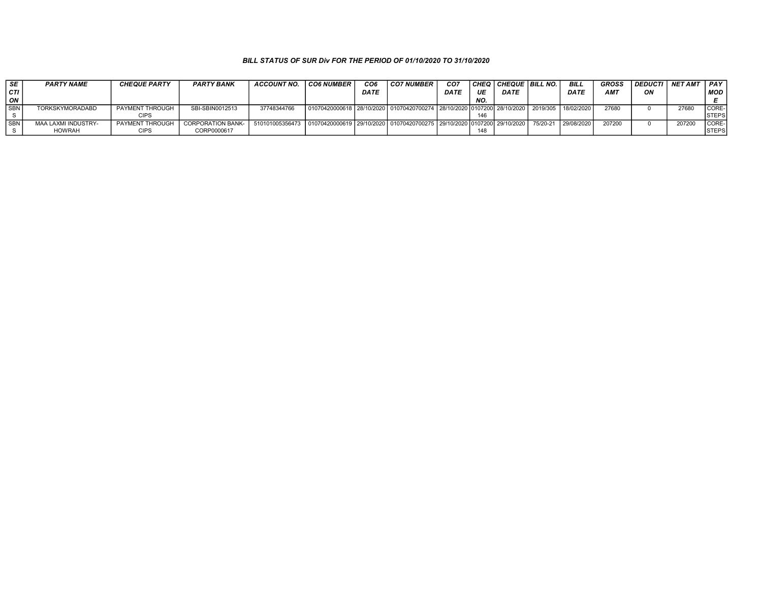*BILL STATUS OF SUR Div FOR THE PERIOD OF 01/10/2020 TO 31/10/2020*

| SECTION | PARTY NAME | CHEQUE PARTY | PARTY BANK | ACCOUNT NO. | CO6 NUMBER | CO6 DATE | CO7 NUMBER | CO7 DATE | CHEQUE NO. | CHEQUE DATE | BILL NO. | BILL DATE | GROSS AMT | DEDUCTION | NET AMT | PAY MODE |
|---|---|---|---|---|---|---|---|---|---|---|---|---|---|---|---|---|
| SBNS | TORKSKYMORADABD | PAYMENT THROUGH CIPS | SBI-SBIN0012513 | 37748344766 | 01070420000618 | 28/10/2020 | 01070420700274 | 28/10/2020 | 0107200146 | 28/10/2020 | 2019/305 | 18/02/2020 | 27680 | 0 | 27680 | CORE-STEPS |
| SBNS | MAA LAXMI INDUSTRY-HOWRAH | PAYMENT THROUGH CIPS | CORPORATION BANK-CORP0000617 | 510101005356473 | 01070420000619 | 29/10/2020 | 01070420700275 | 29/10/2020 | 0107200148 | 29/10/2020 | 75/20-21 | 29/08/2020 | 207200 | 0 | 207200 | CORE-STEPS |